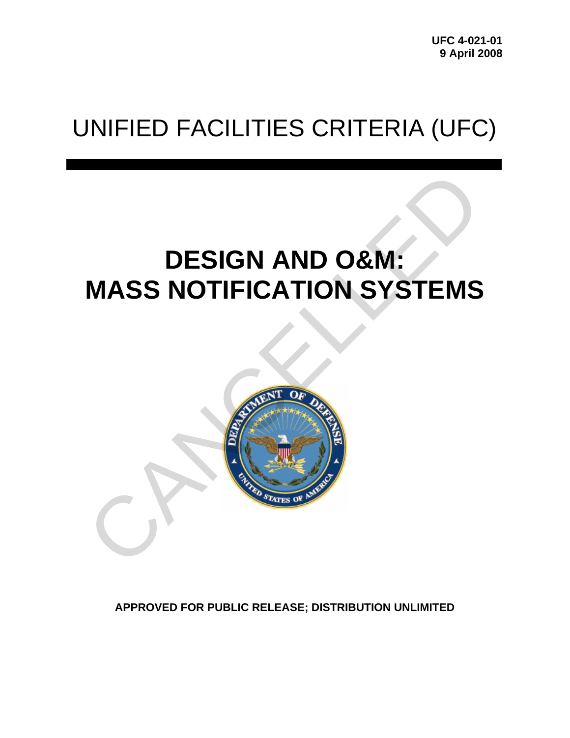UFC 4-021-01
9 April 2008

# UNIFIED FACILITIES CRITERIA (UFC)

# DESIGN AND O&M: MASS NOTIFICATION SYSTEMS

CANCELLED

**APPROVED FOR PUBLIC RELEASE; DISTRIBUTION UNLIMITED**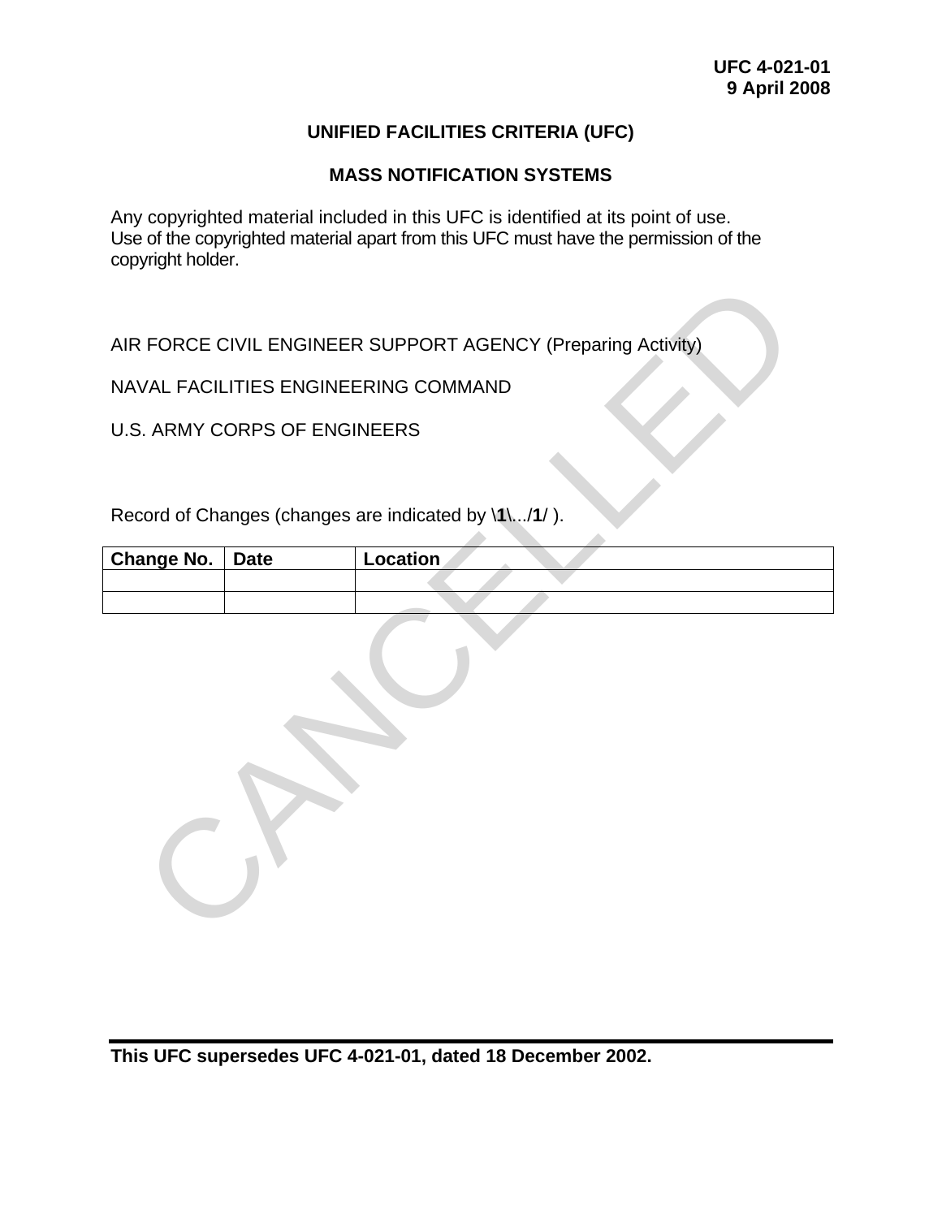**UFC 4-021-01**
**9 April 2008**

# UNIFIED FACILITIES CRITERIA (UFC)

## MASS NOTIFICATION SYSTEMS

Any copyrighted material included in this UFC is identified at its point of use. Use of the copyrighted material apart from this UFC must have the permission of the copyright holder.

AIR FORCE CIVIL ENGINEER SUPPORT AGENCY (Preparing Activity)

NAVAL FACILITIES ENGINEERING COMMAND

U.S. ARMY CORPS OF ENGINEERS

Record of Changes (changes are indicated by \**1**\.../**1**/ ).

| **Change No.** | **Date** | **Location** |
|---|---|---|
| | | |
| | | |

CANCELLED

**This UFC supersedes UFC 4-021-01, dated 18 December 2002.**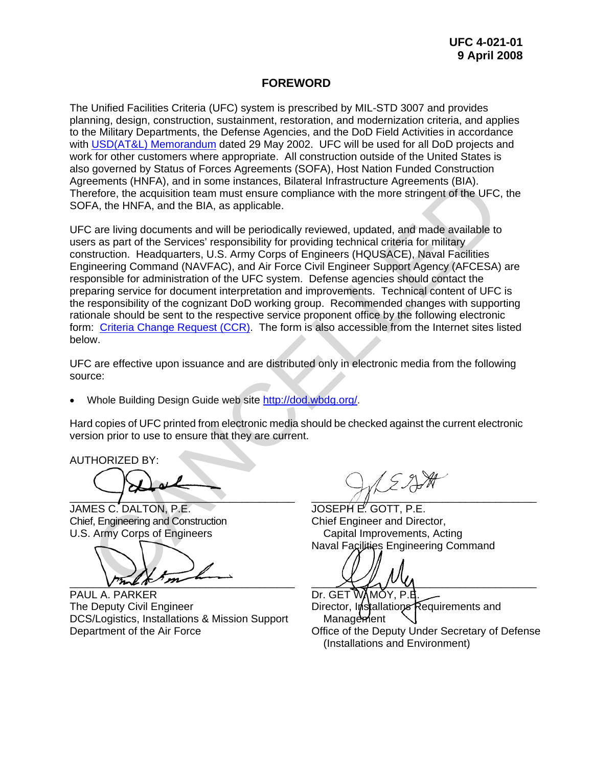UFC 4-021-01
9 April 2008

## FOREWORD

The Unified Facilities Criteria (UFC) system is prescribed by MIL-STD 3007 and provides planning, design, construction, sustainment, restoration, and modernization criteria, and applies to the Military Departments, the Defense Agencies, and the DoD Field Activities in accordance with USD(AT&L) Memorandum dated 29 May 2002. UFC will be used for all DoD projects and work for other customers where appropriate. All construction outside of the United States is also governed by Status of Forces Agreements (SOFA), Host Nation Funded Construction Agreements (HNFA), and in some instances, Bilateral Infrastructure Agreements (BIA). Therefore, the acquisition team must ensure compliance with the more stringent of the UFC, the SOFA, the HNFA, and the BIA, as applicable.

UFC are living documents and will be periodically reviewed, updated, and made available to users as part of the Services' responsibility for providing technical criteria for military construction. Headquarters, U.S. Army Corps of Engineers (HQUSACE), Naval Facilities Engineering Command (NAVFAC), and Air Force Civil Engineer Support Agency (AFCESA) are responsible for administration of the UFC system. Defense agencies should contact the preparing service for document interpretation and improvements. Technical content of UFC is the responsibility of the cognizant DoD working group. Recommended changes with supporting rationale should be sent to the respective service proponent office by the following electronic form: Criteria Change Request (CCR). The form is also accessible from the Internet sites listed below.

UFC are effective upon issuance and are distributed only in electronic media from the following source:

- Whole Building Design Guide web site http://dod.wbdg.org/.

Hard copies of UFC printed from electronic media should be checked against the current electronic version prior to use to ensure that they are current.

AUTHORIZED BY:

JAMES C. DALTON, P.E.
Chief, Engineering and Construction
U.S. Army Corps of Engineers

JOSEPH E. GOTT, P.E.
Chief Engineer and Director,
Capital Improvements, Acting
Naval Facilities Engineering Command

PAUL A. PARKER
The Deputy Civil Engineer
DCS/Logistics, Installations & Mission Support
Department of the Air Force

Dr. GET W. MOY, P.E.
Director, Installations Requirements and Management
Office of the Deputy Under Secretary of Defense (Installations and Environment)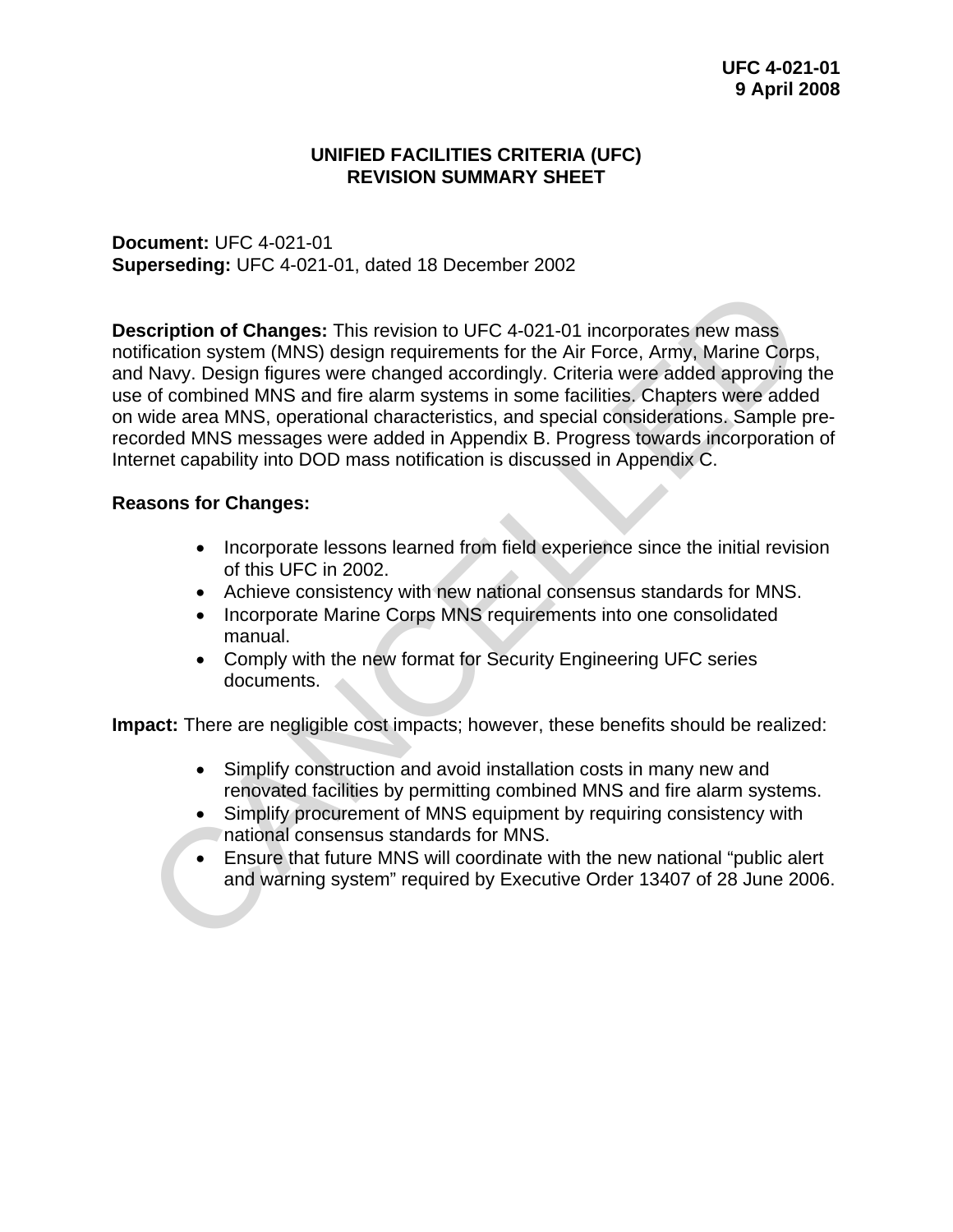# UNIFIED FACILITIES CRITERIA (UFC)
# REVISION SUMMARY SHEET

**Document:** UFC 4-021-01
**Superseding:** UFC 4-021-01, dated 18 December 2002

**Description of Changes:** This revision to UFC 4-021-01 incorporates new mass notification system (MNS) design requirements for the Air Force, Army, Marine Corps, and Navy. Design figures were changed accordingly. Criteria were added approving the use of combined MNS and fire alarm systems in some facilities. Chapters were added on wide area MNS, operational characteristics, and special considerations. Sample pre-recorded MNS messages were added in Appendix B. Progress towards incorporation of Internet capability into DOD mass notification is discussed in Appendix C.

**Reasons for Changes:**

- Incorporate lessons learned from field experience since the initial revision of this UFC in 2002.
- Achieve consistency with new national consensus standards for MNS.
- Incorporate Marine Corps MNS requirements into one consolidated manual.
- Comply with the new format for Security Engineering UFC series documents.

**Impact:** There are negligible cost impacts; however, these benefits should be realized:

- Simplify construction and avoid installation costs in many new and renovated facilities by permitting combined MNS and fire alarm systems.
- Simplify procurement of MNS equipment by requiring consistency with national consensus standards for MNS.
- Ensure that future MNS will coordinate with the new national "public alert and warning system" required by Executive Order 13407 of 28 June 2006.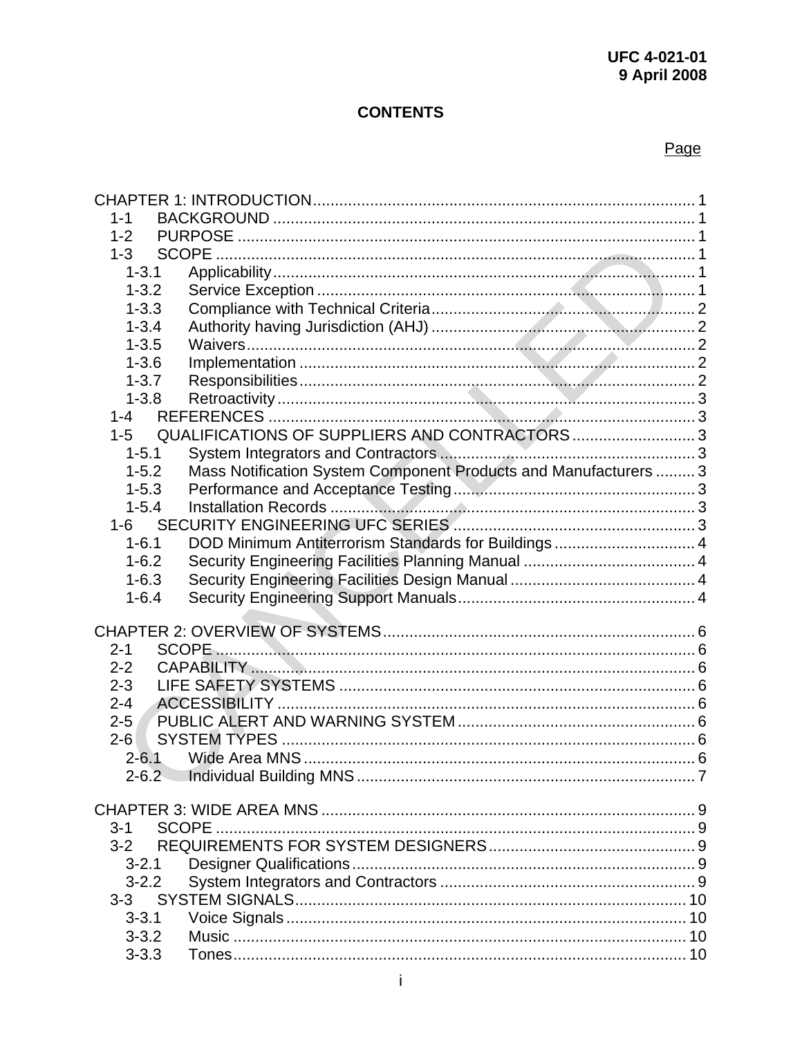# CONTENTS

Page

CHAPTER 1: INTRODUCTION ........ 1
- 1-1 BACKGROUND ........ 1
- 1-2 PURPOSE ........ 1
- 1-3 SCOPE ........ 1
  - 1-3.1 Applicability ........ 1
  - 1-3.2 Service Exception ........ 1
  - 1-3.3 Compliance with Technical Criteria ........ 2
  - 1-3.4 Authority having Jurisdiction (AHJ) ........ 2
  - 1-3.5 Waivers ........ 2
  - 1-3.6 Implementation ........ 2
  - 1-3.7 Responsibilities ........ 2
  - 1-3.8 Retroactivity ........ 3
- 1-4 REFERENCES ........ 3
- 1-5 QUALIFICATIONS OF SUPPLIERS AND CONTRACTORS ........ 3
  - 1-5.1 System Integrators and Contractors ........ 3
  - 1-5.2 Mass Notification System Component Products and Manufacturers ........ 3
  - 1-5.3 Performance and Acceptance Testing ........ 3
  - 1-5.4 Installation Records ........ 3
- 1-6 SECURITY ENGINEERING UFC SERIES ........ 3
  - 1-6.1 DOD Minimum Antiterrorism Standards for Buildings ........ 4
  - 1-6.2 Security Engineering Facilities Planning Manual ........ 4
  - 1-6.3 Security Engineering Facilities Design Manual ........ 4
  - 1-6.4 Security Engineering Support Manuals ........ 4

CHAPTER 2: OVERVIEW OF SYSTEMS ........ 6
- 2-1 SCOPE ........ 6
- 2-2 CAPABILITY ........ 6
- 2-3 LIFE SAFETY SYSTEMS ........ 6
- 2-4 ACCESSIBILITY ........ 6
- 2-5 PUBLIC ALERT AND WARNING SYSTEM ........ 6
- 2-6 SYSTEM TYPES ........ 6
  - 2-6.1 Wide Area MNS ........ 6
  - 2-6.2 Individual Building MNS ........ 7

CHAPTER 3: WIDE AREA MNS ........ 9
- 3-1 SCOPE ........ 9
- 3-2 REQUIREMENTS FOR SYSTEM DESIGNERS ........ 9
  - 3-2.1 Designer Qualifications ........ 9
  - 3-2.2 System Integrators and Contractors ........ 9
- 3-3 SYSTEM SIGNALS ........ 10
  - 3-3.1 Voice Signals ........ 10
  - 3-3.2 Music ........ 10
  - 3-3.3 Tones ........ 10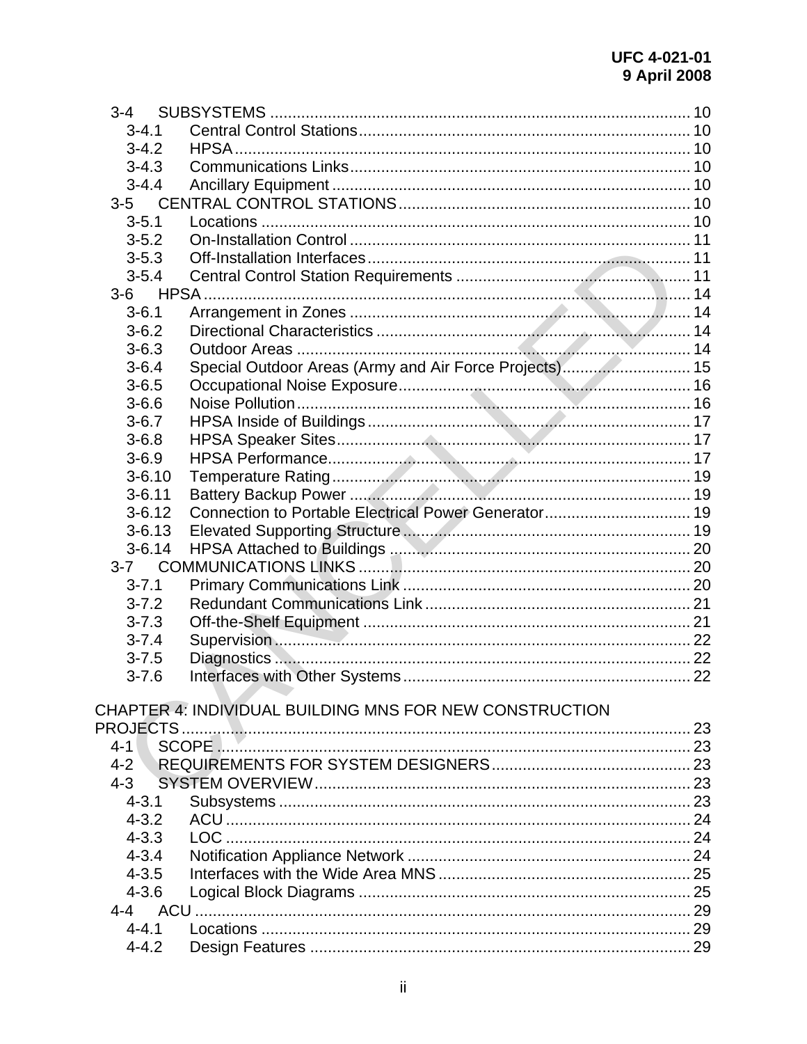3-4 SUBSYSTEMS .............................................................................................. 10
  3-4.1 Central Control Stations.......................................................................... 10
  3-4.2 HPSA ...................................................................................................... 10
  3-4.3 Communications Links............................................................................ 10
  3-4.4 Ancillary Equipment ................................................................................ 10
3-5 CENTRAL CONTROL STATIONS.................................................................. 10
  3-5.1 Locations ................................................................................................ 10
  3-5.2 On-Installation Control ............................................................................ 11
  3-5.3 Off-Installation Interfaces......................................................................... 11
  3-5.4 Central Control Station Requirements ..................................................... 11
3-6 HPSA .............................................................................................................. 14
  3-6.1 Arrangement in Zones ............................................................................ 14
  3-6.2 Directional Characteristics ...................................................................... 14
  3-6.3 Outdoor Areas ......................................................................................... 14
  3-6.4 Special Outdoor Areas (Army and Air Force Projects)............................ 15
  3-6.5 Occupational Noise Exposure................................................................. 16
  3-6.6 Noise Pollution......................................................................................... 16
  3-6.7 HPSA Inside of Buildings ........................................................................ 17
  3-6.8 HPSA Speaker Sites............................................................................... 17
  3-6.9 HPSA Performance................................................................................. 17
  3-6.10 Temperature Rating ................................................................................ 19
  3-6.11 Battery Backup Power ............................................................................ 19
  3-6.12 Connection to Portable Electrical Power Generator................................. 19
  3-6.13 Elevated Supporting Structure ................................................................ 19
  3-6.14 HPSA Attached to Buildings ................................................................... 20
3-7 COMMUNICATIONS LINKS .......................................................................... 20
  3-7.1 Primary Communications Link ................................................................ 20
  3-7.2 Redundant Communications Link ........................................................... 21
  3-7.3 Off-the-Shelf Equipment ......................................................................... 21
  3-7.4 Supervision............................................................................................. 22
  3-7.5 Diagnostics ............................................................................................. 22
  3-7.6 Interfaces with Other Systems................................................................. 22

CHAPTER 4: INDIVIDUAL BUILDING MNS FOR NEW CONSTRUCTION PROJECTS ................................................................................................................. 23
4-1 SCOPE ........................................................................................................... 23
4-2 REQUIREMENTS FOR SYSTEM DESIGNERS............................................. 23
4-3 SYSTEM OVERVIEW..................................................................................... 23
  4-3.1 Subsystems ............................................................................................ 23
  4-3.2 ACU ........................................................................................................ 24
  4-3.3 LOC ........................................................................................................ 24
  4-3.4 Notification Appliance Network ............................................................... 24
  4-3.5 Interfaces with the Wide Area MNS ........................................................ 25
  4-3.6 Logical Block Diagrams .......................................................................... 25
4-4 ACU ................................................................................................................ 29
  4-4.1 Locations ................................................................................................ 29
  4-4.2 Design Features ..................................................................................... 29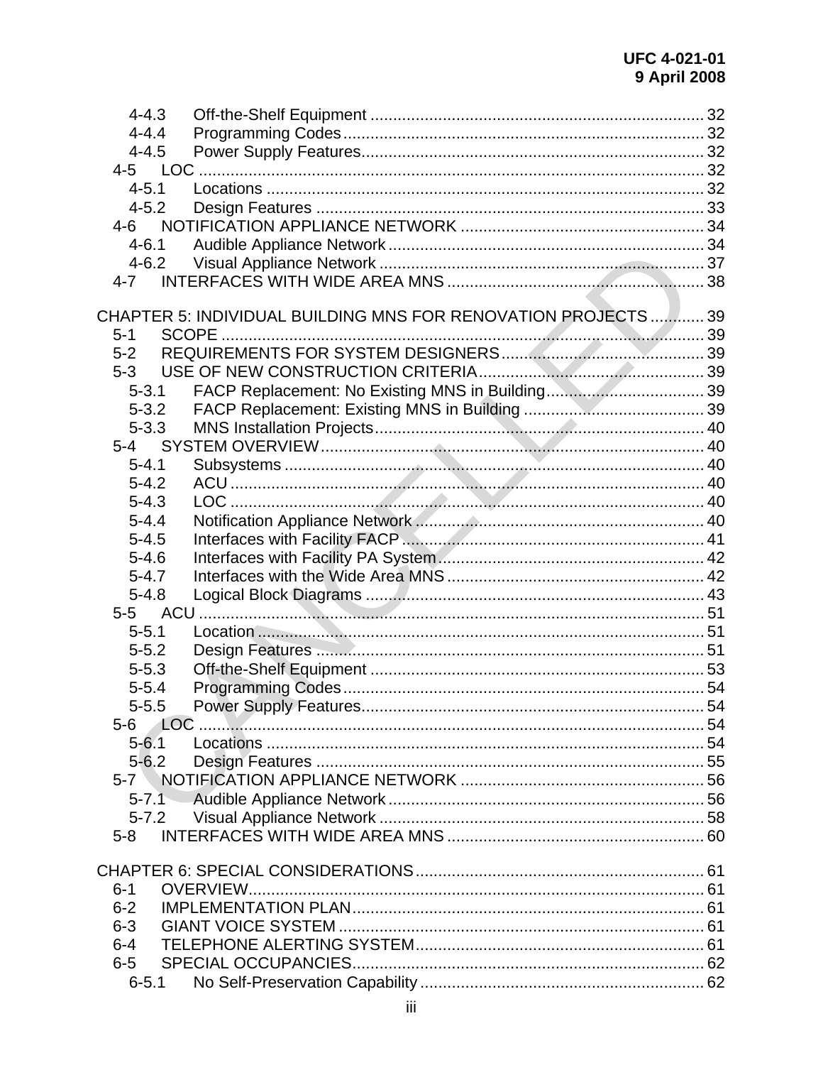4-4.3 Off-the-Shelf Equipment ........................................................................ 32
4-4.4 Programming Codes .............................................................................. 32
4-4.5 Power Supply Features........................................................................... 32
4-5 LOC ............................................................................................................. 32
4-5.1 Locations ............................................................................................... 32
4-5.2 Design Features .................................................................................... 33
4-6 NOTIFICATION APPLIANCE NETWORK ..................................................... 34
4-6.1 Audible Appliance Network ..................................................................... 34
4-6.2 Visual Appliance Network ....................................................................... 37
4-7 INTERFACES WITH WIDE AREA MNS ........................................................ 38

CHAPTER 5: INDIVIDUAL BUILDING MNS FOR RENOVATION PROJECTS ............ 39
5-1 SCOPE ......................................................................................................... 39
5-2 REQUIREMENTS FOR SYSTEM DESIGNERS ............................................. 39
5-3 USE OF NEW CONSTRUCTION CRITERIA ................................................. 39
5-3.1 FACP Replacement: No Existing MNS in Building .................................. 39
5-3.2 FACP Replacement: Existing MNS in Building ........................................ 39
5-3.3 MNS Installation Projects ........................................................................ 40
5-4 SYSTEM OVERVIEW .................................................................................... 40
5-4.1 Subsystems ........................................................................................... 40
5-4.2 ACU ....................................................................................................... 40
5-4.3 LOC ....................................................................................................... 40
5-4.4 Notification Appliance Network ............................................................... 40
5-4.5 Interfaces with Facility FACP .................................................................. 41
5-4.6 Interfaces with Facility PA System .......................................................... 42
5-4.7 Interfaces with the Wide Area MNS ........................................................ 42
5-4.8 Logical Block Diagrams .......................................................................... 43
5-5 ACU .............................................................................................................. 51
5-5.1 Location .................................................................................................. 51
5-5.2 Design Features ..................................................................................... 51
5-5.3 Off-the-Shelf Equipment ......................................................................... 53
5-5.4 Programming Codes ............................................................................... 54
5-5.5 Power Supply Features ........................................................................... 54
5-6 LOC ............................................................................................................. 54
5-6.1 Locations ................................................................................................ 54
5-6.2 Design Features ..................................................................................... 55
5-7 NOTIFICATION APPLIANCE NETWORK ..................................................... 56
5-7.1 Audible Appliance Network ..................................................................... 56
5-7.2 Visual Appliance Network ....................................................................... 58
5-8 INTERFACES WITH WIDE AREA MNS ........................................................ 60

CHAPTER 6: SPECIAL CONSIDERATIONS ................................................................ 61
6-1 OVERVIEW .................................................................................................... 61
6-2 IMPLEMENTATION PLAN ............................................................................. 61
6-3 GIANT VOICE SYSTEM ................................................................................ 61
6-4 TELEPHONE ALERTING SYSTEM ................................................................ 61
6-5 SPECIAL OCCUPANCIES ............................................................................. 62
6-5.1 No Self-Preservation Capability .............................................................. 62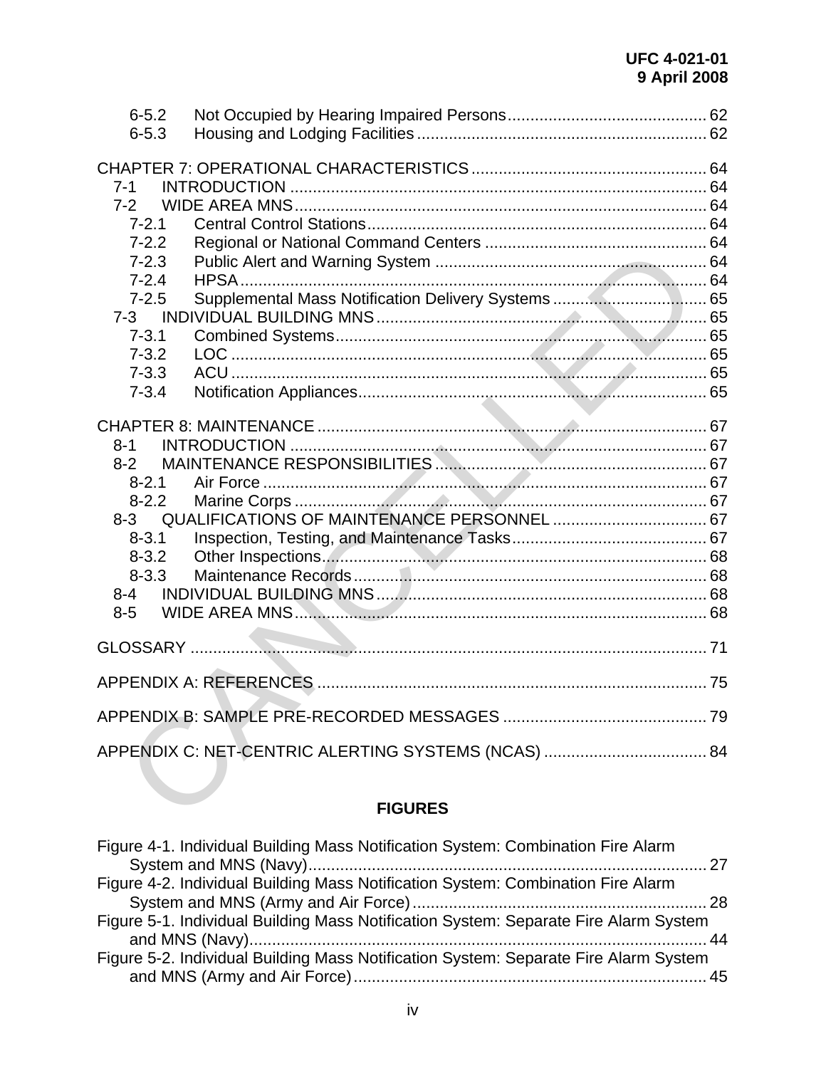6-5.2 Not Occupied by Hearing Impaired Persons ........................................... 62
6-5.3 Housing and Lodging Facilities .............................................................. 62

CHAPTER 7: OPERATIONAL CHARACTERISTICS ................................................... 64
7-1 INTRODUCTION ........................................................................................... 64
7-2 WIDE AREA MNS .......................................................................................... 64
7-2.1 Central Control Stations .......................................................................... 64
7-2.2 Regional or National Command Centers ................................................ 64
7-2.3 Public Alert and Warning System ........................................................... 64
7-2.4 HPSA ...................................................................................................... 64
7-2.5 Supplemental Mass Notification Delivery Systems ................................. 65
7-3 INDIVIDUAL BUILDING MNS ........................................................................ 65
7-3.1 Combined Systems ................................................................................. 65
7-3.2 LOC ........................................................................................................ 65
7-3.3 ACU ........................................................................................................ 65
7-3.4 Notification Appliances ............................................................................ 65

CHAPTER 8: MAINTENANCE ..................................................................................... 67
8-1 INTRODUCTION ........................................................................................... 67
8-2 MAINTENANCE RESPONSIBILITIES ........................................................... 67
8-2.1 Air Force ................................................................................................. 67
8-2.2 Marine Corps .......................................................................................... 67
8-3 QUALIFICATIONS OF MAINTENANCE PERSONNEL .................................. 67
8-3.1 Inspection, Testing, and Maintenance Tasks .......................................... 67
8-3.2 Other Inspections .................................................................................... 68
8-3.3 Maintenance Records ............................................................................. 68
8-4 INDIVIDUAL BUILDING MNS ........................................................................ 68
8-5 WIDE AREA MNS .......................................................................................... 68

GLOSSARY .................................................................................................................. 71

APPENDIX A: REFERENCES ...................................................................................... 75

APPENDIX B: SAMPLE PRE-RECORDED MESSAGES ............................................. 79

APPENDIX C: NET-CENTRIC ALERTING SYSTEMS (NCAS) .................................... 84

## FIGURES

Figure 4-1. Individual Building Mass Notification System: Combination Fire Alarm System and MNS (Navy) ........................................................................................ 27
Figure 4-2. Individual Building Mass Notification System: Combination Fire Alarm System and MNS (Army and Air Force) ................................................................. 28
Figure 5-1. Individual Building Mass Notification System: Separate Fire Alarm System and MNS (Navy) .................................................................................................... 44
Figure 5-2. Individual Building Mass Notification System: Separate Fire Alarm System and MNS (Army and Air Force) .............................................................................. 45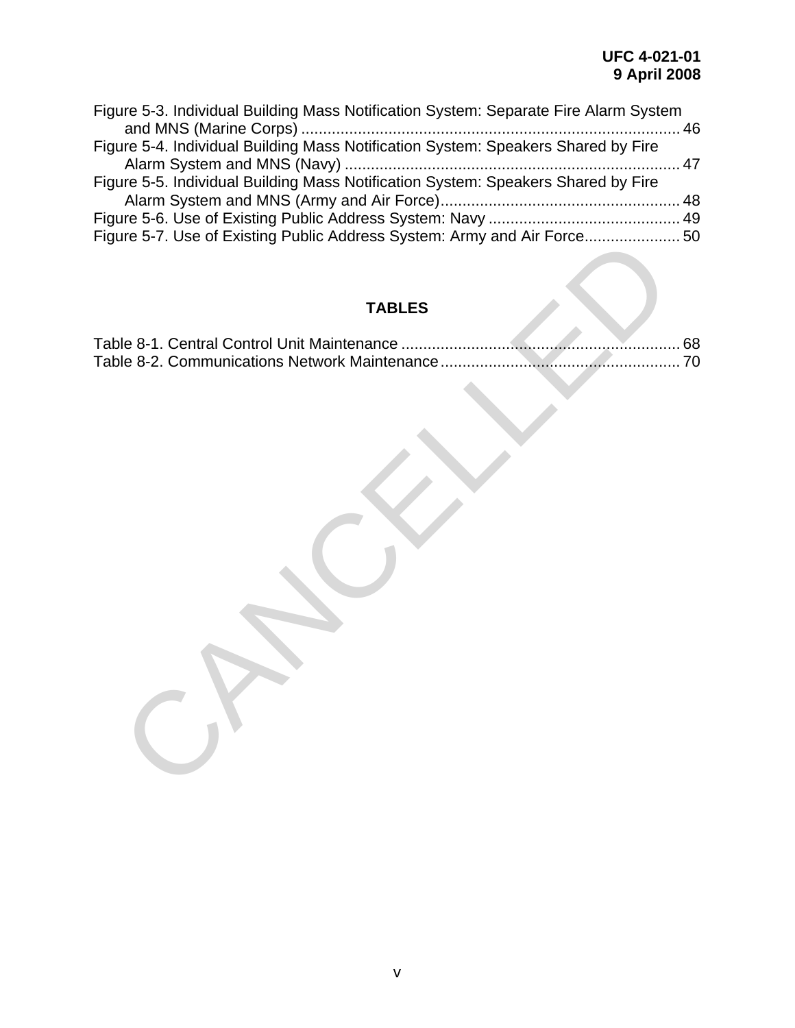Figure 5-3. Individual Building Mass Notification System: Separate Fire Alarm System and MNS (Marine Corps) ........................................................................................ 46
Figure 5-4. Individual Building Mass Notification System: Speakers Shared by Fire Alarm System and MNS (Navy) .............................................................................. 47
Figure 5-5. Individual Building Mass Notification System: Speakers Shared by Fire Alarm System and MNS (Army and Air Force)........................................................ 48
Figure 5-6. Use of Existing Public Address System: Navy ............................................ 49
Figure 5-7. Use of Existing Public Address System: Army and Air Force...................... 50

## TABLES

Table 8-1. Central Control Unit Maintenance ................................................................ 68
Table 8-2. Communications Network Maintenance....................................................... 70

CANCELLED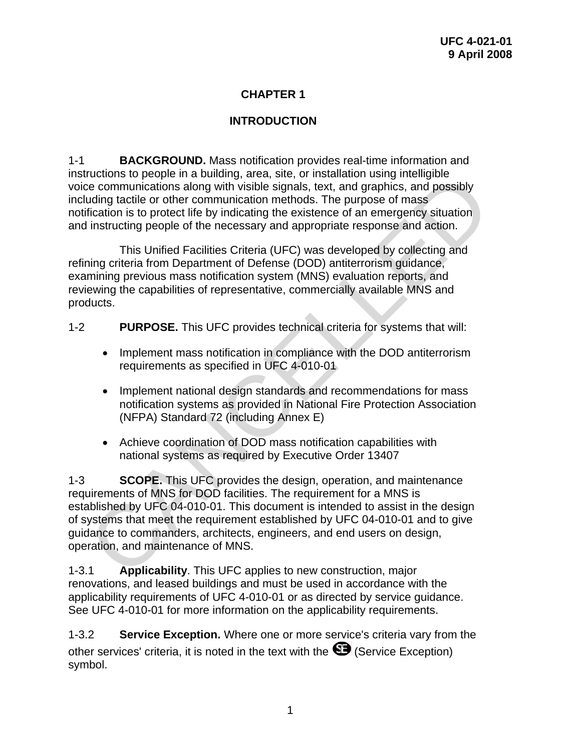# CHAPTER 1

# INTRODUCTION

1-1 **BACKGROUND.** Mass notification provides real-time information and instructions to people in a building, area, site, or installation using intelligible voice communications along with visible signals, text, and graphics, and possibly including tactile or other communication methods. The purpose of mass notification is to protect life by indicating the existence of an emergency situation and instructing people of the necessary and appropriate response and action.

This Unified Facilities Criteria (UFC) was developed by collecting and refining criteria from Department of Defense (DOD) antiterrorism guidance, examining previous mass notification system (MNS) evaluation reports, and reviewing the capabilities of representative, commercially available MNS and products.

1-2 **PURPOSE.** This UFC provides technical criteria for systems that will:

- Implement mass notification in compliance with the DOD antiterrorism requirements as specified in UFC 4-010-01
- Implement national design standards and recommendations for mass notification systems as provided in National Fire Protection Association (NFPA) Standard 72 (including Annex E)
- Achieve coordination of DOD mass notification capabilities with national systems as required by Executive Order 13407

1-3 **SCOPE.** This UFC provides the design, operation, and maintenance requirements of MNS for DOD facilities. The requirement for a MNS is established by UFC 04-010-01. This document is intended to assist in the design of systems that meet the requirement established by UFC 04-010-01 and to give guidance to commanders, architects, engineers, and end users on design, operation, and maintenance of MNS.

1-3.1 **Applicability**. This UFC applies to new construction, major renovations, and leased buildings and must be used in accordance with the applicability requirements of UFC 4-010-01 or as directed by service guidance. See UFC 4-010-01 for more information on the applicability requirements.

1-3.2 **Service Exception.** Where one or more service's criteria vary from the other services' criteria, it is noted in the text with the SE (Service Exception) symbol.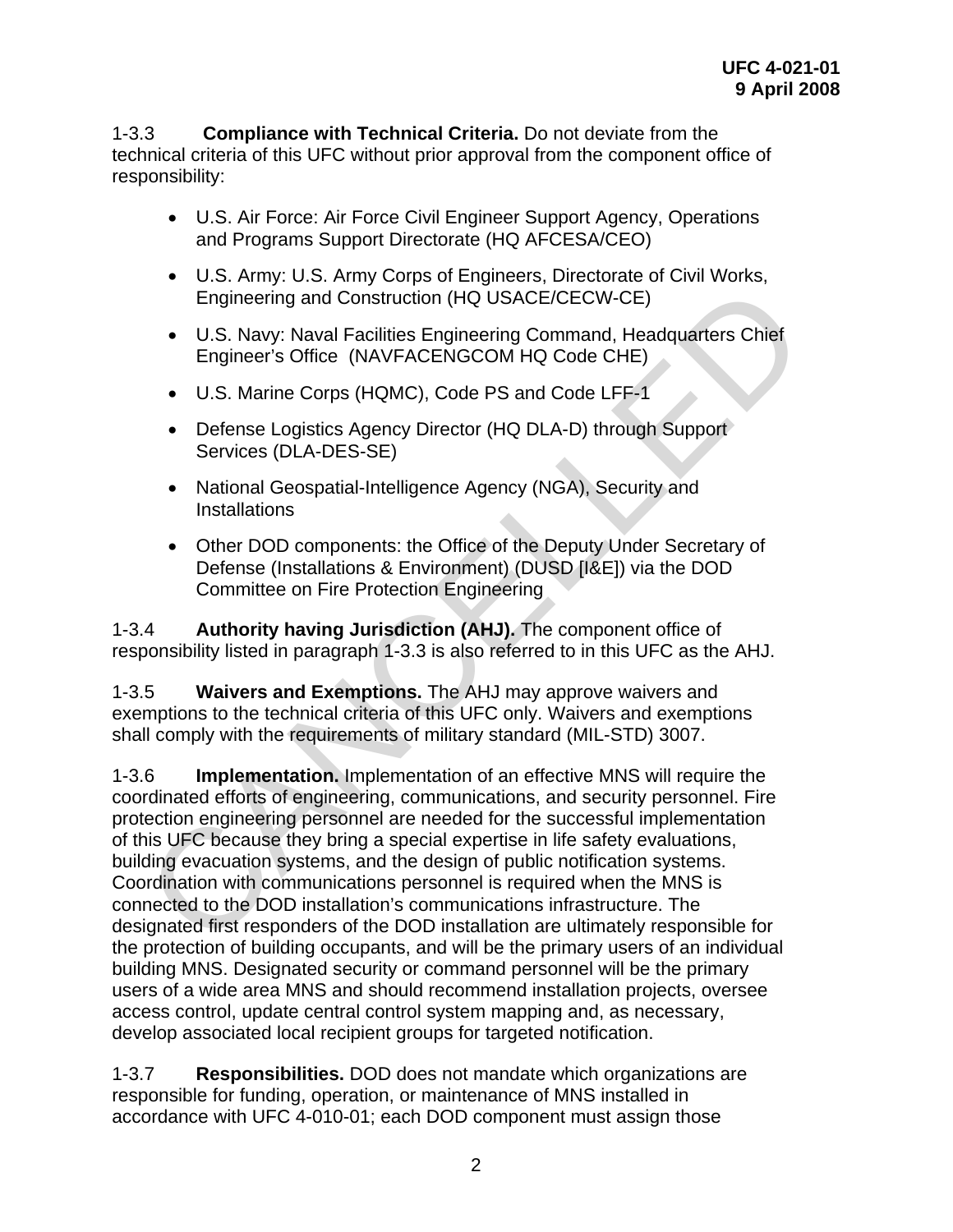1-3.3 **Compliance with Technical Criteria.** Do not deviate from the technical criteria of this UFC without prior approval from the component office of responsibility:

- U.S. Air Force: Air Force Civil Engineer Support Agency, Operations and Programs Support Directorate (HQ AFCESA/CEO)
- U.S. Army: U.S. Army Corps of Engineers, Directorate of Civil Works, Engineering and Construction (HQ USACE/CECW-CE)
- U.S. Navy: Naval Facilities Engineering Command, Headquarters Chief Engineer's Office (NAVFACENGCOM HQ Code CHE)
- U.S. Marine Corps (HQMC), Code PS and Code LFF-1
- Defense Logistics Agency Director (HQ DLA-D) through Support Services (DLA-DES-SE)
- National Geospatial-Intelligence Agency (NGA), Security and Installations
- Other DOD components: the Office of the Deputy Under Secretary of Defense (Installations & Environment) (DUSD [I&E]) via the DOD Committee on Fire Protection Engineering

1-3.4 **Authority having Jurisdiction (AHJ).** The component office of responsibility listed in paragraph 1-3.3 is also referred to in this UFC as the AHJ.

1-3.5 **Waivers and Exemptions.** The AHJ may approve waivers and exemptions to the technical criteria of this UFC only. Waivers and exemptions shall comply with the requirements of military standard (MIL-STD) 3007.

1-3.6 **Implementation.** Implementation of an effective MNS will require the coordinated efforts of engineering, communications, and security personnel. Fire protection engineering personnel are needed for the successful implementation of this UFC because they bring a special expertise in life safety evaluations, building evacuation systems, and the design of public notification systems. Coordination with communications personnel is required when the MNS is connected to the DOD installation's communications infrastructure. The designated first responders of the DOD installation are ultimately responsible for the protection of building occupants, and will be the primary users of an individual building MNS. Designated security or command personnel will be the primary users of a wide area MNS and should recommend installation projects, oversee access control, update central control system mapping and, as necessary, develop associated local recipient groups for targeted notification.

1-3.7 **Responsibilities.** DOD does not mandate which organizations are responsible for funding, operation, or maintenance of MNS installed in accordance with UFC 4-010-01; each DOD component must assign those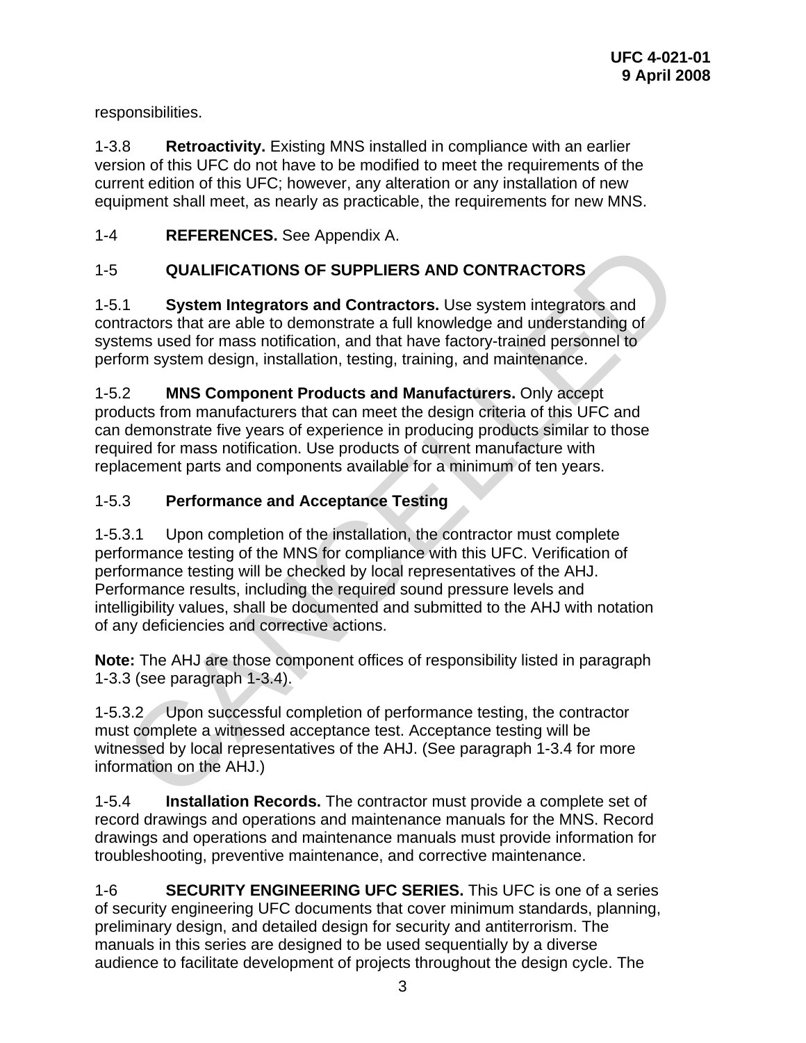responsibilities.

1-3.8 **Retroactivity.** Existing MNS installed in compliance with an earlier version of this UFC do not have to be modified to meet the requirements of the current edition of this UFC; however, any alteration or any installation of new equipment shall meet, as nearly as practicable, the requirements for new MNS.

## 1-4 REFERENCES. 
See Appendix A.

## 1-5 QUALIFICATIONS OF SUPPLIERS AND CONTRACTORS

1-5.1 **System Integrators and Contractors.** Use system integrators and contractors that are able to demonstrate a full knowledge and understanding of systems used for mass notification, and that have factory-trained personnel to perform system design, installation, testing, training, and maintenance.

1-5.2 **MNS Component Products and Manufacturers.** Only accept products from manufacturers that can meet the design criteria of this UFC and can demonstrate five years of experience in producing products similar to those required for mass notification. Use products of current manufacture with replacement parts and components available for a minimum of ten years.

### 1-5.3 Performance and Acceptance Testing

1-5.3.1 Upon completion of the installation, the contractor must complete performance testing of the MNS for compliance with this UFC. Verification of performance testing will be checked by local representatives of the AHJ. Performance results, including the required sound pressure levels and intelligibility values, shall be documented and submitted to the AHJ with notation of any deficiencies and corrective actions.

**Note:** The AHJ are those component offices of responsibility listed in paragraph 1-3.3 (see paragraph 1-3.4).

1-5.3.2 Upon successful completion of performance testing, the contractor must complete a witnessed acceptance test. Acceptance testing will be witnessed by local representatives of the AHJ. (See paragraph 1-3.4 for more information on the AHJ.)

1-5.4 **Installation Records.** The contractor must provide a complete set of record drawings and operations and maintenance manuals for the MNS. Record drawings and operations and maintenance manuals must provide information for troubleshooting, preventive maintenance, and corrective maintenance.

## 1-6 SECURITY ENGINEERING UFC SERIES. 
This UFC is one of a series of security engineering UFC documents that cover minimum standards, planning, preliminary design, and detailed design for security and antiterrorism. The manuals in this series are designed to be used sequentially by a diverse audience to facilitate development of projects throughout the design cycle. The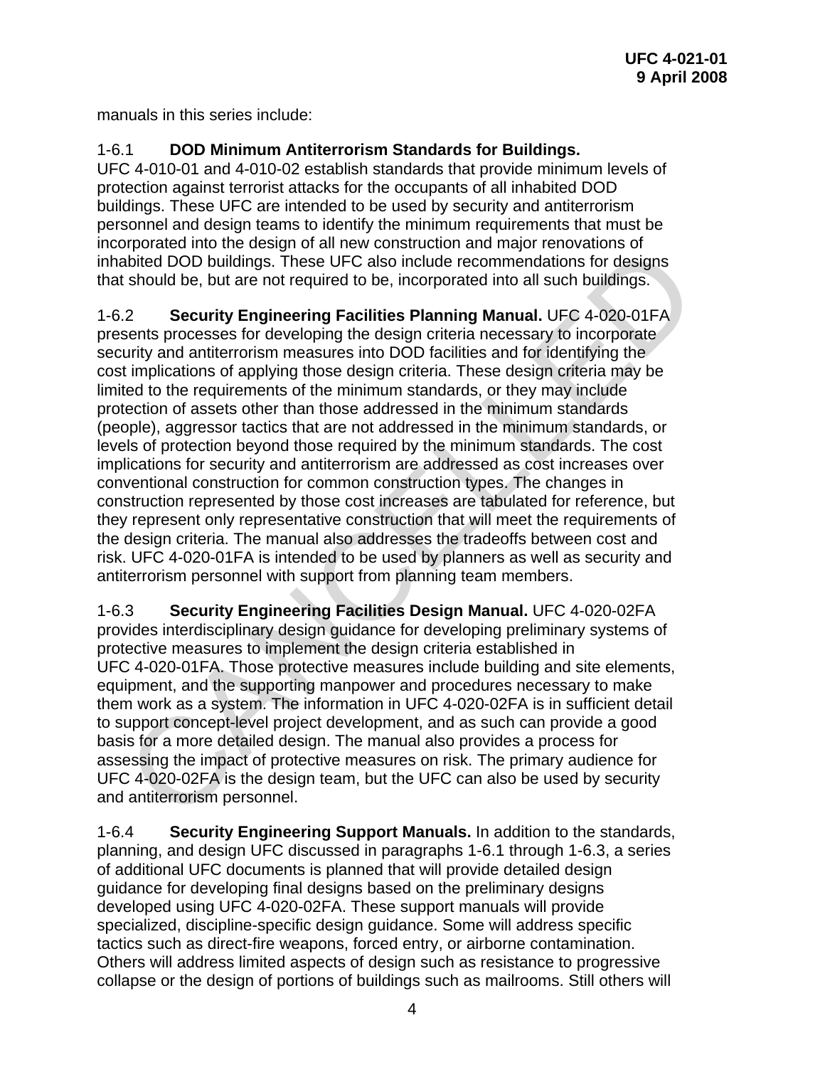manuals in this series include:

1-6.1 **DOD Minimum Antiterrorism Standards for Buildings.** UFC 4-010-01 and 4-010-02 establish standards that provide minimum levels of protection against terrorist attacks for the occupants of all inhabited DOD buildings. These UFC are intended to be used by security and antiterrorism personnel and design teams to identify the minimum requirements that must be incorporated into the design of all new construction and major renovations of inhabited DOD buildings. These UFC also include recommendations for designs that should be, but are not required to be, incorporated into all such buildings.

1-6.2 **Security Engineering Facilities Planning Manual.** UFC 4-020-01FA presents processes for developing the design criteria necessary to incorporate security and antiterrorism measures into DOD facilities and for identifying the cost implications of applying those design criteria. These design criteria may be limited to the requirements of the minimum standards, or they may include protection of assets other than those addressed in the minimum standards (people), aggressor tactics that are not addressed in the minimum standards, or levels of protection beyond those required by the minimum standards. The cost implications for security and antiterrorism are addressed as cost increases over conventional construction for common construction types. The changes in construction represented by those cost increases are tabulated for reference, but they represent only representative construction that will meet the requirements of the design criteria. The manual also addresses the tradeoffs between cost and risk. UFC 4-020-01FA is intended to be used by planners as well as security and antiterrorism personnel with support from planning team members.

1-6.3 **Security Engineering Facilities Design Manual.** UFC 4-020-02FA provides interdisciplinary design guidance for developing preliminary systems of protective measures to implement the design criteria established in UFC 4-020-01FA. Those protective measures include building and site elements, equipment, and the supporting manpower and procedures necessary to make them work as a system. The information in UFC 4-020-02FA is in sufficient detail to support concept-level project development, and as such can provide a good basis for a more detailed design. The manual also provides a process for assessing the impact of protective measures on risk. The primary audience for UFC 4-020-02FA is the design team, but the UFC can also be used by security and antiterrorism personnel.

1-6.4 **Security Engineering Support Manuals.** In addition to the standards, planning, and design UFC discussed in paragraphs 1-6.1 through 1-6.3, a series of additional UFC documents is planned that will provide detailed design guidance for developing final designs based on the preliminary designs developed using UFC 4-020-02FA. These support manuals will provide specialized, discipline-specific design guidance. Some will address specific tactics such as direct-fire weapons, forced entry, or airborne contamination. Others will address limited aspects of design such as resistance to progressive collapse or the design of portions of buildings such as mailrooms. Still others will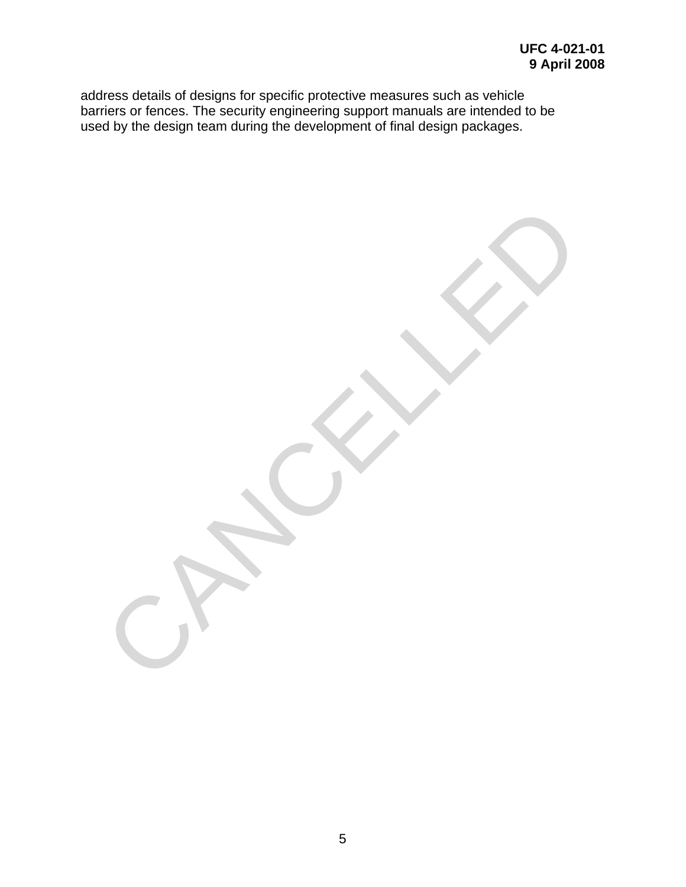address details of designs for specific protective measures such as vehicle barriers or fences. The security engineering support manuals are intended to be used by the design team during the development of final design packages.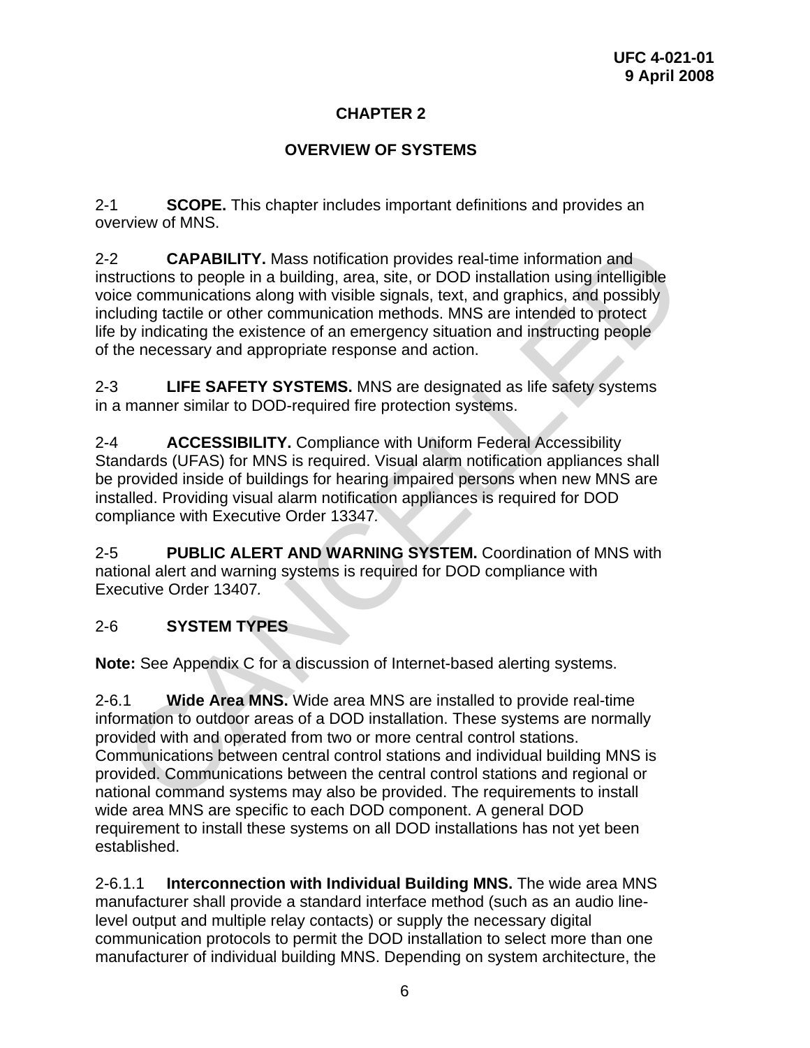# CHAPTER 2

## OVERVIEW OF SYSTEMS

2-1 **SCOPE.** This chapter includes important definitions and provides an overview of MNS.

2-2 **CAPABILITY.** Mass notification provides real-time information and instructions to people in a building, area, site, or DOD installation using intelligible voice communications along with visible signals, text, and graphics, and possibly including tactile or other communication methods. MNS are intended to protect life by indicating the existence of an emergency situation and instructing people of the necessary and appropriate response and action.

2-3 **LIFE SAFETY SYSTEMS.** MNS are designated as life safety systems in a manner similar to DOD-required fire protection systems.

2-4 **ACCESSIBILITY.** Compliance with Uniform Federal Accessibility Standards (UFAS) for MNS is required. Visual alarm notification appliances shall be provided inside of buildings for hearing impaired persons when new MNS are installed. Providing visual alarm notification appliances is required for DOD compliance with Executive Order 13347.

2-5 **PUBLIC ALERT AND WARNING SYSTEM.** Coordination of MNS with national alert and warning systems is required for DOD compliance with Executive Order 13407*.*

2-6 **SYSTEM TYPES**

**Note:** See Appendix C for a discussion of Internet-based alerting systems.

2-6.1 **Wide Area MNS.** Wide area MNS are installed to provide real-time information to outdoor areas of a DOD installation. These systems are normally provided with and operated from two or more central control stations. Communications between central control stations and individual building MNS is provided. Communications between the central control stations and regional or national command systems may also be provided. The requirements to install wide area MNS are specific to each DOD component. A general DOD requirement to install these systems on all DOD installations has not yet been established.

2-6.1.1 **Interconnection with Individual Building MNS.** The wide area MNS manufacturer shall provide a standard interface method (such as an audio line-level output and multiple relay contacts) or supply the necessary digital communication protocols to permit the DOD installation to select more than one manufacturer of individual building MNS. Depending on system architecture, the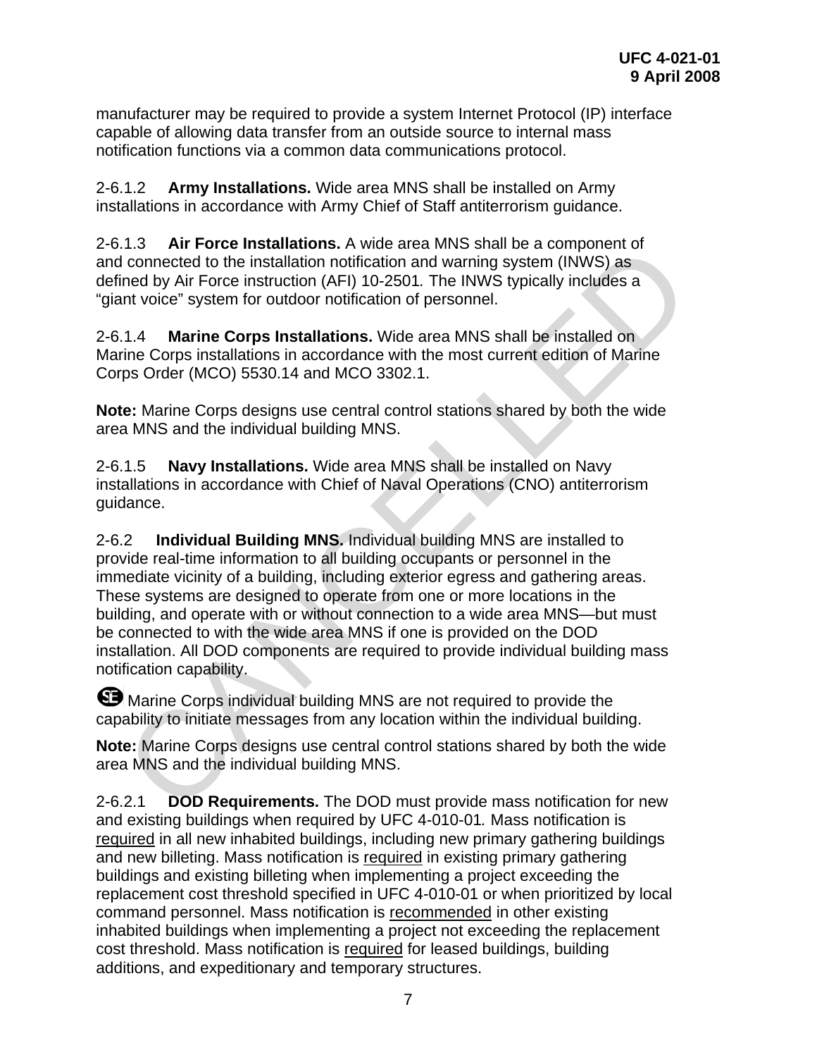manufacturer may be required to provide a system Internet Protocol (IP) interface capable of allowing data transfer from an outside source to internal mass notification functions via a common data communications protocol.

2-6.1.2 **Army Installations.** Wide area MNS shall be installed on Army installations in accordance with Army Chief of Staff antiterrorism guidance.

2-6.1.3 **Air Force Installations.** A wide area MNS shall be a component of and connected to the installation notification and warning system (INWS) as defined by Air Force instruction (AFI) 10-2501. The INWS typically includes a "giant voice" system for outdoor notification of personnel.

2-6.1.4 **Marine Corps Installations.** Wide area MNS shall be installed on Marine Corps installations in accordance with the most current edition of Marine Corps Order (MCO) 5530.14 and MCO 3302.1.

**Note:** Marine Corps designs use central control stations shared by both the wide area MNS and the individual building MNS.

2-6.1.5 **Navy Installations.** Wide area MNS shall be installed on Navy installations in accordance with Chief of Naval Operations (CNO) antiterrorism guidance.

2-6.2 **Individual Building MNS.** Individual building MNS are installed to provide real-time information to all building occupants or personnel in the immediate vicinity of a building, including exterior egress and gathering areas. These systems are designed to operate from one or more locations in the building, and operate with or without connection to a wide area MNS—but must be connected to with the wide area MNS if one is provided on the DOD installation. All DOD components are required to provide individual building mass notification capability.

SE Marine Corps individual building MNS are not required to provide the capability to initiate messages from any location within the individual building.

**Note:** Marine Corps designs use central control stations shared by both the wide area MNS and the individual building MNS.

2-6.2.1 **DOD Requirements.** The DOD must provide mass notification for new and existing buildings when required by UFC 4-010-01. Mass notification is required in all new inhabited buildings, including new primary gathering buildings and new billeting. Mass notification is required in existing primary gathering buildings and existing billeting when implementing a project exceeding the replacement cost threshold specified in UFC 4-010-01 or when prioritized by local command personnel. Mass notification is recommended in other existing inhabited buildings when implementing a project not exceeding the replacement cost threshold. Mass notification is required for leased buildings, building additions, and expeditionary and temporary structures.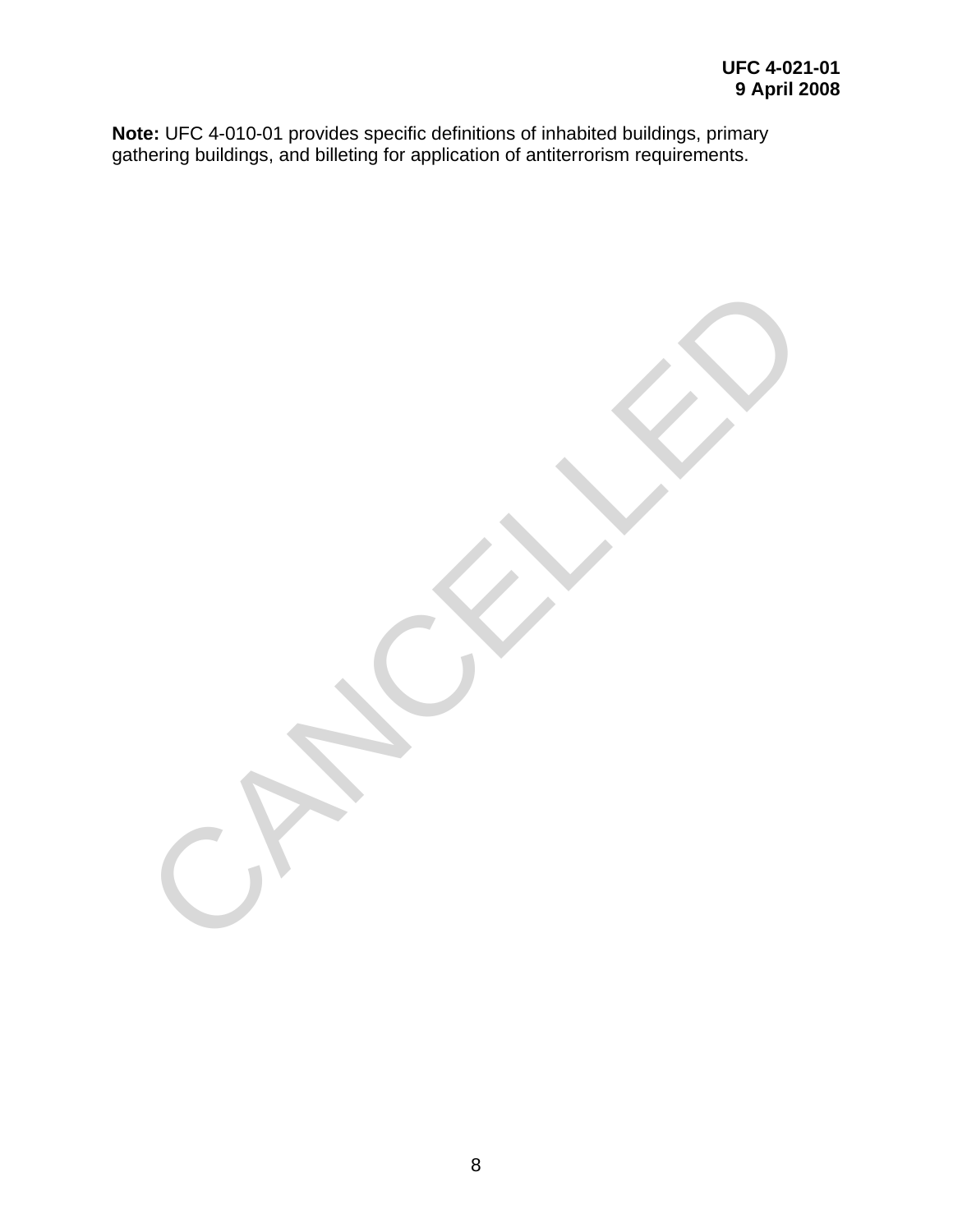**Note:** UFC 4-010-01 provides specific definitions of inhabited buildings, primary gathering buildings, and billeting for application of antiterrorism requirements.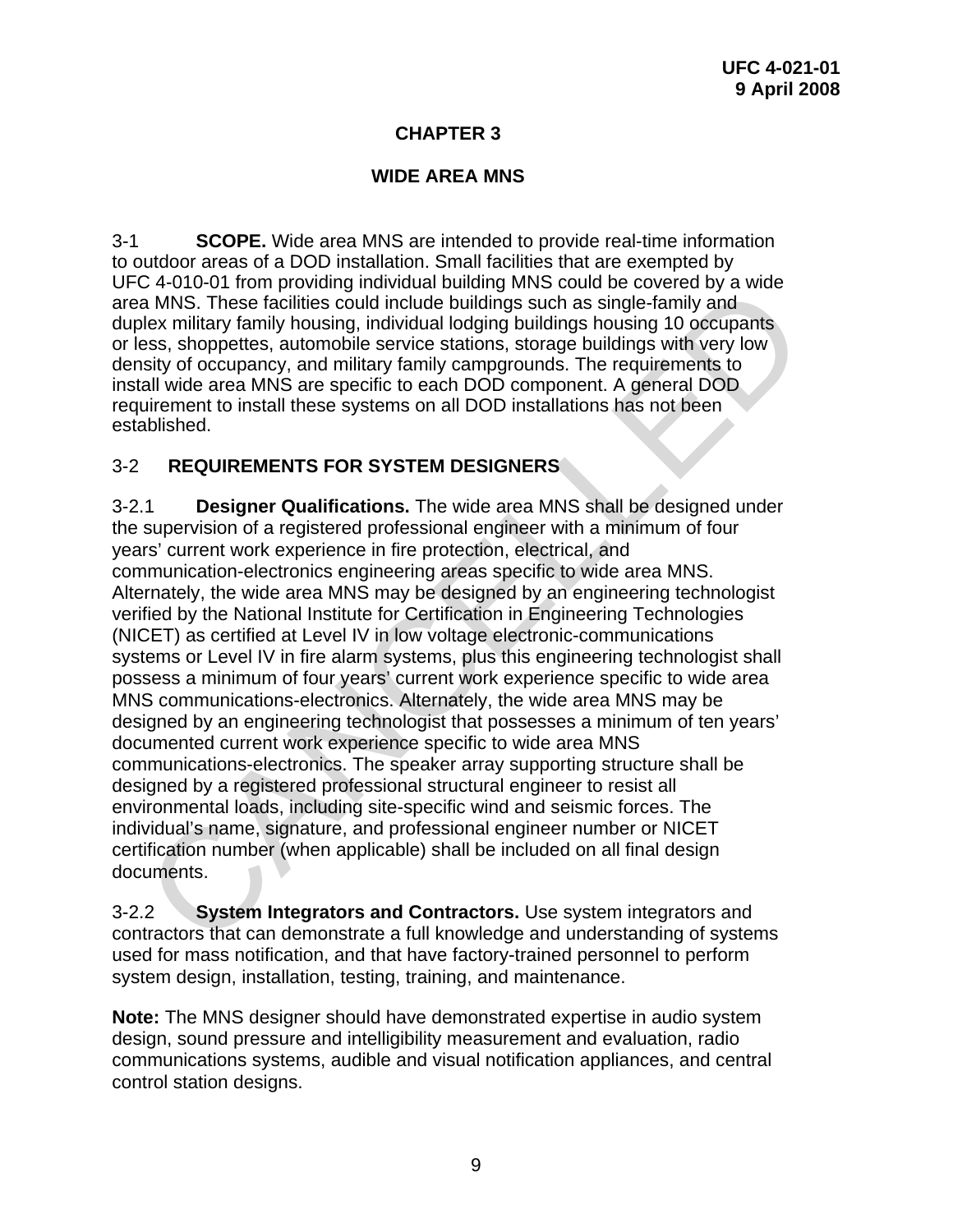# CHAPTER 3

# WIDE AREA MNS

3-1 **SCOPE.** Wide area MNS are intended to provide real-time information to outdoor areas of a DOD installation. Small facilities that are exempted by UFC 4-010-01 from providing individual building MNS could be covered by a wide area MNS. These facilities could include buildings such as single-family and duplex military family housing, individual lodging buildings housing 10 occupants or less, shoppettes, automobile service stations, storage buildings with very low density of occupancy, and military family campgrounds. The requirements to install wide area MNS are specific to each DOD component. A general DOD requirement to install these systems on all DOD installations has not been established.

## 3-2 REQUIREMENTS FOR SYSTEM DESIGNERS

3-2.1 **Designer Qualifications.** The wide area MNS shall be designed under the supervision of a registered professional engineer with a minimum of four years' current work experience in fire protection, electrical, and communication-electronics engineering areas specific to wide area MNS. Alternately, the wide area MNS may be designed by an engineering technologist verified by the National Institute for Certification in Engineering Technologies (NICET) as certified at Level IV in low voltage electronic-communications systems or Level IV in fire alarm systems, plus this engineering technologist shall possess a minimum of four years' current work experience specific to wide area MNS communications-electronics. Alternately, the wide area MNS may be designed by an engineering technologist that possesses a minimum of ten years' documented current work experience specific to wide area MNS communications-electronics. The speaker array supporting structure shall be designed by a registered professional structural engineer to resist all environmental loads, including site-specific wind and seismic forces. The individual's name, signature, and professional engineer number or NICET certification number (when applicable) shall be included on all final design documents.

3-2.2 **System Integrators and Contractors.** Use system integrators and contractors that can demonstrate a full knowledge and understanding of systems used for mass notification, and that have factory-trained personnel to perform system design, installation, testing, training, and maintenance.

**Note:** The MNS designer should have demonstrated expertise in audio system design, sound pressure and intelligibility measurement and evaluation, radio communications systems, audible and visual notification appliances, and central control station designs.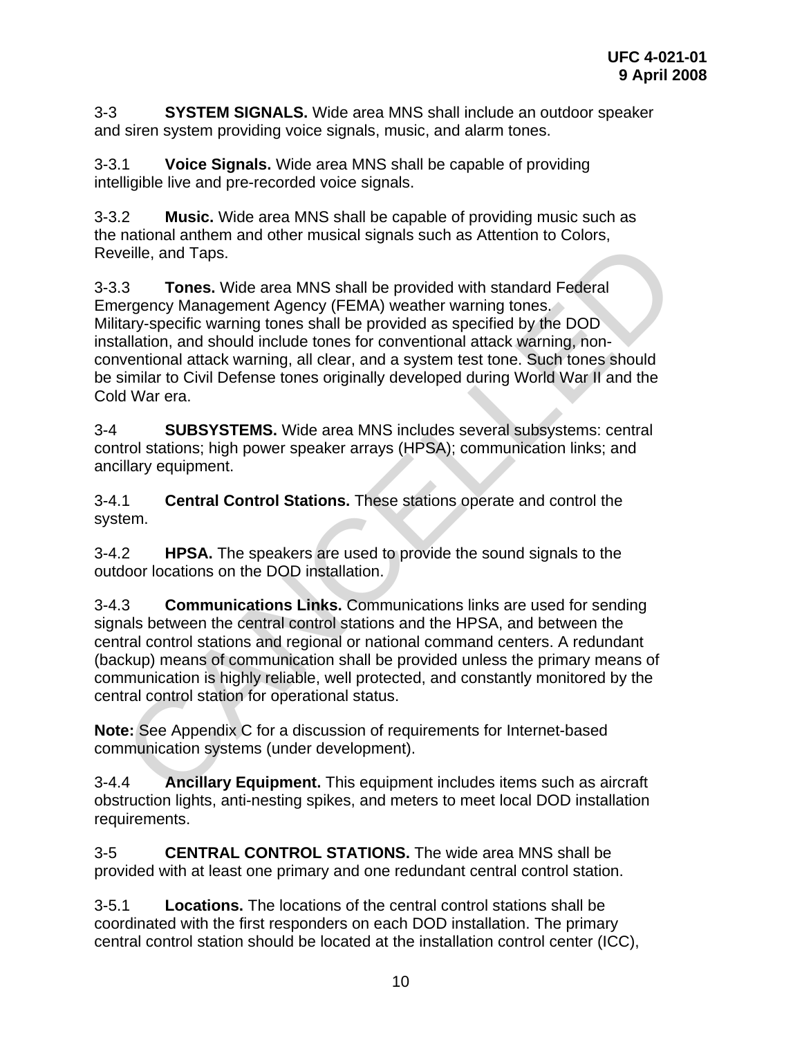3-3 **SYSTEM SIGNALS.** Wide area MNS shall include an outdoor speaker and siren system providing voice signals, music, and alarm tones.

3-3.1 **Voice Signals.** Wide area MNS shall be capable of providing intelligible live and pre-recorded voice signals.

3-3.2 **Music.** Wide area MNS shall be capable of providing music such as the national anthem and other musical signals such as Attention to Colors, Reveille, and Taps.

3-3.3 **Tones.** Wide area MNS shall be provided with standard Federal Emergency Management Agency (FEMA) weather warning tones. Military-specific warning tones shall be provided as specified by the DOD installation, and should include tones for conventional attack warning, non-conventional attack warning, all clear, and a system test tone. Such tones should be similar to Civil Defense tones originally developed during World War II and the Cold War era.

3-4 **SUBSYSTEMS.** Wide area MNS includes several subsystems: central control stations; high power speaker arrays (HPSA); communication links; and ancillary equipment.

3-4.1 **Central Control Stations.** These stations operate and control the system.

3-4.2 **HPSA.** The speakers are used to provide the sound signals to the outdoor locations on the DOD installation.

3-4.3 **Communications Links.** Communications links are used for sending signals between the central control stations and the HPSA, and between the central control stations and regional or national command centers. A redundant (backup) means of communication shall be provided unless the primary means of communication is highly reliable, well protected, and constantly monitored by the central control station for operational status.

**Note:** See Appendix C for a discussion of requirements for Internet-based communication systems (under development).

3-4.4 **Ancillary Equipment.** This equipment includes items such as aircraft obstruction lights, anti-nesting spikes, and meters to meet local DOD installation requirements.

3-5 **CENTRAL CONTROL STATIONS.** The wide area MNS shall be provided with at least one primary and one redundant central control station.

3-5.1 **Locations.** The locations of the central control stations shall be coordinated with the first responders on each DOD installation. The primary central control station should be located at the installation control center (ICC),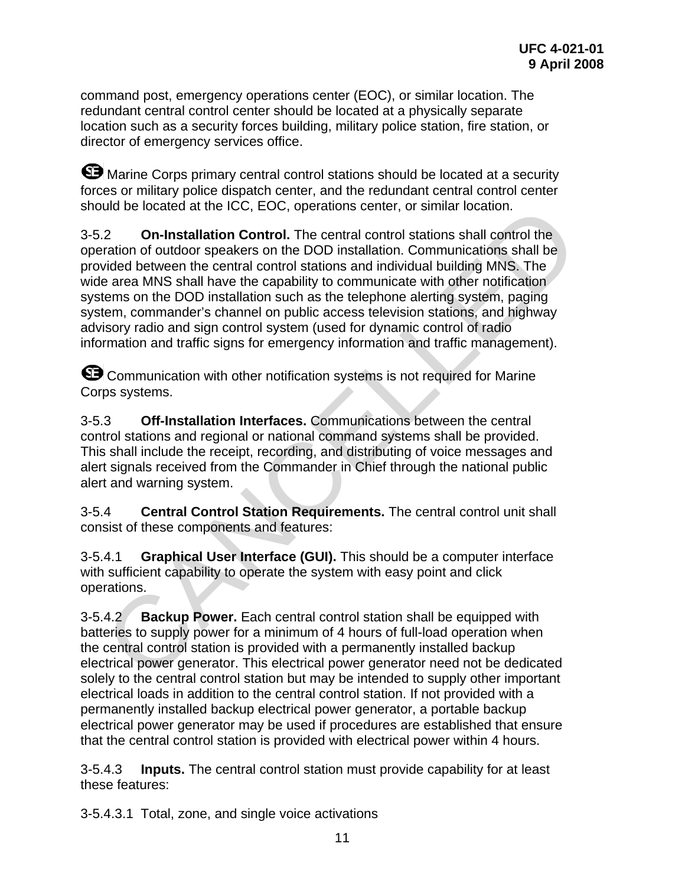command post, emergency operations center (EOC), or similar location. The redundant central control center should be located at a physically separate location such as a security forces building, military police station, fire station, or director of emergency services office.

SE Marine Corps primary central control stations should be located at a security forces or military police dispatch center, and the redundant central control center should be located at the ICC, EOC, operations center, or similar location.

3-5.2 **On-Installation Control.** The central control stations shall control the operation of outdoor speakers on the DOD installation. Communications shall be provided between the central control stations and individual building MNS. The wide area MNS shall have the capability to communicate with other notification systems on the DOD installation such as the telephone alerting system, paging system, commander's channel on public access television stations, and highway advisory radio and sign control system (used for dynamic control of radio information and traffic signs for emergency information and traffic management).

SE Communication with other notification systems is not required for Marine Corps systems.

3-5.3 **Off-Installation Interfaces.** Communications between the central control stations and regional or national command systems shall be provided. This shall include the receipt, recording, and distributing of voice messages and alert signals received from the Commander in Chief through the national public alert and warning system.

3-5.4 **Central Control Station Requirements.** The central control unit shall consist of these components and features:

3-5.4.1 **Graphical User Interface (GUI).** This should be a computer interface with sufficient capability to operate the system with easy point and click operations.

3-5.4.2 **Backup Power.** Each central control station shall be equipped with batteries to supply power for a minimum of 4 hours of full-load operation when the central control station is provided with a permanently installed backup electrical power generator. This electrical power generator need not be dedicated solely to the central control station but may be intended to supply other important electrical loads in addition to the central control station. If not provided with a permanently installed backup electrical power generator, a portable backup electrical power generator may be used if procedures are established that ensure that the central control station is provided with electrical power within 4 hours.

3-5.4.3 **Inputs.** The central control station must provide capability for at least these features:

3-5.4.3.1 Total, zone, and single voice activations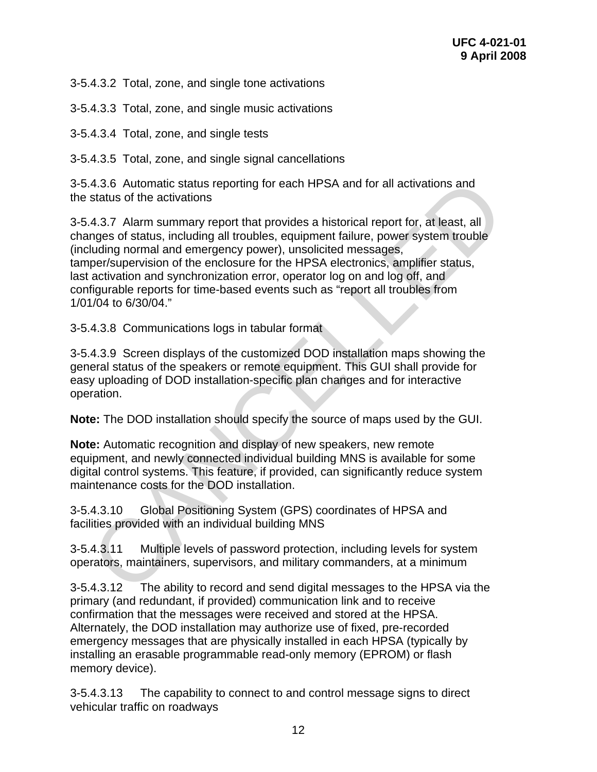3-5.4.3.2 Total, zone, and single tone activations

3-5.4.3.3 Total, zone, and single music activations

3-5.4.3.4 Total, zone, and single tests

3-5.4.3.5 Total, zone, and single signal cancellations

3-5.4.3.6 Automatic status reporting for each HPSA and for all activations and the status of the activations

3-5.4.3.7 Alarm summary report that provides a historical report for, at least, all changes of status, including all troubles, equipment failure, power system trouble (including normal and emergency power), unsolicited messages, tamper/supervision of the enclosure for the HPSA electronics, amplifier status, last activation and synchronization error, operator log on and log off, and configurable reports for time-based events such as "report all troubles from 1/01/04 to 6/30/04."

3-5.4.3.8 Communications logs in tabular format

3-5.4.3.9 Screen displays of the customized DOD installation maps showing the general status of the speakers or remote equipment. This GUI shall provide for easy uploading of DOD installation-specific plan changes and for interactive operation.

**Note:** The DOD installation should specify the source of maps used by the GUI.

**Note:** Automatic recognition and display of new speakers, new remote equipment, and newly connected individual building MNS is available for some digital control systems. This feature, if provided, can significantly reduce system maintenance costs for the DOD installation.

3-5.4.3.10 Global Positioning System (GPS) coordinates of HPSA and facilities provided with an individual building MNS

3-5.4.3.11 Multiple levels of password protection, including levels for system operators, maintainers, supervisors, and military commanders, at a minimum

3-5.4.3.12 The ability to record and send digital messages to the HPSA via the primary (and redundant, if provided) communication link and to receive confirmation that the messages were received and stored at the HPSA. Alternately, the DOD installation may authorize use of fixed, pre-recorded emergency messages that are physically installed in each HPSA (typically by installing an erasable programmable read-only memory (EPROM) or flash memory device).

3-5.4.3.13 The capability to connect to and control message signs to direct vehicular traffic on roadways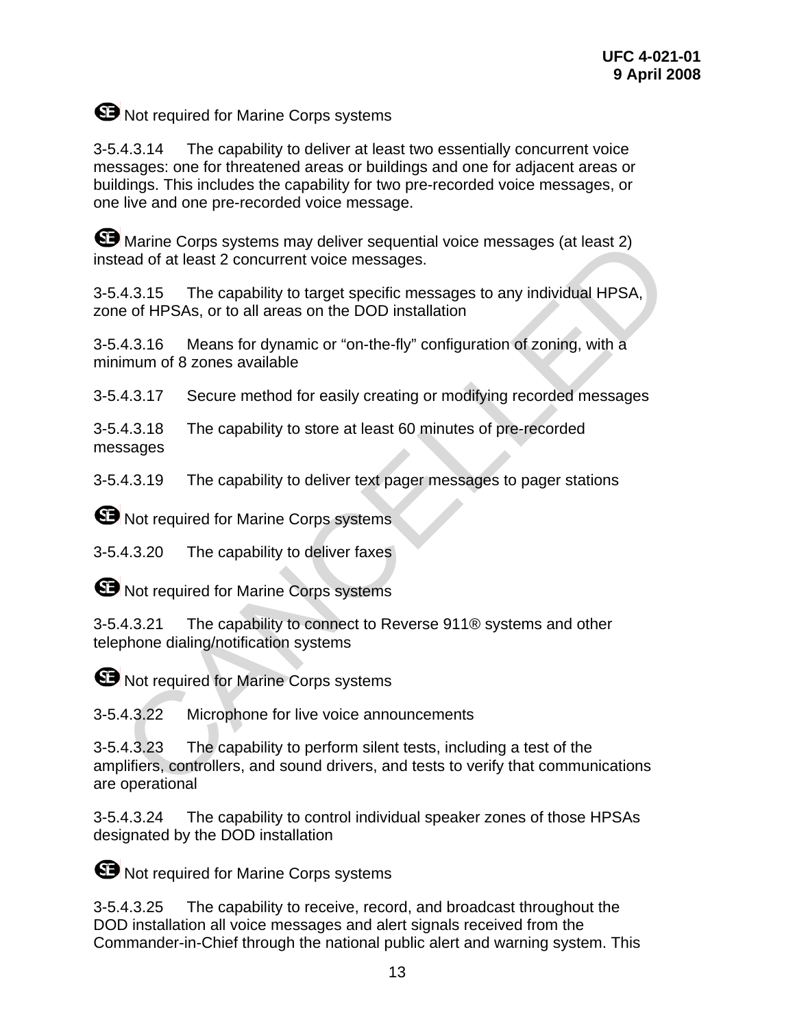SE Not required for Marine Corps systems

3-5.4.3.14 The capability to deliver at least two essentially concurrent voice messages: one for threatened areas or buildings and one for adjacent areas or buildings. This includes the capability for two pre-recorded voice messages, or one live and one pre-recorded voice message.

SE Marine Corps systems may deliver sequential voice messages (at least 2) instead of at least 2 concurrent voice messages.

3-5.4.3.15 The capability to target specific messages to any individual HPSA, zone of HPSAs, or to all areas on the DOD installation

3-5.4.3.16 Means for dynamic or "on-the-fly" configuration of zoning, with a minimum of 8 zones available

3-5.4.3.17 Secure method for easily creating or modifying recorded messages

3-5.4.3.18 The capability to store at least 60 minutes of pre-recorded messages

3-5.4.3.19 The capability to deliver text pager messages to pager stations

SE Not required for Marine Corps systems

3-5.4.3.20 The capability to deliver faxes

SE Not required for Marine Corps systems

3-5.4.3.21 The capability to connect to Reverse 911® systems and other telephone dialing/notification systems

SE Not required for Marine Corps systems

3-5.4.3.22 Microphone for live voice announcements

3-5.4.3.23 The capability to perform silent tests, including a test of the amplifiers, controllers, and sound drivers, and tests to verify that communications are operational

3-5.4.3.24 The capability to control individual speaker zones of those HPSAs designated by the DOD installation

SE Not required for Marine Corps systems

3-5.4.3.25 The capability to receive, record, and broadcast throughout the DOD installation all voice messages and alert signals received from the Commander-in-Chief through the national public alert and warning system. This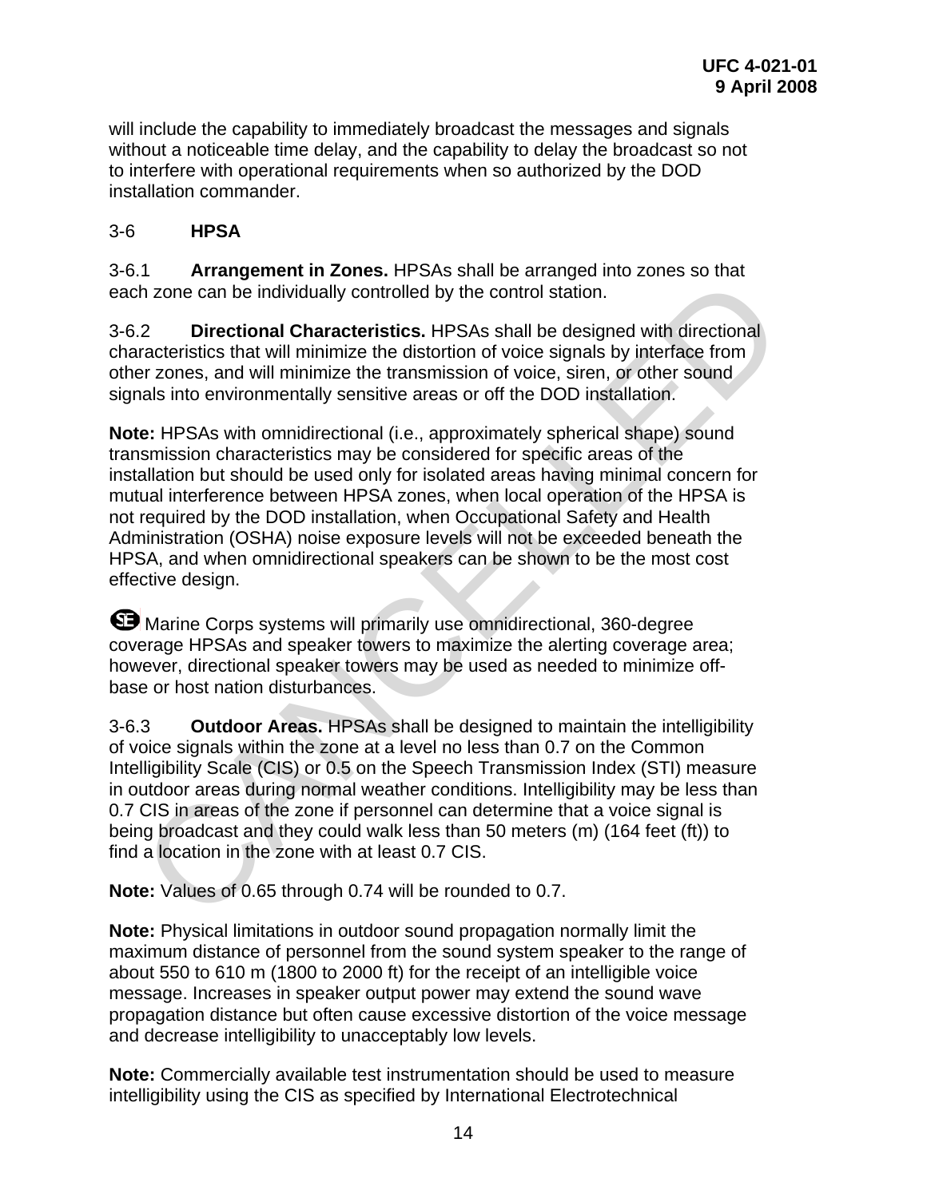will include the capability to immediately broadcast the messages and signals without a noticeable time delay, and the capability to delay the broadcast so not to interfere with operational requirements when so authorized by the DOD installation commander.

## 3-6 HPSA

3-6.1 **Arrangement in Zones.** HPSAs shall be arranged into zones so that each zone can be individually controlled by the control station.

3-6.2 **Directional Characteristics.** HPSAs shall be designed with directional characteristics that will minimize the distortion of voice signals by interface from other zones, and will minimize the transmission of voice, siren, or other sound signals into environmentally sensitive areas or off the DOD installation.

**Note:** HPSAs with omnidirectional (i.e., approximately spherical shape) sound transmission characteristics may be considered for specific areas of the installation but should be used only for isolated areas having minimal concern for mutual interference between HPSA zones, when local operation of the HPSA is not required by the DOD installation, when Occupational Safety and Health Administration (OSHA) noise exposure levels will not be exceeded beneath the HPSA, and when omnidirectional speakers can be shown to be the most cost effective design.

SE Marine Corps systems will primarily use omnidirectional, 360-degree coverage HPSAs and speaker towers to maximize the alerting coverage area; however, directional speaker towers may be used as needed to minimize off-base or host nation disturbances.

3-6.3 **Outdoor Areas.** HPSAs shall be designed to maintain the intelligibility of voice signals within the zone at a level no less than 0.7 on the Common Intelligibility Scale (CIS) or 0.5 on the Speech Transmission Index (STI) measure in outdoor areas during normal weather conditions. Intelligibility may be less than 0.7 CIS in areas of the zone if personnel can determine that a voice signal is being broadcast and they could walk less than 50 meters (m) (164 feet (ft)) to find a location in the zone with at least 0.7 CIS.

**Note:** Values of 0.65 through 0.74 will be rounded to 0.7.

**Note:** Physical limitations in outdoor sound propagation normally limit the maximum distance of personnel from the sound system speaker to the range of about 550 to 610 m (1800 to 2000 ft) for the receipt of an intelligible voice message. Increases in speaker output power may extend the sound wave propagation distance but often cause excessive distortion of the voice message and decrease intelligibility to unacceptably low levels.

**Note:** Commercially available test instrumentation should be used to measure intelligibility using the CIS as specified by International Electrotechnical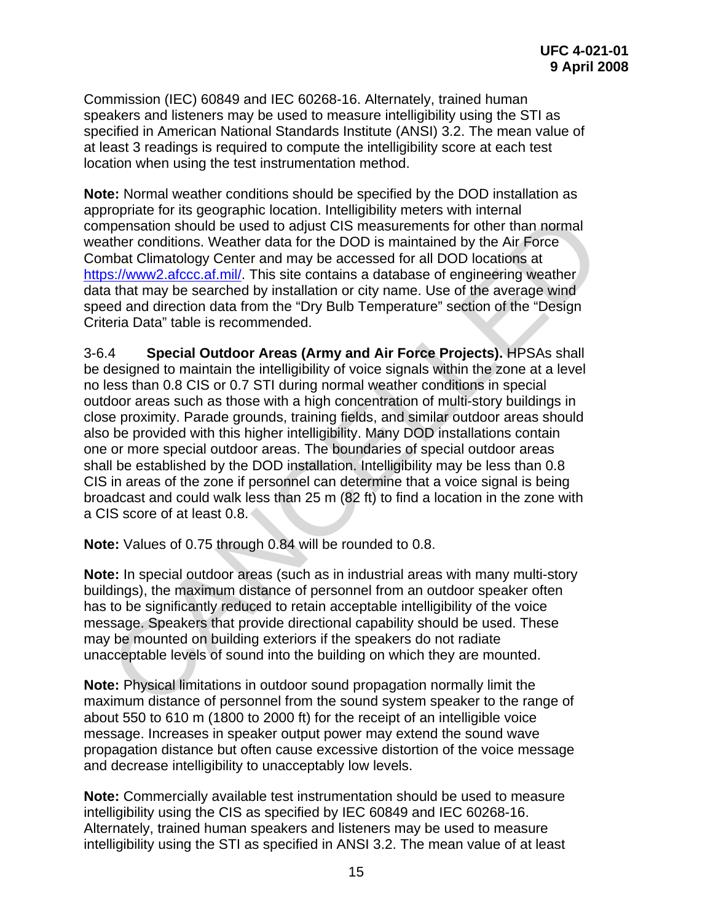Commission (IEC) 60849 and IEC 60268-16. Alternately, trained human speakers and listeners may be used to measure intelligibility using the STI as specified in American National Standards Institute (ANSI) 3.2. The mean value of at least 3 readings is required to compute the intelligibility score at each test location when using the test instrumentation method.

**Note:** Normal weather conditions should be specified by the DOD installation as appropriate for its geographic location. Intelligibility meters with internal compensation should be used to adjust CIS measurements for other than normal weather conditions. Weather data for the DOD is maintained by the Air Force Combat Climatology Center and may be accessed for all DOD locations at https://www2.afccc.af.mil/. This site contains a database of engineering weather data that may be searched by installation or city name. Use of the average wind speed and direction data from the "Dry Bulb Temperature" section of the "Design Criteria Data" table is recommended.

3-6.4 **Special Outdoor Areas (Army and Air Force Projects).** HPSAs shall be designed to maintain the intelligibility of voice signals within the zone at a level no less than 0.8 CIS or 0.7 STI during normal weather conditions in special outdoor areas such as those with a high concentration of multi-story buildings in close proximity. Parade grounds, training fields, and similar outdoor areas should also be provided with this higher intelligibility. Many DOD installations contain one or more special outdoor areas. The boundaries of special outdoor areas shall be established by the DOD installation. Intelligibility may be less than 0.8 CIS in areas of the zone if personnel can determine that a voice signal is being broadcast and could walk less than 25 m (82 ft) to find a location in the zone with a CIS score of at least 0.8.

**Note:** Values of 0.75 through 0.84 will be rounded to 0.8.

**Note:** In special outdoor areas (such as in industrial areas with many multi-story buildings), the maximum distance of personnel from an outdoor speaker often has to be significantly reduced to retain acceptable intelligibility of the voice message. Speakers that provide directional capability should be used. These may be mounted on building exteriors if the speakers do not radiate unacceptable levels of sound into the building on which they are mounted.

**Note:** Physical limitations in outdoor sound propagation normally limit the maximum distance of personnel from the sound system speaker to the range of about 550 to 610 m (1800 to 2000 ft) for the receipt of an intelligible voice message. Increases in speaker output power may extend the sound wave propagation distance but often cause excessive distortion of the voice message and decrease intelligibility to unacceptably low levels.

**Note:** Commercially available test instrumentation should be used to measure intelligibility using the CIS as specified by IEC 60849 and IEC 60268-16. Alternately, trained human speakers and listeners may be used to measure intelligibility using the STI as specified in ANSI 3.2. The mean value of at least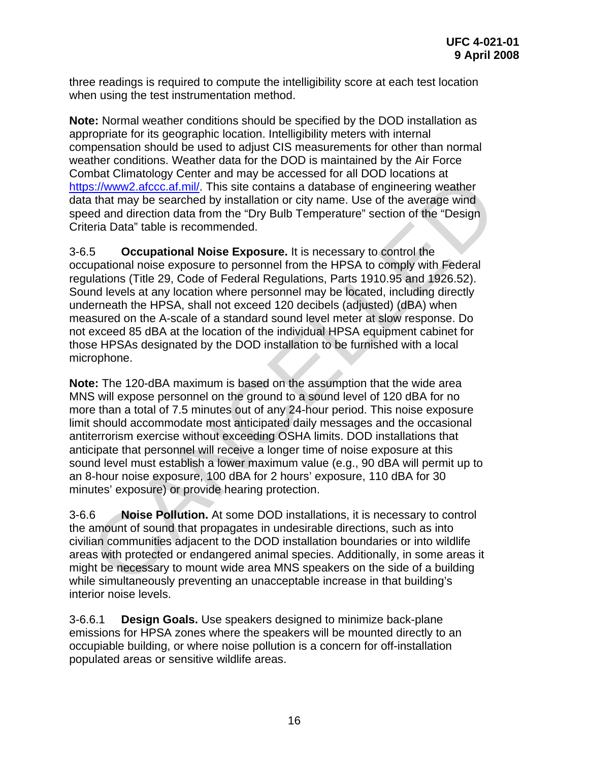three readings is required to compute the intelligibility score at each test location when using the test instrumentation method.

**Note:** Normal weather conditions should be specified by the DOD installation as appropriate for its geographic location. Intelligibility meters with internal compensation should be used to adjust CIS measurements for other than normal weather conditions. Weather data for the DOD is maintained by the Air Force Combat Climatology Center and may be accessed for all DOD locations at https://www2.afccc.af.mil/. This site contains a database of engineering weather data that may be searched by installation or city name. Use of the average wind speed and direction data from the "Dry Bulb Temperature" section of the "Design Criteria Data" table is recommended.

3-6.5 **Occupational Noise Exposure.** It is necessary to control the occupational noise exposure to personnel from the HPSA to comply with Federal regulations (Title 29, Code of Federal Regulations, Parts 1910.95 and 1926.52). Sound levels at any location where personnel may be located, including directly underneath the HPSA, shall not exceed 120 decibels (adjusted) (dBA) when measured on the A-scale of a standard sound level meter at slow response. Do not exceed 85 dBA at the location of the individual HPSA equipment cabinet for those HPSAs designated by the DOD installation to be furnished with a local microphone.

**Note:** The 120-dBA maximum is based on the assumption that the wide area MNS will expose personnel on the ground to a sound level of 120 dBA for no more than a total of 7.5 minutes out of any 24-hour period. This noise exposure limit should accommodate most anticipated daily messages and the occasional antiterrorism exercise without exceeding OSHA limits. DOD installations that anticipate that personnel will receive a longer time of noise exposure at this sound level must establish a lower maximum value (e.g., 90 dBA will permit up to an 8-hour noise exposure, 100 dBA for 2 hours' exposure, 110 dBA for 30 minutes' exposure) or provide hearing protection.

3-6.6 **Noise Pollution.** At some DOD installations, it is necessary to control the amount of sound that propagates in undesirable directions, such as into civilian communities adjacent to the DOD installation boundaries or into wildlife areas with protected or endangered animal species. Additionally, in some areas it might be necessary to mount wide area MNS speakers on the side of a building while simultaneously preventing an unacceptable increase in that building's interior noise levels.

3-6.6.1 **Design Goals.** Use speakers designed to minimize back-plane emissions for HPSA zones where the speakers will be mounted directly to an occupiable building, or where noise pollution is a concern for off-installation populated areas or sensitive wildlife areas.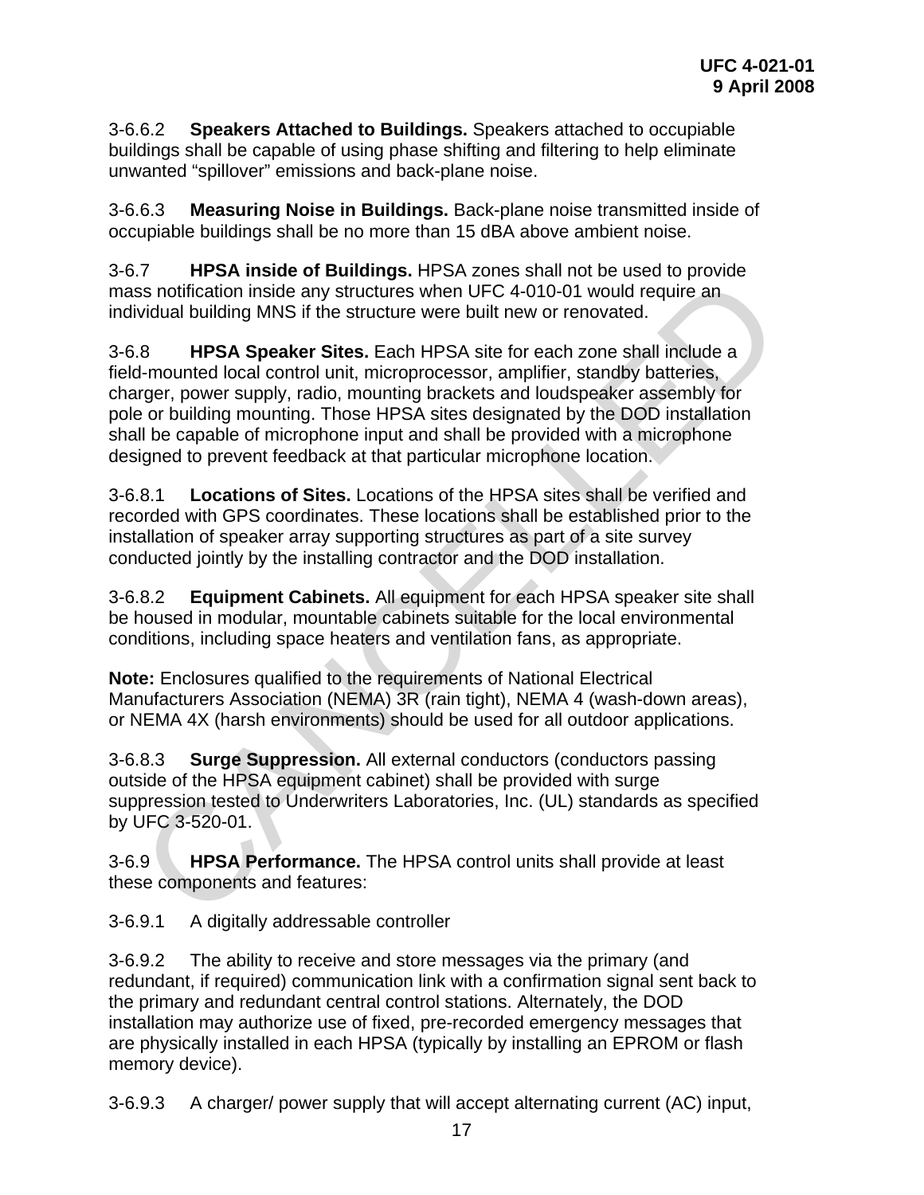3-6.6.2 **Speakers Attached to Buildings.** Speakers attached to occupiable buildings shall be capable of using phase shifting and filtering to help eliminate unwanted “spillover” emissions and back-plane noise.

3-6.6.3 **Measuring Noise in Buildings.** Back-plane noise transmitted inside of occupiable buildings shall be no more than 15 dBA above ambient noise.

3-6.7 **HPSA inside of Buildings.** HPSA zones shall not be used to provide mass notification inside any structures when UFC 4-010-01 would require an individual building MNS if the structure were built new or renovated.

3-6.8 **HPSA Speaker Sites.** Each HPSA site for each zone shall include a field-mounted local control unit, microprocessor, amplifier, standby batteries, charger, power supply, radio, mounting brackets and loudspeaker assembly for pole or building mounting. Those HPSA sites designated by the DOD installation shall be capable of microphone input and shall be provided with a microphone designed to prevent feedback at that particular microphone location.

3-6.8.1 **Locations of Sites.** Locations of the HPSA sites shall be verified and recorded with GPS coordinates. These locations shall be established prior to the installation of speaker array supporting structures as part of a site survey conducted jointly by the installing contractor and the DOD installation.

3-6.8.2 **Equipment Cabinets.** All equipment for each HPSA speaker site shall be housed in modular, mountable cabinets suitable for the local environmental conditions, including space heaters and ventilation fans, as appropriate.

**Note:** Enclosures qualified to the requirements of National Electrical Manufacturers Association (NEMA) 3R (rain tight), NEMA 4 (wash-down areas), or NEMA 4X (harsh environments) should be used for all outdoor applications.

3-6.8.3 **Surge Suppression.** All external conductors (conductors passing outside of the HPSA equipment cabinet) shall be provided with surge suppression tested to Underwriters Laboratories, Inc. (UL) standards as specified by UFC 3-520-01.

3-6.9 **HPSA Performance.** The HPSA control units shall provide at least these components and features:

3-6.9.1 A digitally addressable controller

3-6.9.2 The ability to receive and store messages via the primary (and redundant, if required) communication link with a confirmation signal sent back to the primary and redundant central control stations. Alternately, the DOD installation may authorize use of fixed, pre-recorded emergency messages that are physically installed in each HPSA (typically by installing an EPROM or flash memory device).

3-6.9.3 A charger/ power supply that will accept alternating current (AC) input,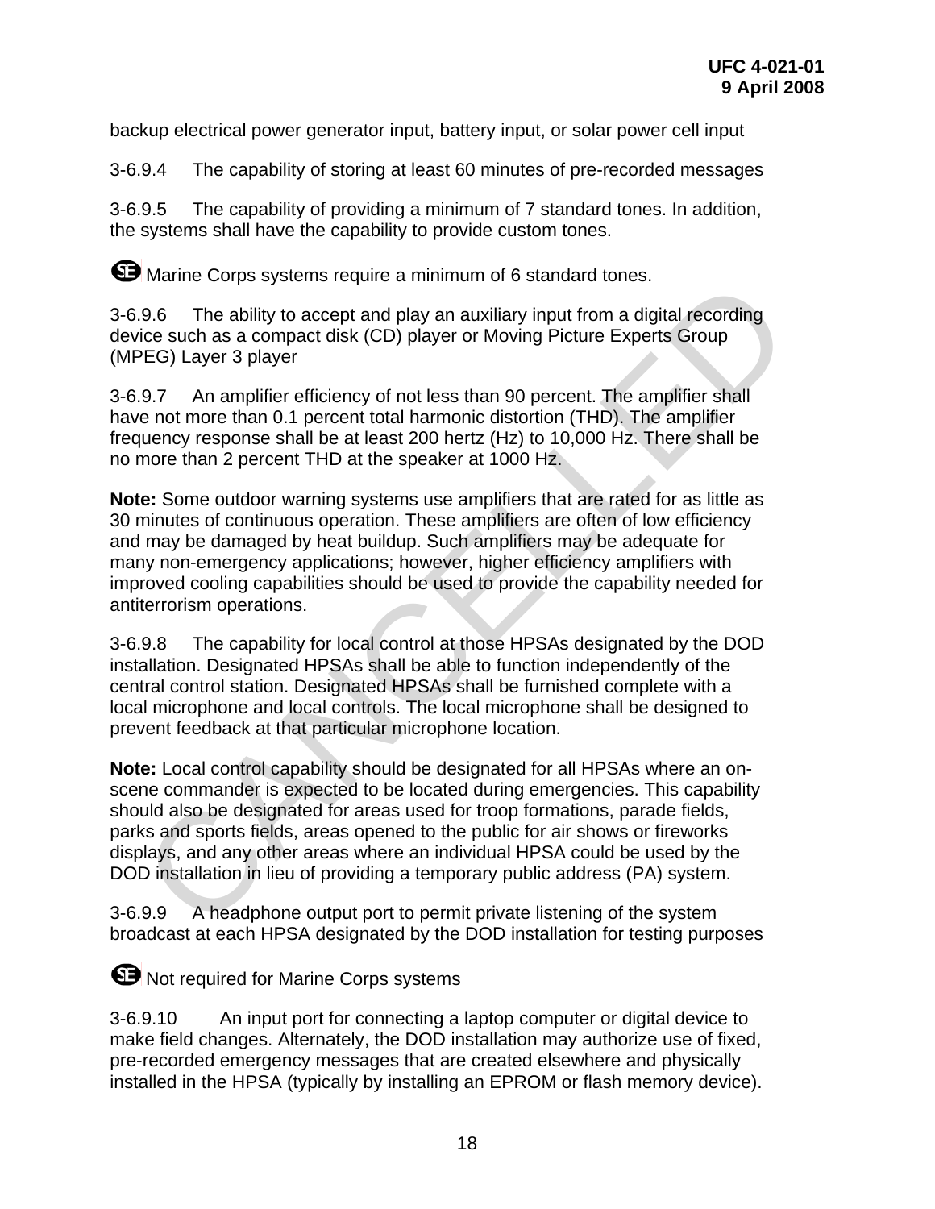backup electrical power generator input, battery input, or solar power cell input

3-6.9.4 The capability of storing at least 60 minutes of pre-recorded messages

3-6.9.5 The capability of providing a minimum of 7 standard tones. In addition, the systems shall have the capability to provide custom tones.

SE Marine Corps systems require a minimum of 6 standard tones.

3-6.9.6 The ability to accept and play an auxiliary input from a digital recording device such as a compact disk (CD) player or Moving Picture Experts Group (MPEG) Layer 3 player

3-6.9.7 An amplifier efficiency of not less than 90 percent. The amplifier shall have not more than 0.1 percent total harmonic distortion (THD). The amplifier frequency response shall be at least 200 hertz (Hz) to 10,000 Hz. There shall be no more than 2 percent THD at the speaker at 1000 Hz.

**Note:** Some outdoor warning systems use amplifiers that are rated for as little as 30 minutes of continuous operation. These amplifiers are often of low efficiency and may be damaged by heat buildup. Such amplifiers may be adequate for many non-emergency applications; however, higher efficiency amplifiers with improved cooling capabilities should be used to provide the capability needed for antiterrorism operations.

3-6.9.8 The capability for local control at those HPSAs designated by the DOD installation. Designated HPSAs shall be able to function independently of the central control station. Designated HPSAs shall be furnished complete with a local microphone and local controls. The local microphone shall be designed to prevent feedback at that particular microphone location.

**Note:** Local control capability should be designated for all HPSAs where an on-scene commander is expected to be located during emergencies. This capability should also be designated for areas used for troop formations, parade fields, parks and sports fields, areas opened to the public for air shows or fireworks displays, and any other areas where an individual HPSA could be used by the DOD installation in lieu of providing a temporary public address (PA) system.

3-6.9.9 A headphone output port to permit private listening of the system broadcast at each HPSA designated by the DOD installation for testing purposes

SE Not required for Marine Corps systems

3-6.9.10 An input port for connecting a laptop computer or digital device to make field changes. Alternately, the DOD installation may authorize use of fixed, pre-recorded emergency messages that are created elsewhere and physically installed in the HPSA (typically by installing an EPROM or flash memory device).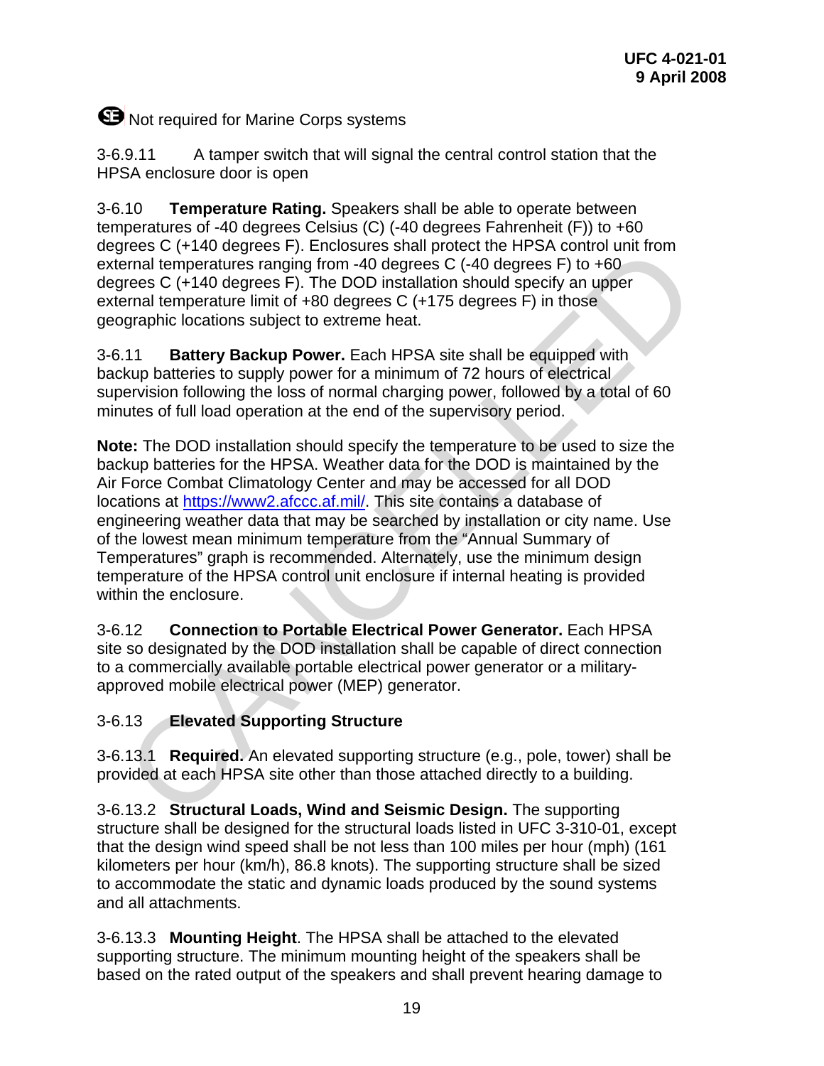SE Not required for Marine Corps systems

3-6.9.11 A tamper switch that will signal the central control station that the HPSA enclosure door is open

3-6.10 **Temperature Rating.** Speakers shall be able to operate between temperatures of -40 degrees Celsius (C) (-40 degrees Fahrenheit (F)) to +60 degrees C (+140 degrees F). Enclosures shall protect the HPSA control unit from external temperatures ranging from -40 degrees C (-40 degrees F) to +60 degrees C (+140 degrees F). The DOD installation should specify an upper external temperature limit of +80 degrees C (+175 degrees F) in those geographic locations subject to extreme heat.

3-6.11 **Battery Backup Power.** Each HPSA site shall be equipped with backup batteries to supply power for a minimum of 72 hours of electrical supervision following the loss of normal charging power, followed by a total of 60 minutes of full load operation at the end of the supervisory period.

**Note:** The DOD installation should specify the temperature to be used to size the backup batteries for the HPSA. Weather data for the DOD is maintained by the Air Force Combat Climatology Center and may be accessed for all DOD locations at https://www2.afccc.af.mil/. This site contains a database of engineering weather data that may be searched by installation or city name. Use of the lowest mean minimum temperature from the "Annual Summary of Temperatures" graph is recommended. Alternately, use the minimum design temperature of the HPSA control unit enclosure if internal heating is provided within the enclosure.

3-6.12 **Connection to Portable Electrical Power Generator.** Each HPSA site so designated by the DOD installation shall be capable of direct connection to a commercially available portable electrical power generator or a military-approved mobile electrical power (MEP) generator.

3-6.13 **Elevated Supporting Structure**

3-6.13.1 **Required.** An elevated supporting structure (e.g., pole, tower) shall be provided at each HPSA site other than those attached directly to a building.

3-6.13.2 **Structural Loads, Wind and Seismic Design.** The supporting structure shall be designed for the structural loads listed in UFC 3-310-01, except that the design wind speed shall be not less than 100 miles per hour (mph) (161 kilometers per hour (km/h), 86.8 knots). The supporting structure shall be sized to accommodate the static and dynamic loads produced by the sound systems and all attachments.

3-6.13.3 **Mounting Height**. The HPSA shall be attached to the elevated supporting structure. The minimum mounting height of the speakers shall be based on the rated output of the speakers and shall prevent hearing damage to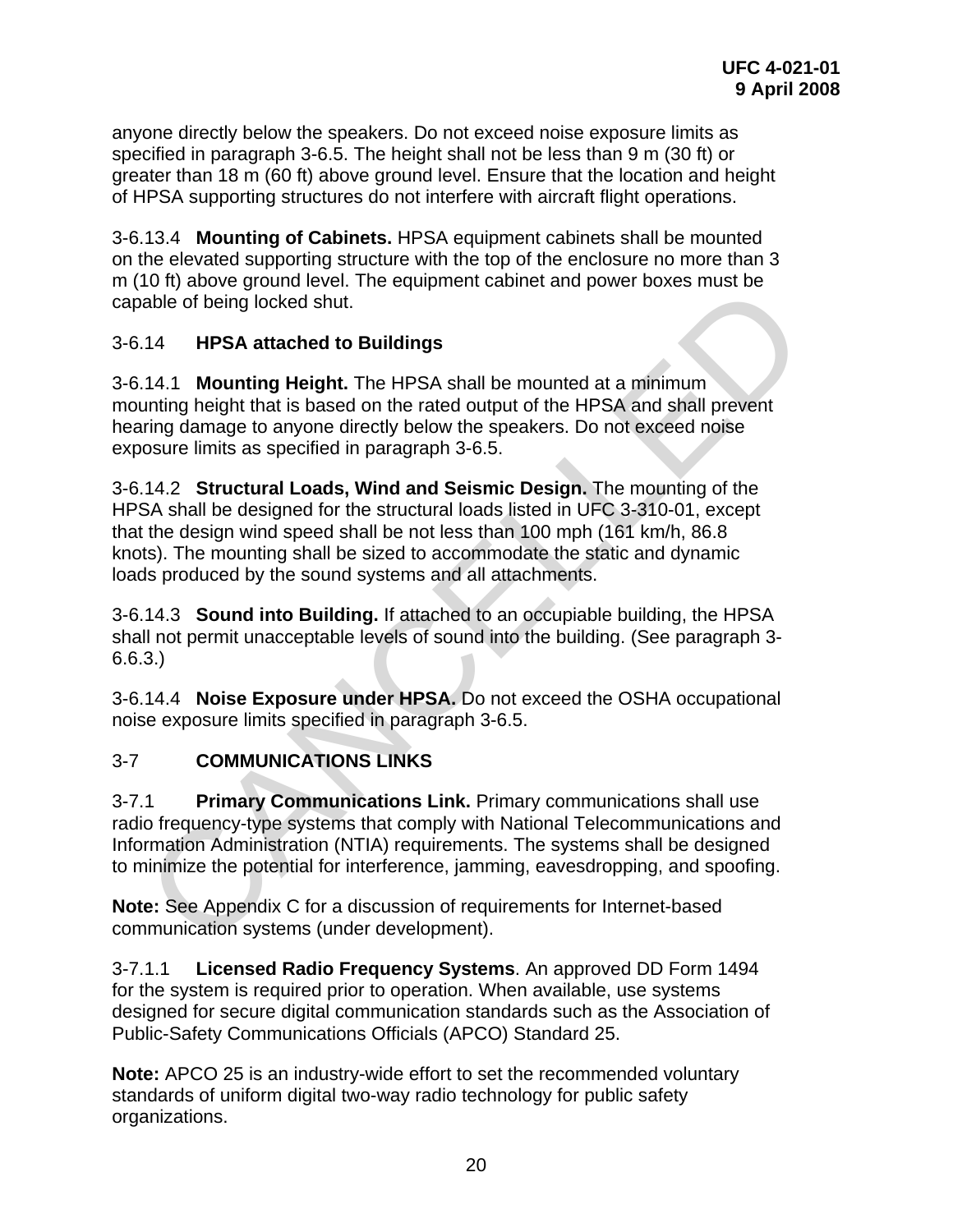anyone directly below the speakers. Do not exceed noise exposure limits as specified in paragraph 3-6.5. The height shall not be less than 9 m (30 ft) or greater than 18 m (60 ft) above ground level. Ensure that the location and height of HPSA supporting structures do not interfere with aircraft flight operations.

3-6.13.4 **Mounting of Cabinets.** HPSA equipment cabinets shall be mounted on the elevated supporting structure with the top of the enclosure no more than 3 m (10 ft) above ground level. The equipment cabinet and power boxes must be capable of being locked shut.

### 3-6.14 HPSA attached to Buildings

3-6.14.1 **Mounting Height.** The HPSA shall be mounted at a minimum mounting height that is based on the rated output of the HPSA and shall prevent hearing damage to anyone directly below the speakers. Do not exceed noise exposure limits as specified in paragraph 3-6.5.

3-6.14.2 **Structural Loads, Wind and Seismic Design.** The mounting of the HPSA shall be designed for the structural loads listed in UFC 3-310-01, except that the design wind speed shall be not less than 100 mph (161 km/h, 86.8 knots). The mounting shall be sized to accommodate the static and dynamic loads produced by the sound systems and all attachments.

3-6.14.3 **Sound into Building.** If attached to an occupiable building, the HPSA shall not permit unacceptable levels of sound into the building. (See paragraph 3-6.6.3.)

3-6.14.4 **Noise Exposure under HPSA.** Do not exceed the OSHA occupational noise exposure limits specified in paragraph 3-6.5.

## 3-7 COMMUNICATIONS LINKS

3-7.1 **Primary Communications Link.** Primary communications shall use radio frequency-type systems that comply with National Telecommunications and Information Administration (NTIA) requirements. The systems shall be designed to minimize the potential for interference, jamming, eavesdropping, and spoofing.

**Note:** See Appendix C for a discussion of requirements for Internet-based communication systems (under development).

3-7.1.1 **Licensed Radio Frequency Systems**. An approved DD Form 1494 for the system is required prior to operation. When available, use systems designed for secure digital communication standards such as the Association of Public-Safety Communications Officials (APCO) Standard 25.

**Note:** APCO 25 is an industry-wide effort to set the recommended voluntary standards of uniform digital two-way radio technology for public safety organizations.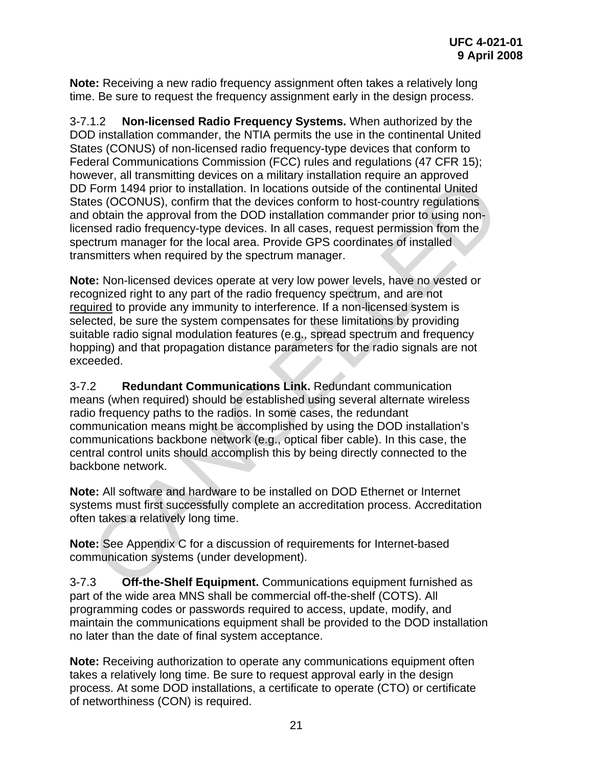**Note:** Receiving a new radio frequency assignment often takes a relatively long time. Be sure to request the frequency assignment early in the design process.

3-7.1.2 **Non-licensed Radio Frequency Systems.** When authorized by the DOD installation commander, the NTIA permits the use in the continental United States (CONUS) of non-licensed radio frequency-type devices that conform to Federal Communications Commission (FCC) rules and regulations (47 CFR 15); however, all transmitting devices on a military installation require an approved DD Form 1494 prior to installation. In locations outside of the continental United States (OCONUS), confirm that the devices conform to host-country regulations and obtain the approval from the DOD installation commander prior to using non-licensed radio frequency-type devices. In all cases, request permission from the spectrum manager for the local area. Provide GPS coordinates of installed transmitters when required by the spectrum manager.

**Note:** Non-licensed devices operate at very low power levels, have no vested or recognized right to any part of the radio frequency spectrum, and are not required to provide any immunity to interference. If a non-licensed system is selected, be sure the system compensates for these limitations by providing suitable radio signal modulation features (e.g., spread spectrum and frequency hopping) and that propagation distance parameters for the radio signals are not exceeded.

3-7.2 **Redundant Communications Link.** Redundant communication means (when required) should be established using several alternate wireless radio frequency paths to the radios. In some cases, the redundant communication means might be accomplished by using the DOD installation's communications backbone network (e.g., optical fiber cable). In this case, the central control units should accomplish this by being directly connected to the backbone network.

**Note:** All software and hardware to be installed on DOD Ethernet or Internet systems must first successfully complete an accreditation process. Accreditation often takes a relatively long time.

**Note:** See Appendix C for a discussion of requirements for Internet-based communication systems (under development).

3-7.3 **Off-the-Shelf Equipment.** Communications equipment furnished as part of the wide area MNS shall be commercial off-the-shelf (COTS). All programming codes or passwords required to access, update, modify, and maintain the communications equipment shall be provided to the DOD installation no later than the date of final system acceptance.

**Note:** Receiving authorization to operate any communications equipment often takes a relatively long time. Be sure to request approval early in the design process. At some DOD installations, a certificate to operate (CTO) or certificate of networthiness (CON) is required.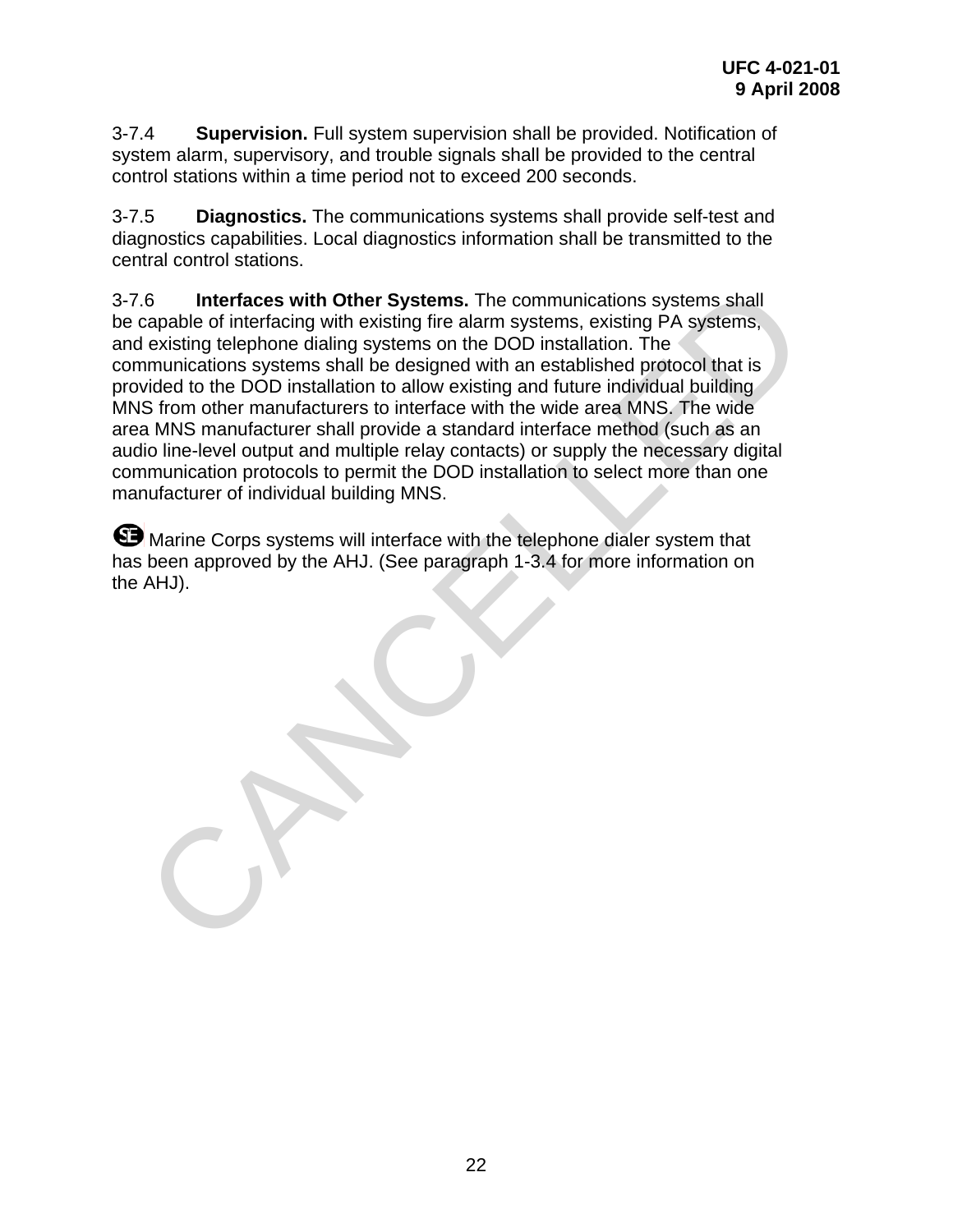3-7.4 **Supervision.** Full system supervision shall be provided. Notification of system alarm, supervisory, and trouble signals shall be provided to the central control stations within a time period not to exceed 200 seconds.

3-7.5 **Diagnostics.** The communications systems shall provide self-test and diagnostics capabilities. Local diagnostics information shall be transmitted to the central control stations.

3-7.6 **Interfaces with Other Systems.** The communications systems shall be capable of interfacing with existing fire alarm systems, existing PA systems, and existing telephone dialing systems on the DOD installation. The communications systems shall be designed with an established protocol that is provided to the DOD installation to allow existing and future individual building MNS from other manufacturers to interface with the wide area MNS. The wide area MNS manufacturer shall provide a standard interface method (such as an audio line-level output and multiple relay contacts) or supply the necessary digital communication protocols to permit the DOD installation to select more than one manufacturer of individual building MNS.

SE Marine Corps systems will interface with the telephone dialer system that has been approved by the AHJ. (See paragraph 1-3.4 for more information on the AHJ).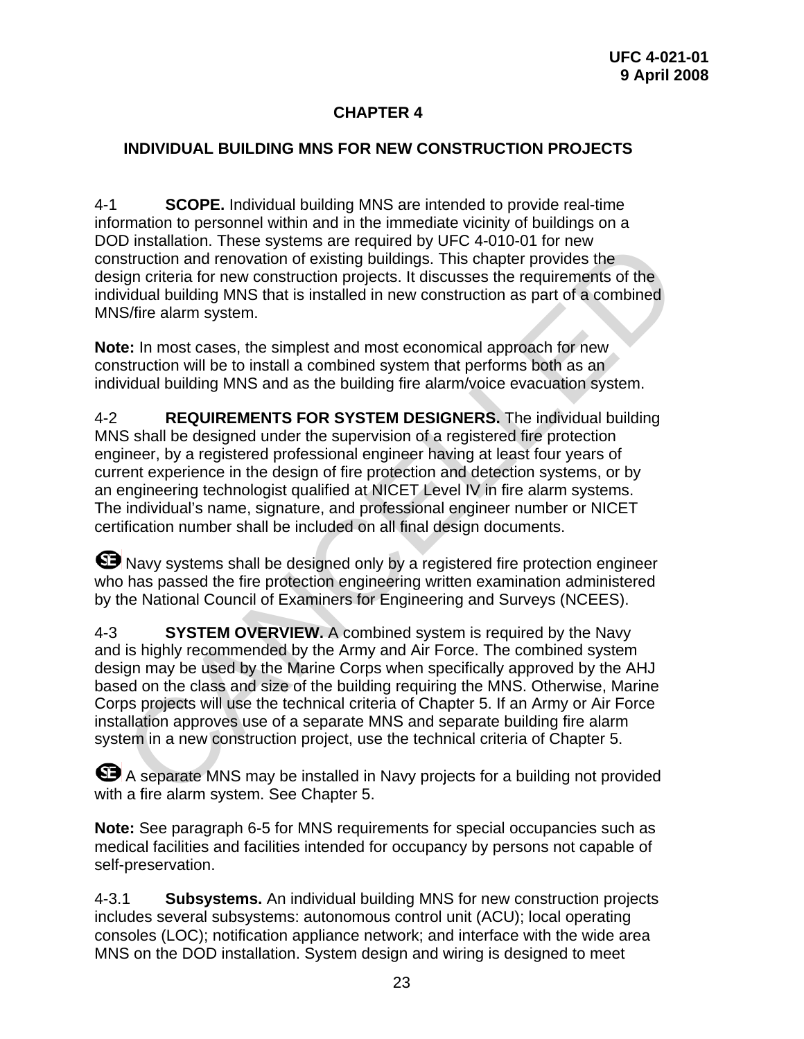# CHAPTER 4

## INDIVIDUAL BUILDING MNS FOR NEW CONSTRUCTION PROJECTS

4-1 **SCOPE.** Individual building MNS are intended to provide real-time information to personnel within and in the immediate vicinity of buildings on a DOD installation. These systems are required by UFC 4-010-01 for new construction and renovation of existing buildings. This chapter provides the design criteria for new construction projects. It discusses the requirements of the individual building MNS that is installed in new construction as part of a combined MNS/fire alarm system.

**Note:** In most cases, the simplest and most economical approach for new construction will be to install a combined system that performs both as an individual building MNS and as the building fire alarm/voice evacuation system.

4-2 **REQUIREMENTS FOR SYSTEM DESIGNERS.** The individual building MNS shall be designed under the supervision of a registered fire protection engineer, by a registered professional engineer having at least four years of current experience in the design of fire protection and detection systems, or by an engineering technologist qualified at NICET Level IV in fire alarm systems. The individual's name, signature, and professional engineer number or NICET certification number shall be included on all final design documents.

SE Navy systems shall be designed only by a registered fire protection engineer who has passed the fire protection engineering written examination administered by the National Council of Examiners for Engineering and Surveys (NCEES).

4-3 **SYSTEM OVERVIEW.** A combined system is required by the Navy and is highly recommended by the Army and Air Force. The combined system design may be used by the Marine Corps when specifically approved by the AHJ based on the class and size of the building requiring the MNS. Otherwise, Marine Corps projects will use the technical criteria of Chapter 5. If an Army or Air Force installation approves use of a separate MNS and separate building fire alarm system in a new construction project, use the technical criteria of Chapter 5.

SE A separate MNS may be installed in Navy projects for a building not provided with a fire alarm system. See Chapter 5.

**Note:** See paragraph 6-5 for MNS requirements for special occupancies such as medical facilities and facilities intended for occupancy by persons not capable of self-preservation.

4-3.1 **Subsystems.** An individual building MNS for new construction projects includes several subsystems: autonomous control unit (ACU); local operating consoles (LOC); notification appliance network; and interface with the wide area MNS on the DOD installation. System design and wiring is designed to meet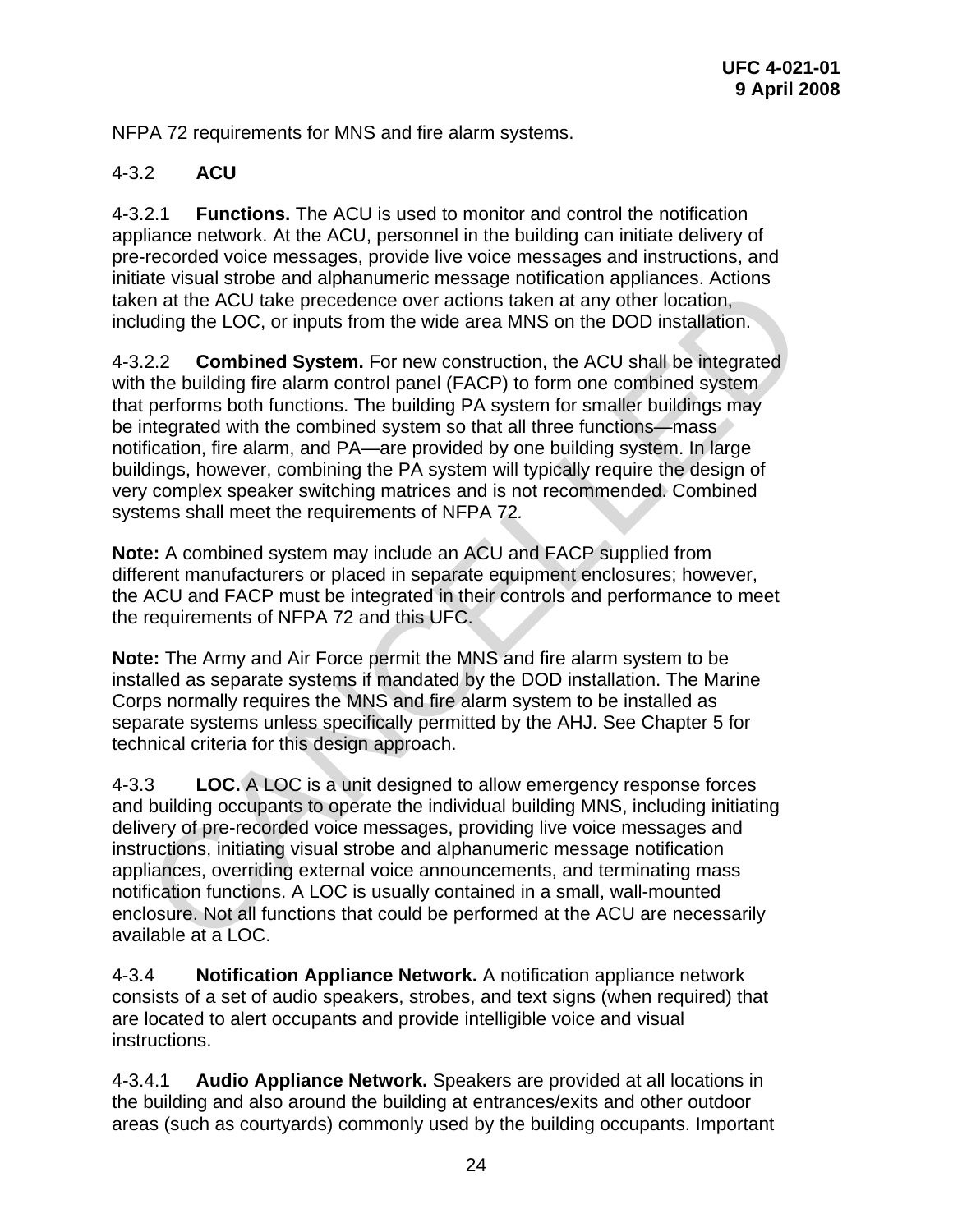NFPA 72 requirements for MNS and fire alarm systems.

### 4-3.2 ACU

4-3.2.1 **Functions.** The ACU is used to monitor and control the notification appliance network. At the ACU, personnel in the building can initiate delivery of pre-recorded voice messages, provide live voice messages and instructions, and initiate visual strobe and alphanumeric message notification appliances. Actions taken at the ACU take precedence over actions taken at any other location, including the LOC, or inputs from the wide area MNS on the DOD installation.

4-3.2.2 **Combined System.** For new construction, the ACU shall be integrated with the building fire alarm control panel (FACP) to form one combined system that performs both functions. The building PA system for smaller buildings may be integrated with the combined system so that all three functions—mass notification, fire alarm, and PA—are provided by one building system. In large buildings, however, combining the PA system will typically require the design of very complex speaker switching matrices and is not recommended. Combined systems shall meet the requirements of NFPA 72.

**Note:** A combined system may include an ACU and FACP supplied from different manufacturers or placed in separate equipment enclosures; however, the ACU and FACP must be integrated in their controls and performance to meet the requirements of NFPA 72 and this UFC.

**Note:** The Army and Air Force permit the MNS and fire alarm system to be installed as separate systems if mandated by the DOD installation. The Marine Corps normally requires the MNS and fire alarm system to be installed as separate systems unless specifically permitted by the AHJ. See Chapter 5 for technical criteria for this design approach.

4-3.3 **LOC.** A LOC is a unit designed to allow emergency response forces and building occupants to operate the individual building MNS, including initiating delivery of pre-recorded voice messages, providing live voice messages and instructions, initiating visual strobe and alphanumeric message notification appliances, overriding external voice announcements, and terminating mass notification functions. A LOC is usually contained in a small, wall-mounted enclosure. Not all functions that could be performed at the ACU are necessarily available at a LOC.

4-3.4 **Notification Appliance Network.** A notification appliance network consists of a set of audio speakers, strobes, and text signs (when required) that are located to alert occupants and provide intelligible voice and visual instructions.

4-3.4.1 **Audio Appliance Network.** Speakers are provided at all locations in the building and also around the building at entrances/exits and other outdoor areas (such as courtyards) commonly used by the building occupants. Important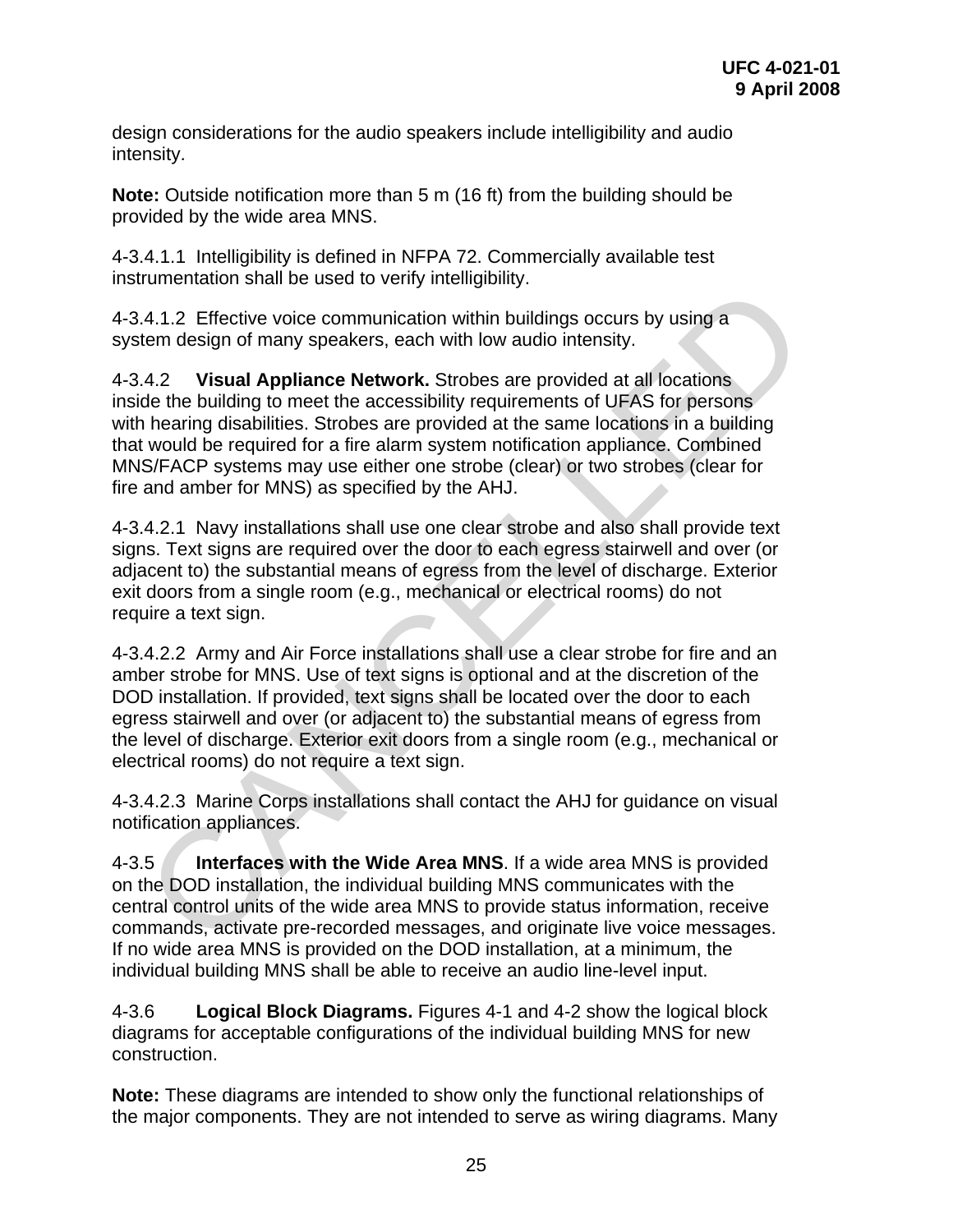design considerations for the audio speakers include intelligibility and audio intensity.

**Note:** Outside notification more than 5 m (16 ft) from the building should be provided by the wide area MNS.

4-3.4.1.1 Intelligibility is defined in NFPA 72. Commercially available test instrumentation shall be used to verify intelligibility.

4-3.4.1.2 Effective voice communication within buildings occurs by using a system design of many speakers, each with low audio intensity.

4-3.4.2 **Visual Appliance Network.** Strobes are provided at all locations inside the building to meet the accessibility requirements of UFAS for persons with hearing disabilities. Strobes are provided at the same locations in a building that would be required for a fire alarm system notification appliance. Combined MNS/FACP systems may use either one strobe (clear) or two strobes (clear for fire and amber for MNS) as specified by the AHJ.

4-3.4.2.1 Navy installations shall use one clear strobe and also shall provide text signs. Text signs are required over the door to each egress stairwell and over (or adjacent to) the substantial means of egress from the level of discharge. Exterior exit doors from a single room (e.g., mechanical or electrical rooms) do not require a text sign.

4-3.4.2.2 Army and Air Force installations shall use a clear strobe for fire and an amber strobe for MNS. Use of text signs is optional and at the discretion of the DOD installation. If provided, text signs shall be located over the door to each egress stairwell and over (or adjacent to) the substantial means of egress from the level of discharge. Exterior exit doors from a single room (e.g., mechanical or electrical rooms) do not require a text sign.

4-3.4.2.3 Marine Corps installations shall contact the AHJ for guidance on visual notification appliances.

4-3.5 **Interfaces with the Wide Area MNS**. If a wide area MNS is provided on the DOD installation, the individual building MNS communicates with the central control units of the wide area MNS to provide status information, receive commands, activate pre-recorded messages, and originate live voice messages. If no wide area MNS is provided on the DOD installation, at a minimum, the individual building MNS shall be able to receive an audio line-level input.

4-3.6 **Logical Block Diagrams.** Figures 4-1 and 4-2 show the logical block diagrams for acceptable configurations of the individual building MNS for new construction.

**Note:** These diagrams are intended to show only the functional relationships of the major components. They are not intended to serve as wiring diagrams. Many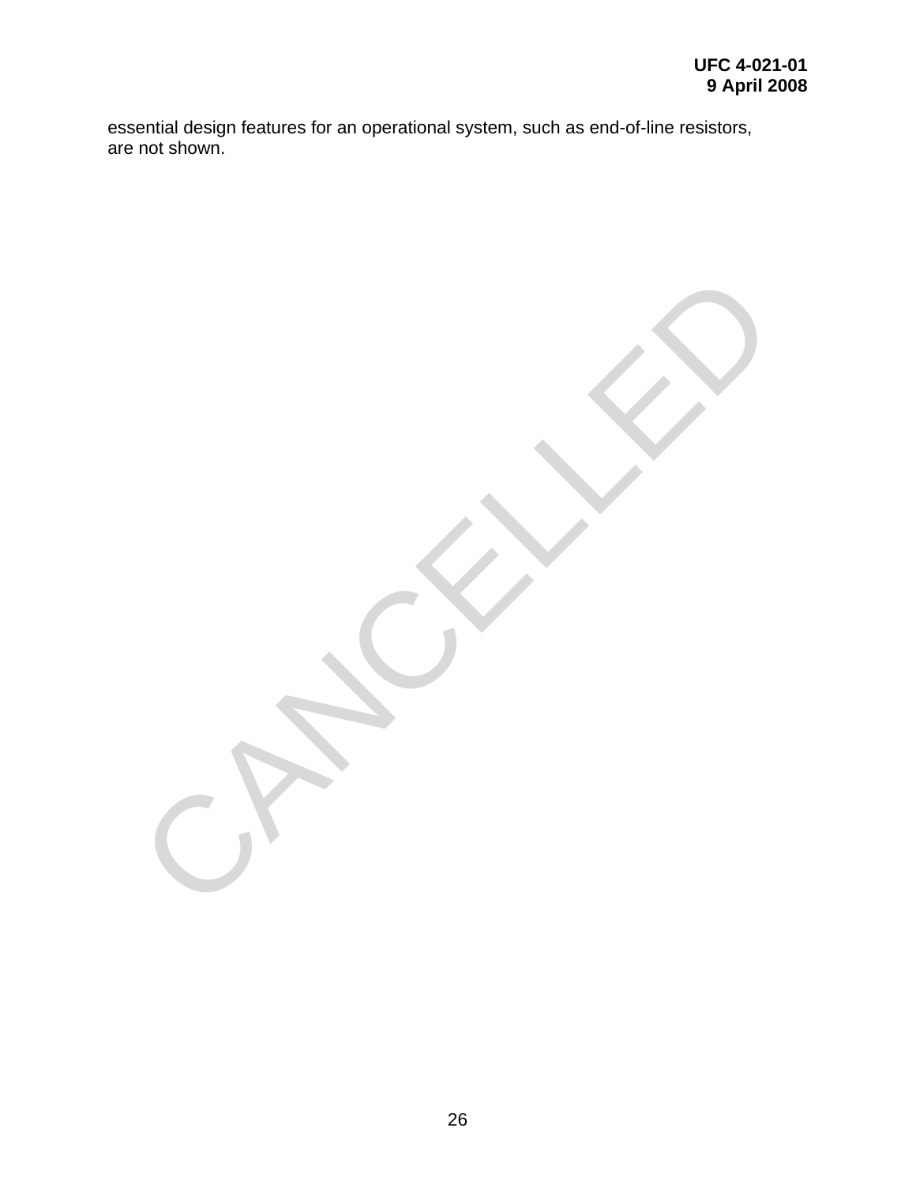essential design features for an operational system, such as end-of-line resistors, are not shown.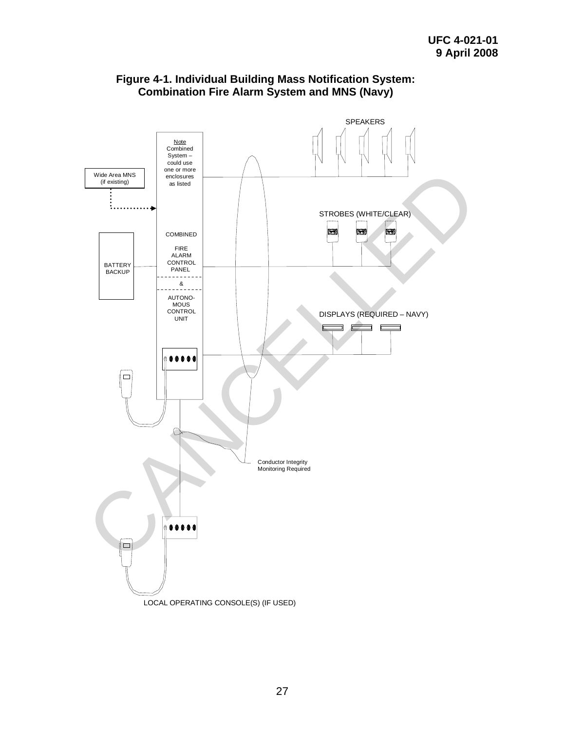**Figure 4-1. Individual Building Mass Notification System: Combination Fire Alarm System and MNS (Navy)**

SPEAKERS

Note
Combined System – could use one or more enclosures as listed

Wide Area MNS (if existing)

STROBES (WHITE/CLEAR)

COMBINED FIRE ALARM CONTROL PANEL

&

AUTONOMOUS CONTROL UNIT

BATTERY BACKUP

DISPLAYS (REQUIRED – NAVY)

Conductor Integrity Monitoring Required

LOCAL OPERATING CONSOLE(S) (IF USED)

CANCELLED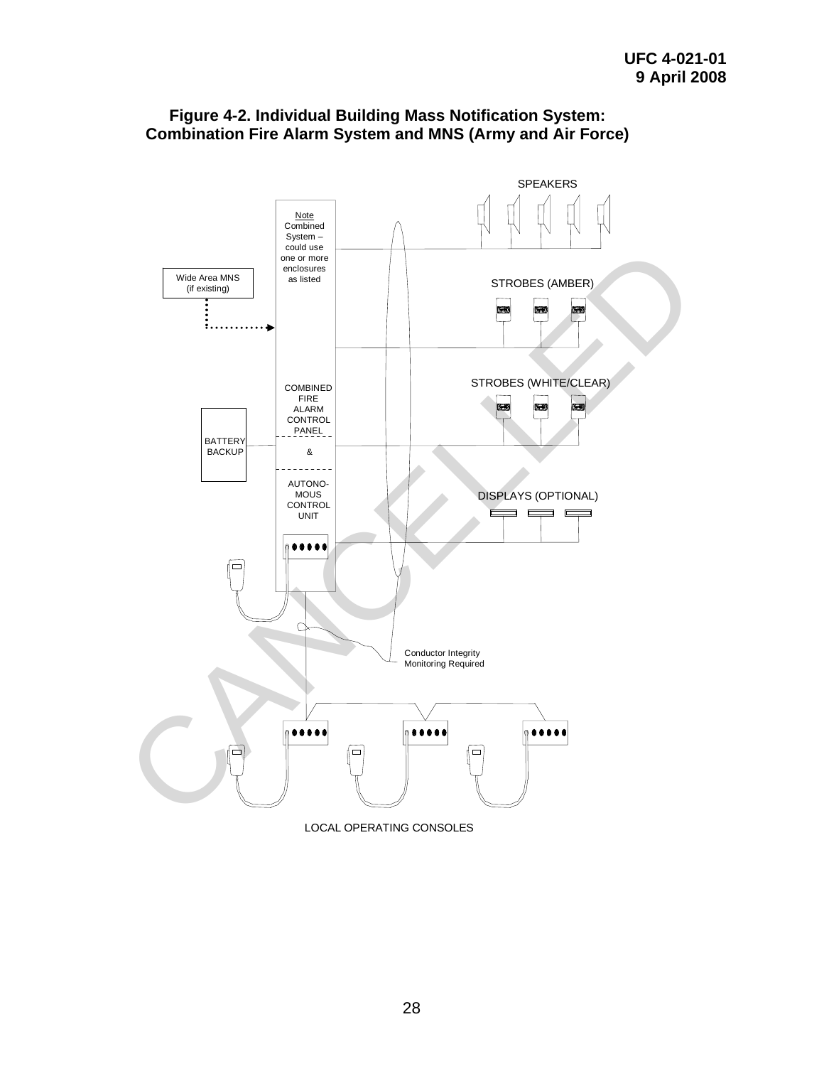**Figure 4-2. Individual Building Mass Notification System: Combination Fire Alarm System and MNS (Army and Air Force)**

Note
Combined System – could use one or more enclosures as listed

Wide Area MNS (if existing)

SPEAKERS

STROBES (AMBER)

STROBES (WHITE/CLEAR)

COMBINED FIRE ALARM CONTROL PANEL

&

AUTONOMOUS CONTROL UNIT

BATTERY BACKUP

DISPLAYS (OPTIONAL)

Conductor Integrity Monitoring Required

LOCAL OPERATING CONSOLES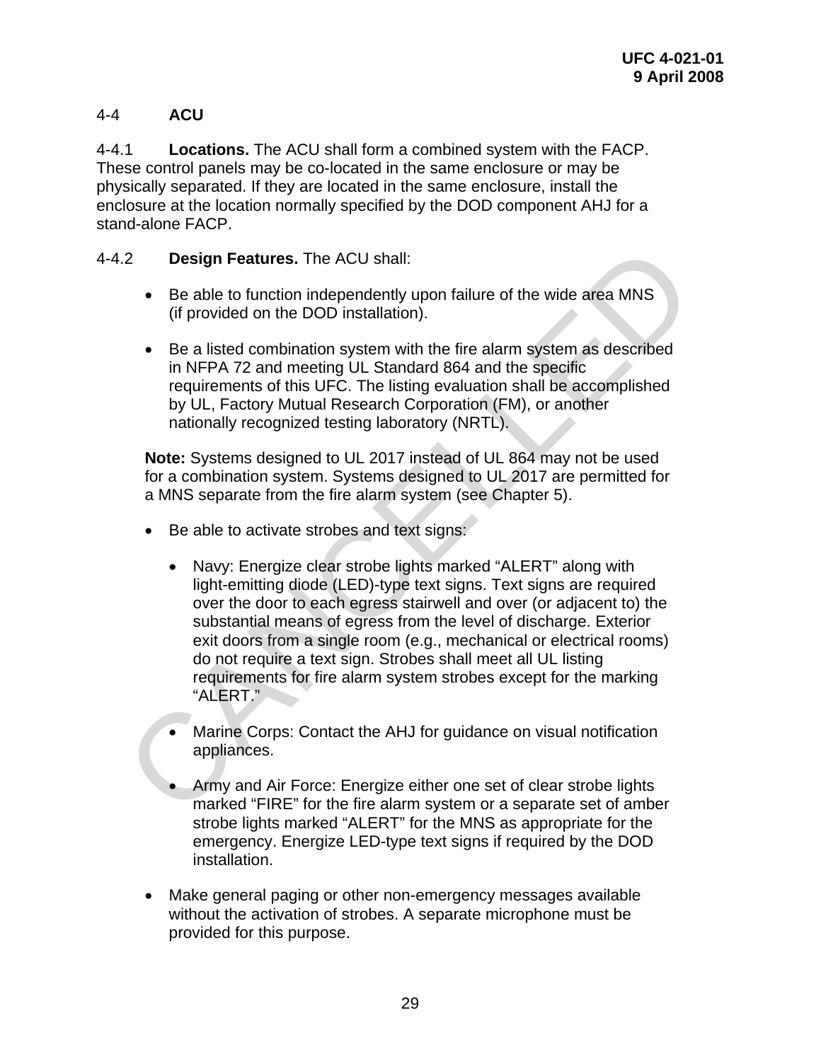## 4-4 ACU

4-4.1 **Locations.** The ACU shall form a combined system with the FACP. These control panels may be co-located in the same enclosure or may be physically separated. If they are located in the same enclosure, install the enclosure at the location normally specified by the DOD component AHJ for a stand-alone FACP.

4-4.2 **Design Features.** The ACU shall:

- Be able to function independently upon failure of the wide area MNS (if provided on the DOD installation).

- Be a listed combination system with the fire alarm system as described in NFPA 72 and meeting UL Standard 864 and the specific requirements of this UFC. The listing evaluation shall be accomplished by UL, Factory Mutual Research Corporation (FM), or another nationally recognized testing laboratory (NRTL).

**Note:** Systems designed to UL 2017 instead of UL 864 may not be used for a combination system. Systems designed to UL 2017 are permitted for a MNS separate from the fire alarm system (see Chapter 5).

- Be able to activate strobes and text signs:

  - Navy: Energize clear strobe lights marked "ALERT" along with light-emitting diode (LED)-type text signs. Text signs are required over the door to each egress stairwell and over (or adjacent to) the substantial means of egress from the level of discharge. Exterior exit doors from a single room (e.g., mechanical or electrical rooms) do not require a text sign. Strobes shall meet all UL listing requirements for fire alarm system strobes except for the marking "ALERT."

  - Marine Corps: Contact the AHJ for guidance on visual notification appliances.

  - Army and Air Force: Energize either one set of clear strobe lights marked "FIRE" for the fire alarm system or a separate set of amber strobe lights marked "ALERT" for the MNS as appropriate for the emergency. Energize LED-type text signs if required by the DOD installation.

- Make general paging or other non-emergency messages available without the activation of strobes. A separate microphone must be provided for this purpose.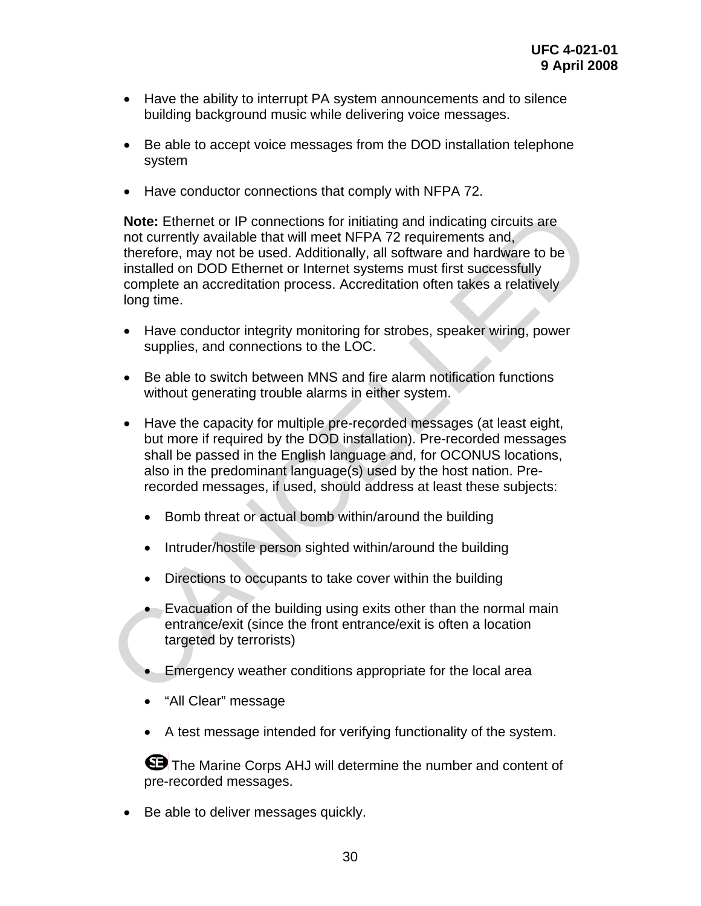- Have the ability to interrupt PA system announcements and to silence building background music while delivering voice messages.

- Be able to accept voice messages from the DOD installation telephone system

- Have conductor connections that comply with NFPA 72.

**Note:** Ethernet or IP connections for initiating and indicating circuits are not currently available that will meet NFPA 72 requirements and, therefore, may not be used. Additionally, all software and hardware to be installed on DOD Ethernet or Internet systems must first successfully complete an accreditation process. Accreditation often takes a relatively long time.

- Have conductor integrity monitoring for strobes, speaker wiring, power supplies, and connections to the LOC.

- Be able to switch between MNS and fire alarm notification functions without generating trouble alarms in either system.

- Have the capacity for multiple pre-recorded messages (at least eight, but more if required by the DOD installation). Pre-recorded messages shall be passed in the English language and, for OCONUS locations, also in the predominant language(s) used by the host nation. Pre-recorded messages, if used, should address at least these subjects:

  - Bomb threat or actual bomb within/around the building

  - Intruder/hostile person sighted within/around the building

  - Directions to occupants to take cover within the building

  - Evacuation of the building using exits other than the normal main entrance/exit (since the front entrance/exit is often a location targeted by terrorists)

  - Emergency weather conditions appropriate for the local area

  - "All Clear" message

  - A test message intended for verifying functionality of the system.

  SE The Marine Corps AHJ will determine the number and content of pre-recorded messages.

- Be able to deliver messages quickly.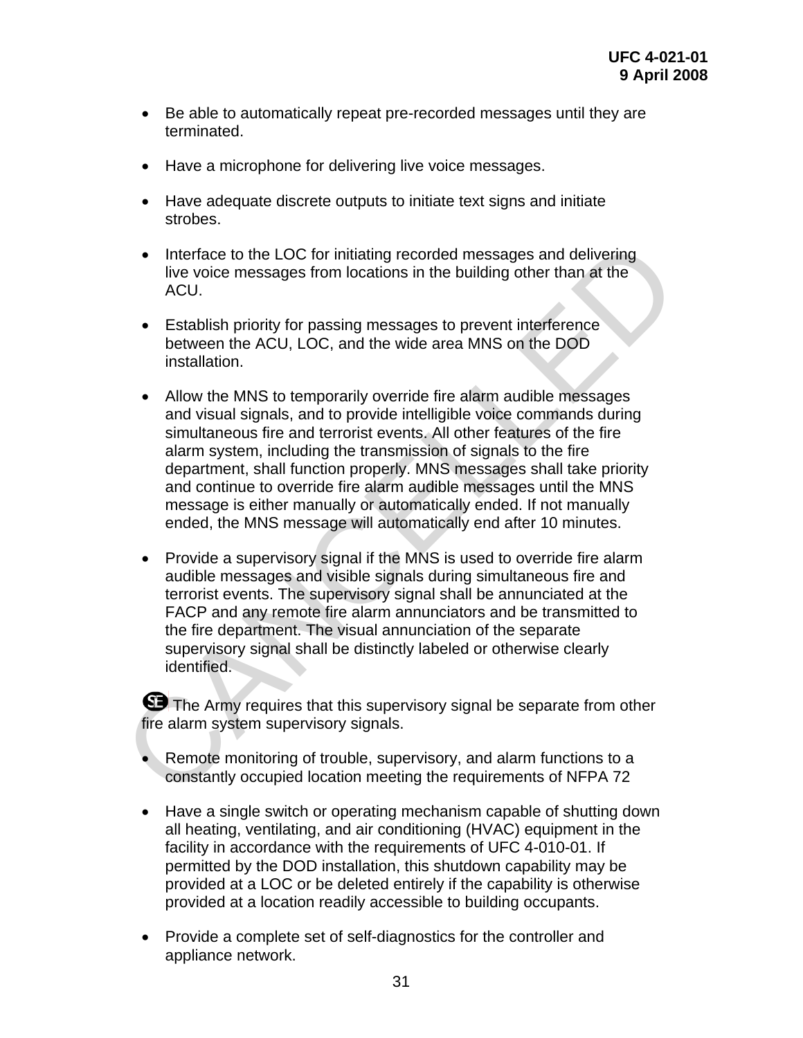- Be able to automatically repeat pre-recorded messages until they are terminated.

- Have a microphone for delivering live voice messages.

- Have adequate discrete outputs to initiate text signs and initiate strobes.

- Interface to the LOC for initiating recorded messages and delivering live voice messages from locations in the building other than at the ACU.

- Establish priority for passing messages to prevent interference between the ACU, LOC, and the wide area MNS on the DOD installation.

- Allow the MNS to temporarily override fire alarm audible messages and visual signals, and to provide intelligible voice commands during simultaneous fire and terrorist events. All other features of the fire alarm system, including the transmission of signals to the fire department, shall function properly. MNS messages shall take priority and continue to override fire alarm audible messages until the MNS message is either manually or automatically ended. If not manually ended, the MNS message will automatically end after 10 minutes.

- Provide a supervisory signal if the MNS is used to override fire alarm audible messages and visible signals during simultaneous fire and terrorist events. The supervisory signal shall be annunciated at the FACP and any remote fire alarm annunciators and be transmitted to the fire department. The visual annunciation of the separate supervisory signal shall be distinctly labeled or otherwise clearly identified.

SE The Army requires that this supervisory signal be separate from other fire alarm system supervisory signals.

- Remote monitoring of trouble, supervisory, and alarm functions to a constantly occupied location meeting the requirements of NFPA 72

- Have a single switch or operating mechanism capable of shutting down all heating, ventilating, and air conditioning (HVAC) equipment in the facility in accordance with the requirements of UFC 4-010-01. If permitted by the DOD installation, this shutdown capability may be provided at a LOC or be deleted entirely if the capability is otherwise provided at a location readily accessible to building occupants.

- Provide a complete set of self-diagnostics for the controller and appliance network.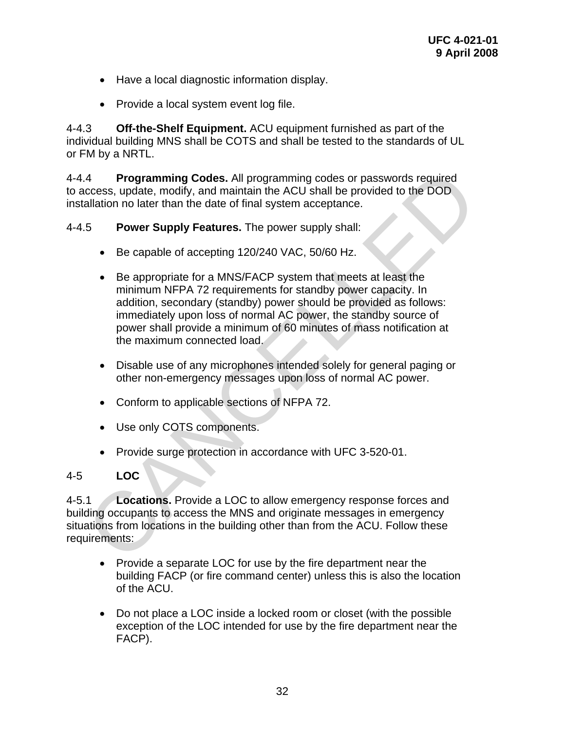- Have a local diagnostic information display.

- Provide a local system event log file.

4-4.3 **Off-the-Shelf Equipment.** ACU equipment furnished as part of the individual building MNS shall be COTS and shall be tested to the standards of UL or FM by a NRTL.

4-4.4 **Programming Codes.** All programming codes or passwords required to access, update, modify, and maintain the ACU shall be provided to the DOD installation no later than the date of final system acceptance.

4-4.5 **Power Supply Features.** The power supply shall:

- Be capable of accepting 120/240 VAC, 50/60 Hz.

- Be appropriate for a MNS/FACP system that meets at least the minimum NFPA 72 requirements for standby power capacity. In addition, secondary (standby) power should be provided as follows: immediately upon loss of normal AC power, the standby source of power shall provide a minimum of 60 minutes of mass notification at the maximum connected load.

- Disable use of any microphones intended solely for general paging or other non-emergency messages upon loss of normal AC power.

- Conform to applicable sections of NFPA 72.

- Use only COTS components.

- Provide surge protection in accordance with UFC 3-520-01.

## 4-5 LOC

4-5.1 **Locations.** Provide a LOC to allow emergency response forces and building occupants to access the MNS and originate messages in emergency situations from locations in the building other than from the ACU. Follow these requirements:

- Provide a separate LOC for use by the fire department near the building FACP (or fire command center) unless this is also the location of the ACU.

- Do not place a LOC inside a locked room or closet (with the possible exception of the LOC intended for use by the fire department near the FACP).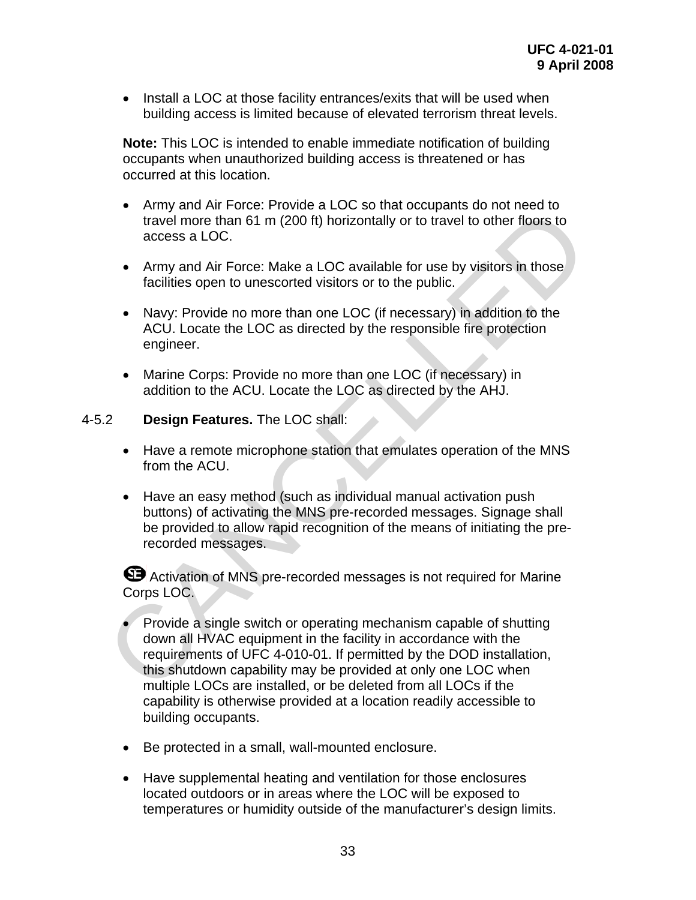- Install a LOC at those facility entrances/exits that will be used when building access is limited because of elevated terrorism threat levels.

**Note:** This LOC is intended to enable immediate notification of building occupants when unauthorized building access is threatened or has occurred at this location.

- Army and Air Force: Provide a LOC so that occupants do not need to travel more than 61 m (200 ft) horizontally or to travel to other floors to access a LOC.

- Army and Air Force: Make a LOC available for use by visitors in those facilities open to unescorted visitors or to the public.

- Navy: Provide no more than one LOC (if necessary) in addition to the ACU. Locate the LOC as directed by the responsible fire protection engineer.

- Marine Corps: Provide no more than one LOC (if necessary) in addition to the ACU. Locate the LOC as directed by the AHJ.

4-5.2 **Design Features.** The LOC shall:

- Have a remote microphone station that emulates operation of the MNS from the ACU.

- Have an easy method (such as individual manual activation push buttons) of activating the MNS pre-recorded messages. Signage shall be provided to allow rapid recognition of the means of initiating the pre-recorded messages.

SE Activation of MNS pre-recorded messages is not required for Marine Corps LOC.

- Provide a single switch or operating mechanism capable of shutting down all HVAC equipment in the facility in accordance with the requirements of UFC 4-010-01. If permitted by the DOD installation, this shutdown capability may be provided at only one LOC when multiple LOCs are installed, or be deleted from all LOCs if the capability is otherwise provided at a location readily accessible to building occupants.

- Be protected in a small, wall-mounted enclosure.

- Have supplemental heating and ventilation for those enclosures located outdoors or in areas where the LOC will be exposed to temperatures or humidity outside of the manufacturer's design limits.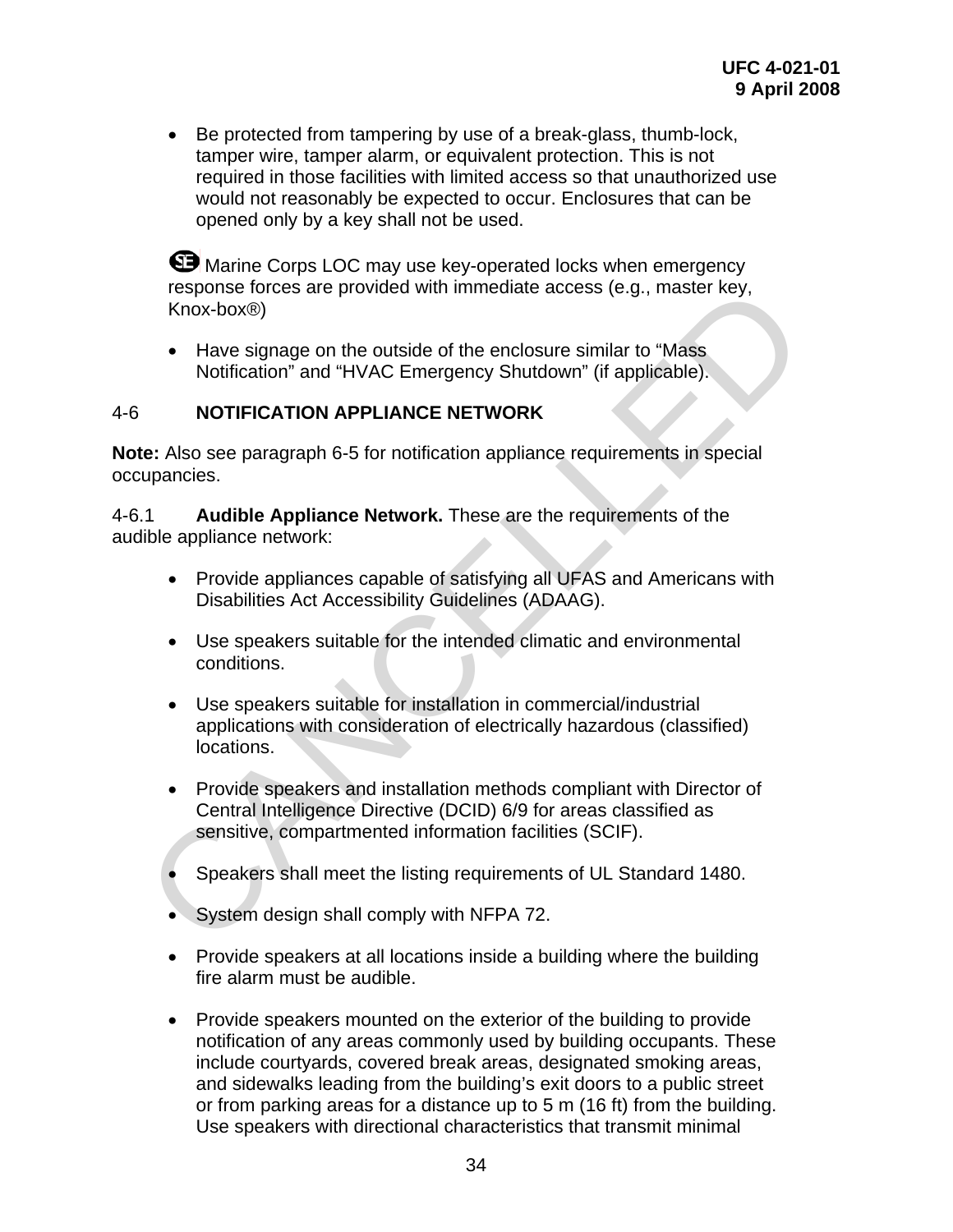- Be protected from tampering by use of a break-glass, thumb-lock, tamper wire, tamper alarm, or equivalent protection. This is not required in those facilities with limited access so that unauthorized use would not reasonably be expected to occur. Enclosures that can be opened only by a key shall not be used.

SE Marine Corps LOC may use key-operated locks when emergency response forces are provided with immediate access (e.g., master key, Knox-box®)

- Have signage on the outside of the enclosure similar to "Mass Notification" and "HVAC Emergency Shutdown" (if applicable).

## 4-6 NOTIFICATION APPLIANCE NETWORK

**Note:** Also see paragraph 6-5 for notification appliance requirements in special occupancies.

4-6.1 **Audible Appliance Network.** These are the requirements of the audible appliance network:

- Provide appliances capable of satisfying all UFAS and Americans with Disabilities Act Accessibility Guidelines (ADAAG).
- Use speakers suitable for the intended climatic and environmental conditions.
- Use speakers suitable for installation in commercial/industrial applications with consideration of electrically hazardous (classified) locations.
- Provide speakers and installation methods compliant with Director of Central Intelligence Directive (DCID) 6/9 for areas classified as sensitive, compartmented information facilities (SCIF).
- Speakers shall meet the listing requirements of UL Standard 1480.
- System design shall comply with NFPA 72.
- Provide speakers at all locations inside a building where the building fire alarm must be audible.
- Provide speakers mounted on the exterior of the building to provide notification of any areas commonly used by building occupants. These include courtyards, covered break areas, designated smoking areas, and sidewalks leading from the building's exit doors to a public street or from parking areas for a distance up to 5 m (16 ft) from the building. Use speakers with directional characteristics that transmit minimal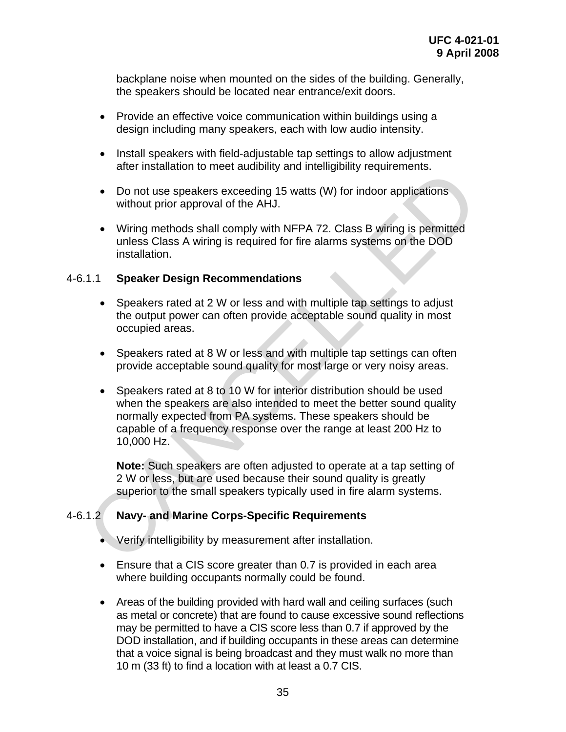backplane noise when mounted on the sides of the building. Generally, the speakers should be located near entrance/exit doors.

- Provide an effective voice communication within buildings using a design including many speakers, each with low audio intensity.
- Install speakers with field-adjustable tap settings to allow adjustment after installation to meet audibility and intelligibility requirements.
- Do not use speakers exceeding 15 watts (W) for indoor applications without prior approval of the AHJ.
- Wiring methods shall comply with NFPA 72. Class B wiring is permitted unless Class A wiring is required for fire alarms systems on the DOD installation.

#### 4-6.1.1 Speaker Design Recommendations

- Speakers rated at 2 W or less and with multiple tap settings to adjust the output power can often provide acceptable sound quality in most occupied areas.
- Speakers rated at 8 W or less and with multiple tap settings can often provide acceptable sound quality for most large or very noisy areas.
- Speakers rated at 8 to 10 W for interior distribution should be used when the speakers are also intended to meet the better sound quality normally expected from PA systems. These speakers should be capable of a frequency response over the range at least 200 Hz to 10,000 Hz.

  **Note:** Such speakers are often adjusted to operate at a tap setting of 2 W or less, but are used because their sound quality is greatly superior to the small speakers typically used in fire alarm systems.

#### 4-6.1.2 Navy- and Marine Corps-Specific Requirements

- Verify intelligibility by measurement after installation.
- Ensure that a CIS score greater than 0.7 is provided in each area where building occupants normally could be found.
- Areas of the building provided with hard wall and ceiling surfaces (such as metal or concrete) that are found to cause excessive sound reflections may be permitted to have a CIS score less than 0.7 if approved by the DOD installation, and if building occupants in these areas can determine that a voice signal is being broadcast and they must walk no more than 10 m (33 ft) to find a location with at least a 0.7 CIS.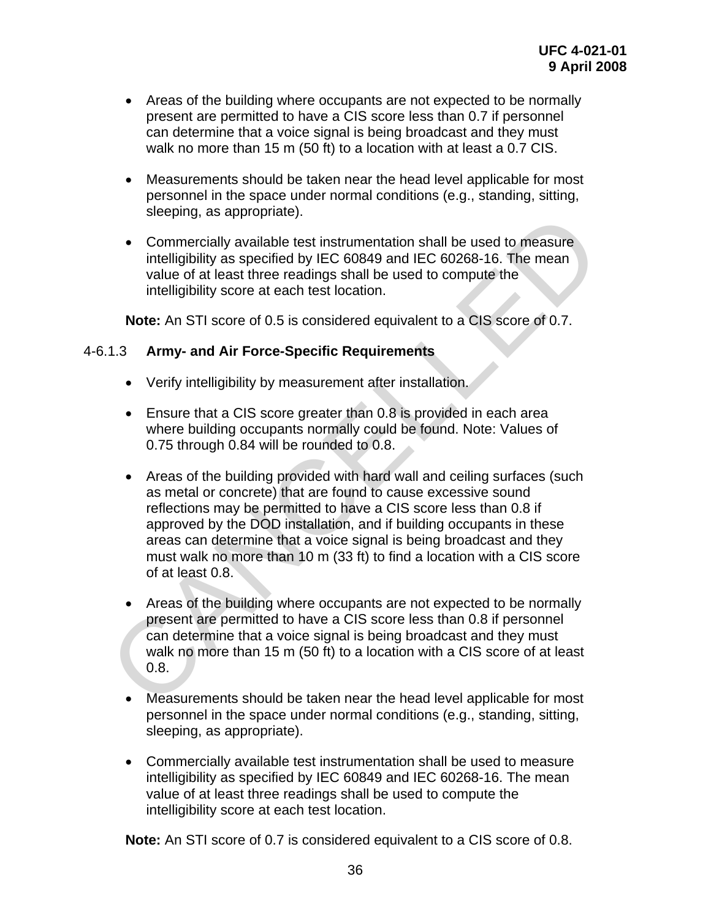- Areas of the building where occupants are not expected to be normally present are permitted to have a CIS score less than 0.7 if personnel can determine that a voice signal is being broadcast and they must walk no more than 15 m (50 ft) to a location with at least a 0.7 CIS.

- Measurements should be taken near the head level applicable for most personnel in the space under normal conditions (e.g., standing, sitting, sleeping, as appropriate).

- Commercially available test instrumentation shall be used to measure intelligibility as specified by IEC 60849 and IEC 60268-16. The mean value of at least three readings shall be used to compute the intelligibility score at each test location.

**Note:** An STI score of 0.5 is considered equivalent to a CIS score of 0.7.

4-6.1.3 **Army- and Air Force-Specific Requirements**

- Verify intelligibility by measurement after installation.

- Ensure that a CIS score greater than 0.8 is provided in each area where building occupants normally could be found. Note: Values of 0.75 through 0.84 will be rounded to 0.8.

- Areas of the building provided with hard wall and ceiling surfaces (such as metal or concrete) that are found to cause excessive sound reflections may be permitted to have a CIS score less than 0.8 if approved by the DOD installation, and if building occupants in these areas can determine that a voice signal is being broadcast and they must walk no more than 10 m (33 ft) to find a location with a CIS score of at least 0.8.

- Areas of the building where occupants are not expected to be normally present are permitted to have a CIS score less than 0.8 if personnel can determine that a voice signal is being broadcast and they must walk no more than 15 m (50 ft) to a location with a CIS score of at least 0.8.

- Measurements should be taken near the head level applicable for most personnel in the space under normal conditions (e.g., standing, sitting, sleeping, as appropriate).

- Commercially available test instrumentation shall be used to measure intelligibility as specified by IEC 60849 and IEC 60268-16. The mean value of at least three readings shall be used to compute the intelligibility score at each test location.

**Note:** An STI score of 0.7 is considered equivalent to a CIS score of 0.8.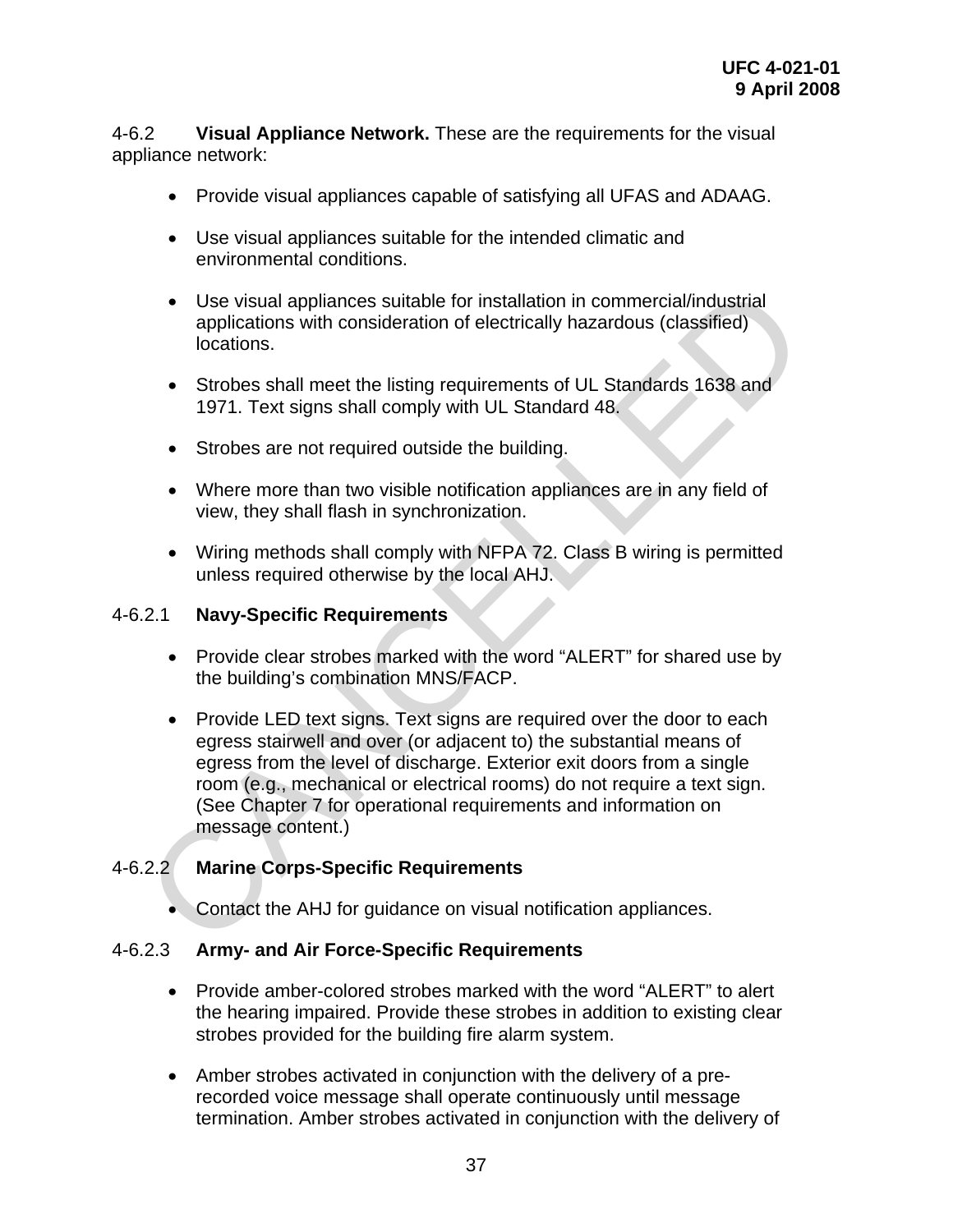4-6.2 **Visual Appliance Network.** These are the requirements for the visual appliance network:

- Provide visual appliances capable of satisfying all UFAS and ADAAG.
- Use visual appliances suitable for the intended climatic and environmental conditions.
- Use visual appliances suitable for installation in commercial/industrial applications with consideration of electrically hazardous (classified) locations.
- Strobes shall meet the listing requirements of UL Standards 1638 and 1971. Text signs shall comply with UL Standard 48.
- Strobes are not required outside the building.
- Where more than two visible notification appliances are in any field of view, they shall flash in synchronization.
- Wiring methods shall comply with NFPA 72. Class B wiring is permitted unless required otherwise by the local AHJ.

4-6.2.1 **Navy-Specific Requirements**

- Provide clear strobes marked with the word "ALERT" for shared use by the building's combination MNS/FACP.
- Provide LED text signs. Text signs are required over the door to each egress stairwell and over (or adjacent to) the substantial means of egress from the level of discharge. Exterior exit doors from a single room (e.g., mechanical or electrical rooms) do not require a text sign. (See Chapter 7 for operational requirements and information on message content.)

4-6.2.2 **Marine Corps-Specific Requirements**

- Contact the AHJ for guidance on visual notification appliances.

4-6.2.3 **Army- and Air Force-Specific Requirements**

- Provide amber-colored strobes marked with the word "ALERT" to alert the hearing impaired. Provide these strobes in addition to existing clear strobes provided for the building fire alarm system.
- Amber strobes activated in conjunction with the delivery of a pre-recorded voice message shall operate continuously until message termination. Amber strobes activated in conjunction with the delivery of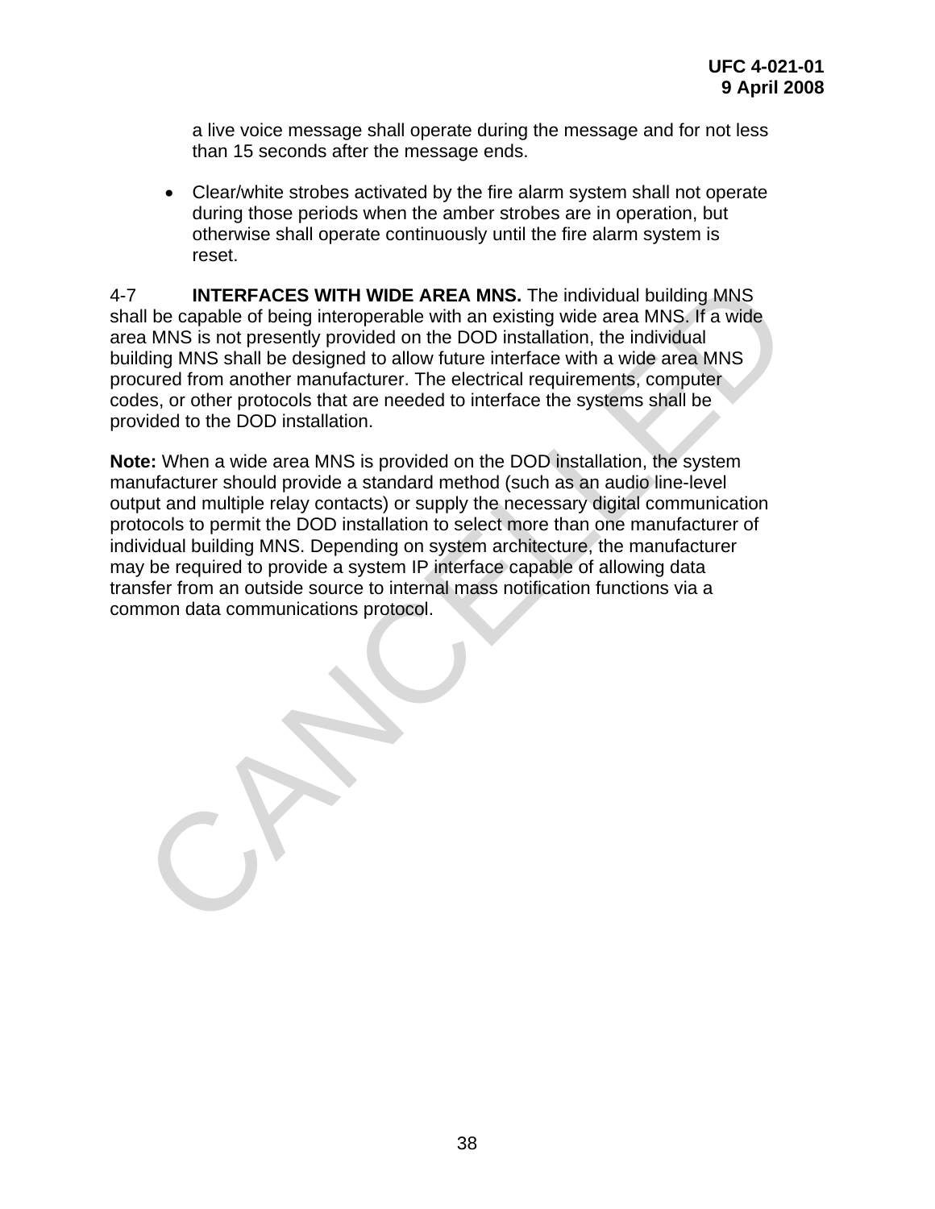a live voice message shall operate during the message and for not less than 15 seconds after the message ends.

- Clear/white strobes activated by the fire alarm system shall not operate during those periods when the amber strobes are in operation, but otherwise shall operate continuously until the fire alarm system is reset.

4-7 **INTERFACES WITH WIDE AREA MNS.** The individual building MNS shall be capable of being interoperable with an existing wide area MNS. If a wide area MNS is not presently provided on the DOD installation, the individual building MNS shall be designed to allow future interface with a wide area MNS procured from another manufacturer. The electrical requirements, computer codes, or other protocols that are needed to interface the systems shall be provided to the DOD installation.

**Note:** When a wide area MNS is provided on the DOD installation, the system manufacturer should provide a standard method (such as an audio line-level output and multiple relay contacts) or supply the necessary digital communication protocols to permit the DOD installation to select more than one manufacturer of individual building MNS. Depending on system architecture, the manufacturer may be required to provide a system IP interface capable of allowing data transfer from an outside source to internal mass notification functions via a common data communications protocol.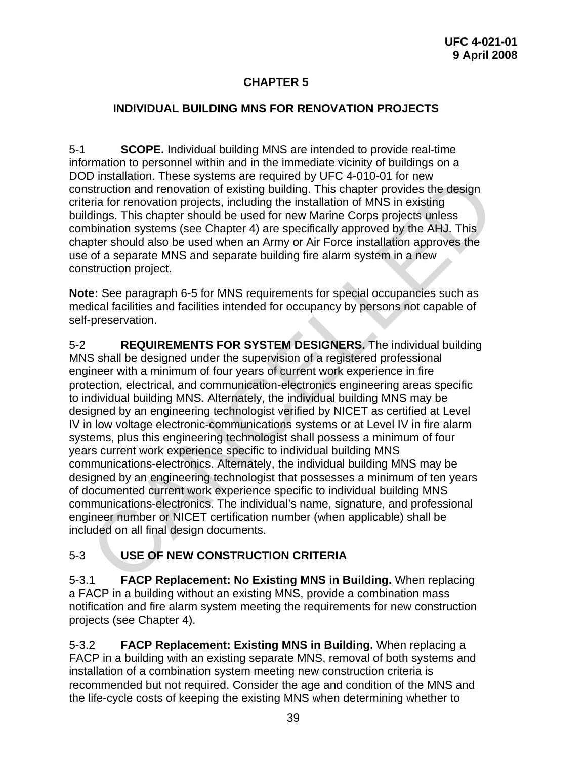# CHAPTER 5

## INDIVIDUAL BUILDING MNS FOR RENOVATION PROJECTS

5-1 **SCOPE.** Individual building MNS are intended to provide real-time information to personnel within and in the immediate vicinity of buildings on a DOD installation. These systems are required by UFC 4-010-01 for new construction and renovation of existing building. This chapter provides the design criteria for renovation projects, including the installation of MNS in existing buildings. This chapter should be used for new Marine Corps projects unless combination systems (see Chapter 4) are specifically approved by the AHJ. This chapter should also be used when an Army or Air Force installation approves the use of a separate MNS and separate building fire alarm system in a new construction project.

**Note:** See paragraph 6-5 for MNS requirements for special occupancies such as medical facilities and facilities intended for occupancy by persons not capable of self-preservation.

5-2 **REQUIREMENTS FOR SYSTEM DESIGNERS.** The individual building MNS shall be designed under the supervision of a registered professional engineer with a minimum of four years of current work experience in fire protection, electrical, and communication-electronics engineering areas specific to individual building MNS. Alternately, the individual building MNS may be designed by an engineering technologist verified by NICET as certified at Level IV in low voltage electronic-communications systems or at Level IV in fire alarm systems, plus this engineering technologist shall possess a minimum of four years current work experience specific to individual building MNS communications-electronics. Alternately, the individual building MNS may be designed by an engineering technologist that possesses a minimum of ten years of documented current work experience specific to individual building MNS communications-electronics. The individual's name, signature, and professional engineer number or NICET certification number (when applicable) shall be included on all final design documents.

5-3 **USE OF NEW CONSTRUCTION CRITERIA**

5-3.1 **FACP Replacement: No Existing MNS in Building.** When replacing a FACP in a building without an existing MNS, provide a combination mass notification and fire alarm system meeting the requirements for new construction projects (see Chapter 4).

5-3.2 **FACP Replacement: Existing MNS in Building.** When replacing a FACP in a building with an existing separate MNS, removal of both systems and installation of a combination system meeting new construction criteria is recommended but not required. Consider the age and condition of the MNS and the life-cycle costs of keeping the existing MNS when determining whether to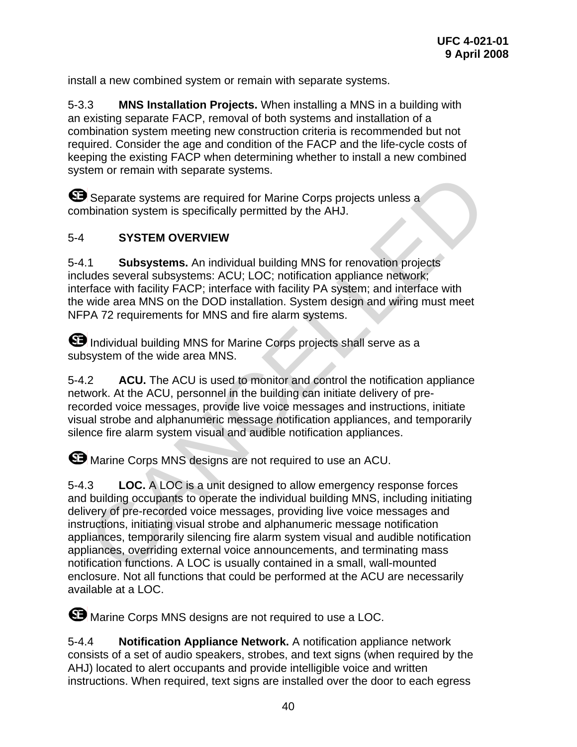install a new combined system or remain with separate systems.

5-3.3 **MNS Installation Projects.** When installing a MNS in a building with an existing separate FACP, removal of both systems and installation of a combination system meeting new construction criteria is recommended but not required. Consider the age and condition of the FACP and the life-cycle costs of keeping the existing FACP when determining whether to install a new combined system or remain with separate systems.

SE Separate systems are required for Marine Corps projects unless a combination system is specifically permitted by the AHJ.

## 5-4 SYSTEM OVERVIEW

5-4.1 **Subsystems.** An individual building MNS for renovation projects includes several subsystems: ACU; LOC; notification appliance network; interface with facility FACP; interface with facility PA system; and interface with the wide area MNS on the DOD installation. System design and wiring must meet NFPA 72 requirements for MNS and fire alarm systems.

SE Individual building MNS for Marine Corps projects shall serve as a subsystem of the wide area MNS.

5-4.2 **ACU.** The ACU is used to monitor and control the notification appliance network. At the ACU, personnel in the building can initiate delivery of pre-recorded voice messages, provide live voice messages and instructions, initiate visual strobe and alphanumeric message notification appliances, and temporarily silence fire alarm system visual and audible notification appliances.

SE Marine Corps MNS designs are not required to use an ACU.

5-4.3 **LOC.** A LOC is a unit designed to allow emergency response forces and building occupants to operate the individual building MNS, including initiating delivery of pre-recorded voice messages, providing live voice messages and instructions, initiating visual strobe and alphanumeric message notification appliances, temporarily silencing fire alarm system visual and audible notification appliances, overriding external voice announcements, and terminating mass notification functions. A LOC is usually contained in a small, wall-mounted enclosure. Not all functions that could be performed at the ACU are necessarily available at a LOC.

SE Marine Corps MNS designs are not required to use a LOC.

5-4.4 **Notification Appliance Network.** A notification appliance network consists of a set of audio speakers, strobes, and text signs (when required by the AHJ) located to alert occupants and provide intelligible voice and written instructions. When required, text signs are installed over the door to each egress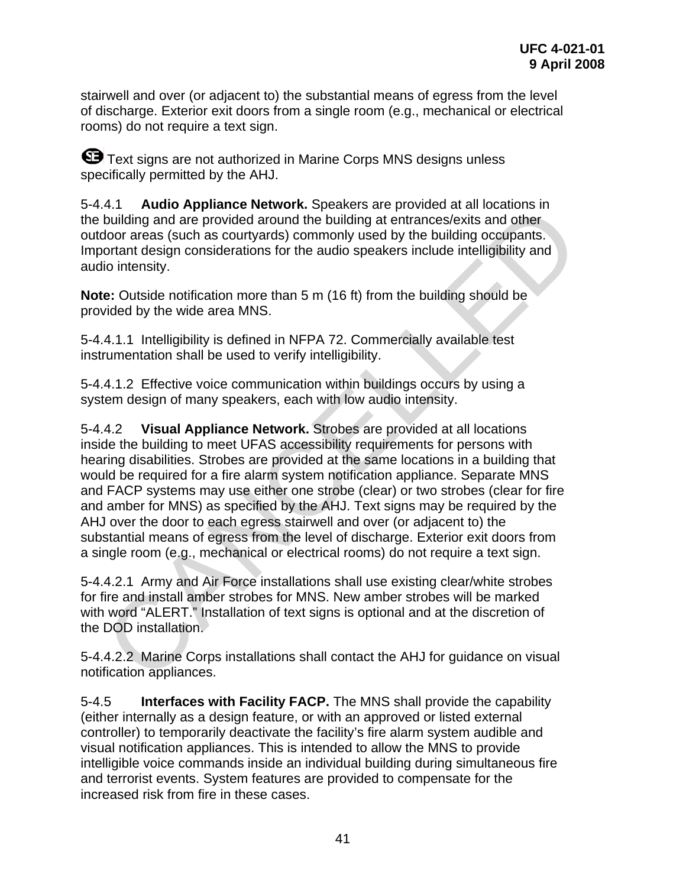stairwell and over (or adjacent to) the substantial means of egress from the level of discharge. Exterior exit doors from a single room (e.g., mechanical or electrical rooms) do not require a text sign.

SE Text signs are not authorized in Marine Corps MNS designs unless specifically permitted by the AHJ.

5-4.4.1 **Audio Appliance Network.** Speakers are provided at all locations in the building and are provided around the building at entrances/exits and other outdoor areas (such as courtyards) commonly used by the building occupants. Important design considerations for the audio speakers include intelligibility and audio intensity.

**Note:** Outside notification more than 5 m (16 ft) from the building should be provided by the wide area MNS.

5-4.4.1.1 Intelligibility is defined in NFPA 72. Commercially available test instrumentation shall be used to verify intelligibility.

5-4.4.1.2 Effective voice communication within buildings occurs by using a system design of many speakers, each with low audio intensity.

5-4.4.2 **Visual Appliance Network.** Strobes are provided at all locations inside the building to meet UFAS accessibility requirements for persons with hearing disabilities. Strobes are provided at the same locations in a building that would be required for a fire alarm system notification appliance. Separate MNS and FACP systems may use either one strobe (clear) or two strobes (clear for fire and amber for MNS) as specified by the AHJ. Text signs may be required by the AHJ over the door to each egress stairwell and over (or adjacent to) the substantial means of egress from the level of discharge. Exterior exit doors from a single room (e.g., mechanical or electrical rooms) do not require a text sign.

5-4.4.2.1 Army and Air Force installations shall use existing clear/white strobes for fire and install amber strobes for MNS. New amber strobes will be marked with word "ALERT." Installation of text signs is optional and at the discretion of the DOD installation.

5-4.4.2.2 Marine Corps installations shall contact the AHJ for guidance on visual notification appliances.

5-4.5 **Interfaces with Facility FACP.** The MNS shall provide the capability (either internally as a design feature, or with an approved or listed external controller) to temporarily deactivate the facility's fire alarm system audible and visual notification appliances. This is intended to allow the MNS to provide intelligible voice commands inside an individual building during simultaneous fire and terrorist events. System features are provided to compensate for the increased risk from fire in these cases.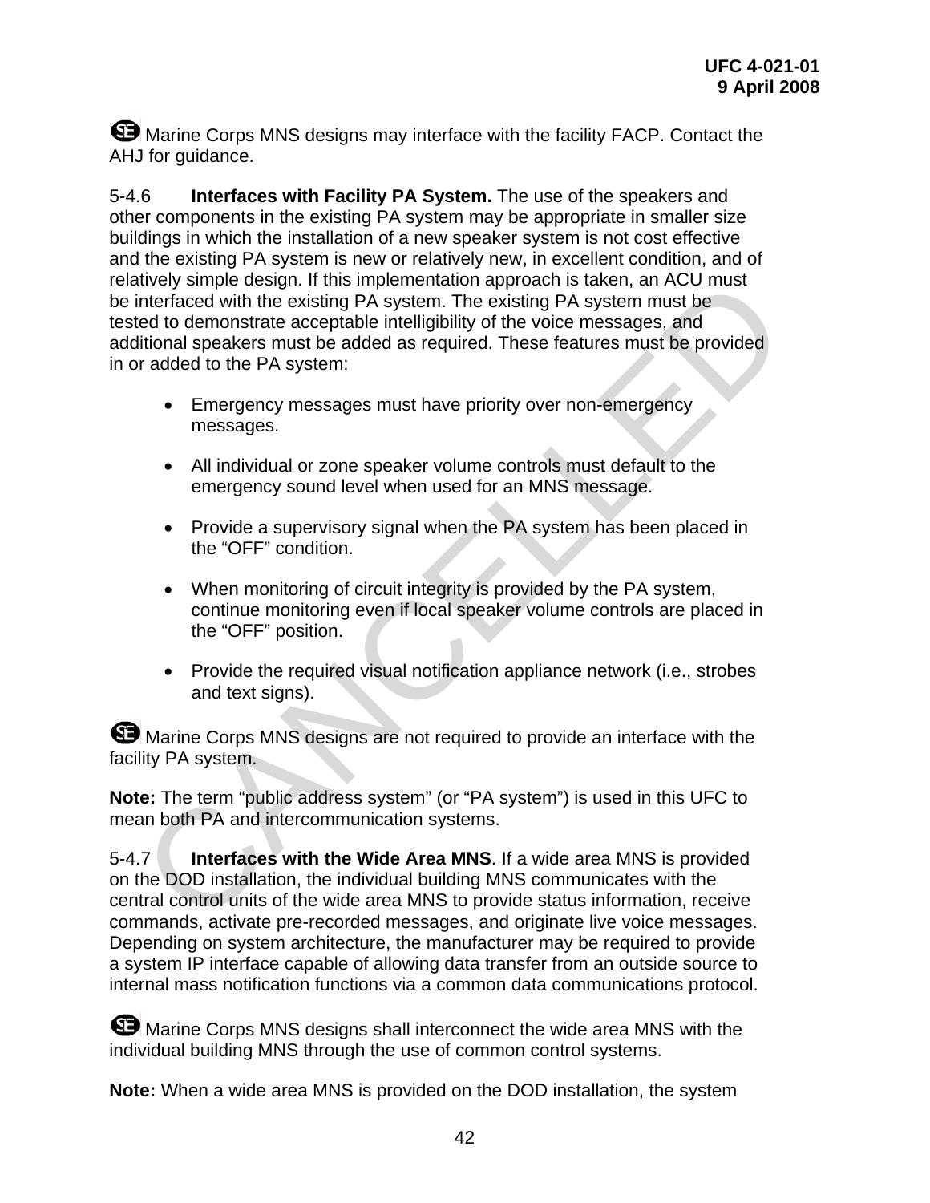SE Marine Corps MNS designs may interface with the facility FACP. Contact the AHJ for guidance.

5-4.6 **Interfaces with Facility PA System.** The use of the speakers and other components in the existing PA system may be appropriate in smaller size buildings in which the installation of a new speaker system is not cost effective and the existing PA system is new or relatively new, in excellent condition, and of relatively simple design. If this implementation approach is taken, an ACU must be interfaced with the existing PA system. The existing PA system must be tested to demonstrate acceptable intelligibility of the voice messages, and additional speakers must be added as required. These features must be provided in or added to the PA system:

- Emergency messages must have priority over non-emergency messages.
- All individual or zone speaker volume controls must default to the emergency sound level when used for an MNS message.
- Provide a supervisory signal when the PA system has been placed in the "OFF" condition.
- When monitoring of circuit integrity is provided by the PA system, continue monitoring even if local speaker volume controls are placed in the "OFF" position.
- Provide the required visual notification appliance network (i.e., strobes and text signs).

SE Marine Corps MNS designs are not required to provide an interface with the facility PA system.

**Note:** The term "public address system" (or "PA system") is used in this UFC to mean both PA and intercommunication systems.

5-4.7 **Interfaces with the Wide Area MNS**. If a wide area MNS is provided on the DOD installation, the individual building MNS communicates with the central control units of the wide area MNS to provide status information, receive commands, activate pre-recorded messages, and originate live voice messages. Depending on system architecture, the manufacturer may be required to provide a system IP interface capable of allowing data transfer from an outside source to internal mass notification functions via a common data communications protocol.

SE Marine Corps MNS designs shall interconnect the wide area MNS with the individual building MNS through the use of common control systems.

**Note:** When a wide area MNS is provided on the DOD installation, the system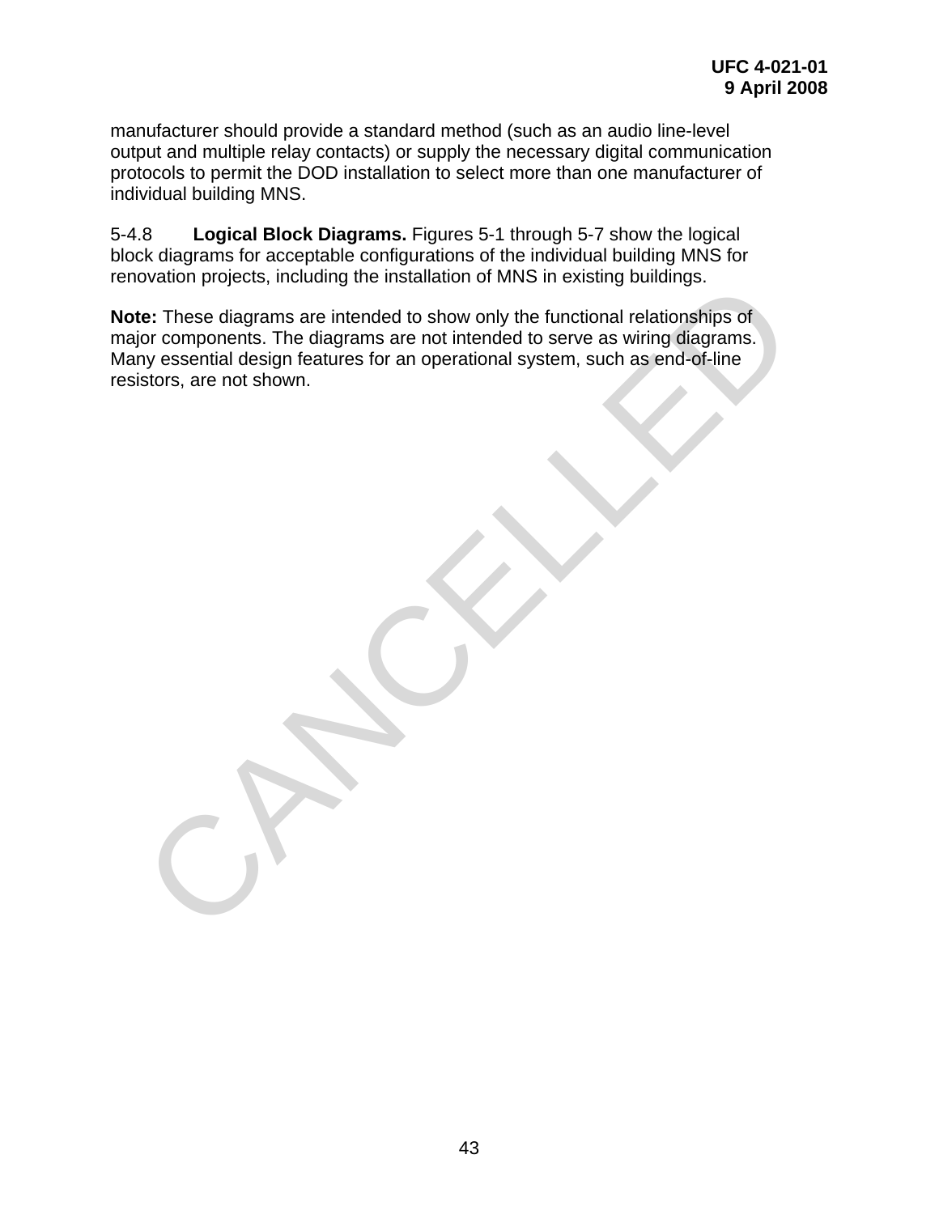manufacturer should provide a standard method (such as an audio line-level output and multiple relay contacts) or supply the necessary digital communication protocols to permit the DOD installation to select more than one manufacturer of individual building MNS.

5-4.8 **Logical Block Diagrams.** Figures 5-1 through 5-7 show the logical block diagrams for acceptable configurations of the individual building MNS for renovation projects, including the installation of MNS in existing buildings.

**Note:** These diagrams are intended to show only the functional relationships of major components. The diagrams are not intended to serve as wiring diagrams. Many essential design features for an operational system, such as end-of-line resistors, are not shown.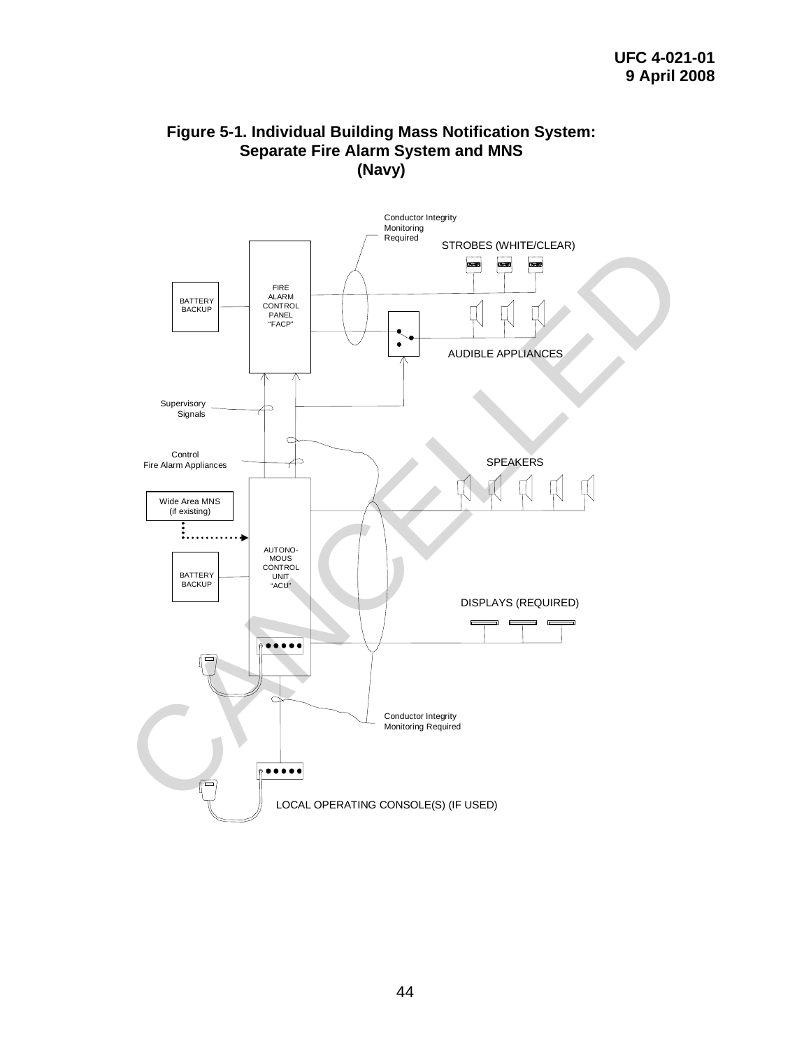## Figure 5-1. Individual Building Mass Notification System: Separate Fire Alarm System and MNS (Navy)

Conductor Integrity Monitoring Required

STROBES (WHITE/CLEAR)

BATTERY BACKUP

FIRE ALARM CONTROL PANEL "FACP"

AUDIBLE APPLIANCES

Supervisory Signals

Control Fire Alarm Appliances

SPEAKERS

Wide Area MNS (if existing)

AUTONOMOUS CONTROL UNIT "ACU"

BATTERY BACKUP

DISPLAYS (REQUIRED)

Conductor Integrity Monitoring Required

LOCAL OPERATING CONSOLE(S) (IF USED)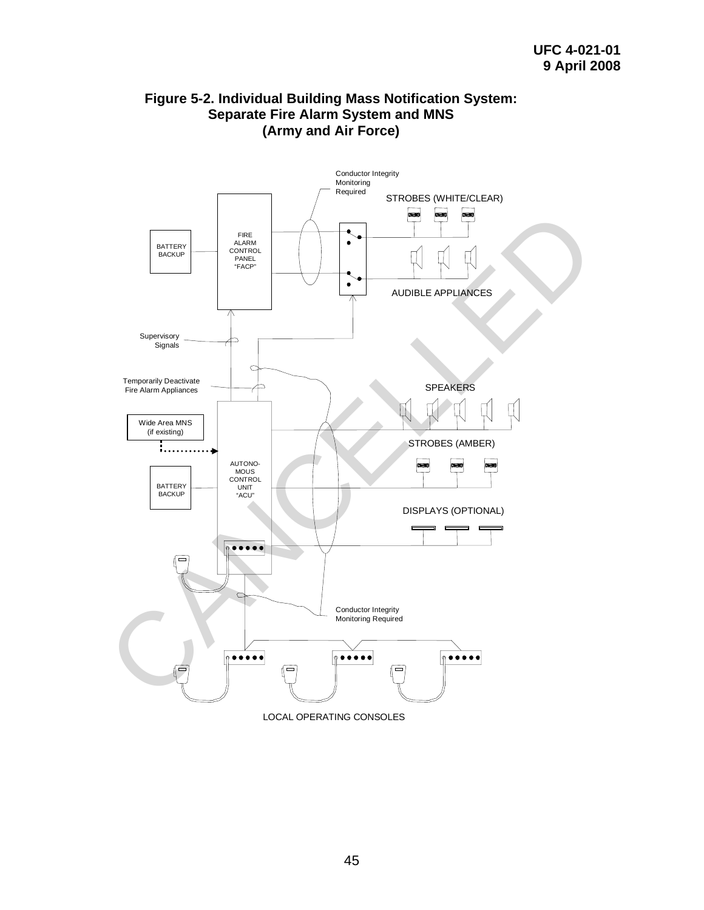**Figure 5-2. Individual Building Mass Notification System: Separate Fire Alarm System and MNS (Army and Air Force)**

Conductor Integrity Monitoring Required

STROBES (WHITE/CLEAR)

BATTERY BACKUP

FIRE ALARM CONTROL PANEL "FACP"

AUDIBLE APPLIANCES

Supervisory Signals

Temporarily Deactivate Fire Alarm Appliances

SPEAKERS

Wide Area MNS (if existing)

STROBES (AMBER)

AUTONOMOUS CONTROL UNIT "ACU"

BATTERY BACKUP

DISPLAYS (OPTIONAL)

Conductor Integrity Monitoring Required

LOCAL OPERATING CONSOLES

CANCELLED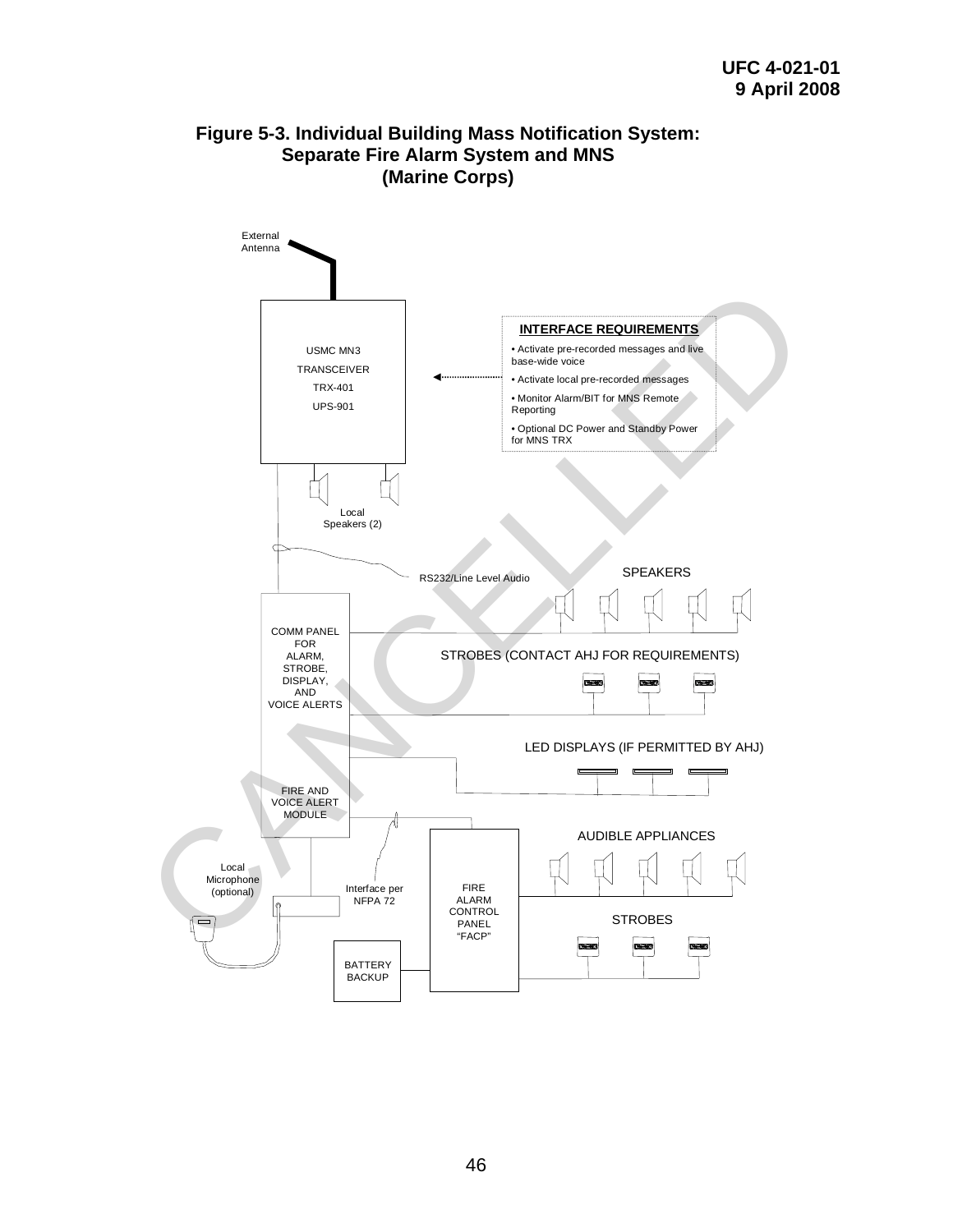# Figure 5-3. Individual Building Mass Notification System: Separate Fire Alarm System and MNS (Marine Corps)

External Antenna

USMC MN3
TRANSCEIVER
TRX-401
UPS-901

**INTERFACE REQUIREMENTS**

- Activate pre-recorded messages and live base-wide voice
- Activate local pre-recorded messages
- Monitor Alarm/BIT for MNS Remote Reporting
- Optional DC Power and Standby Power for MNS TRX

Local Speakers (2)

RS232/Line Level Audio

SPEAKERS

COMM PANEL FOR ALARM, STROBE, DISPLAY, AND VOICE ALERTS

STROBES (CONTACT AHJ FOR REQUIREMENTS)

LED DISPLAYS (IF PERMITTED BY AHJ)

FIRE AND VOICE ALERT MODULE

AUDIBLE APPLIANCES

Local Microphone (optional)

Interface per NFPA 72

FIRE ALARM CONTROL PANEL "FACP"

STROBES

BATTERY BACKUP

CANCELLED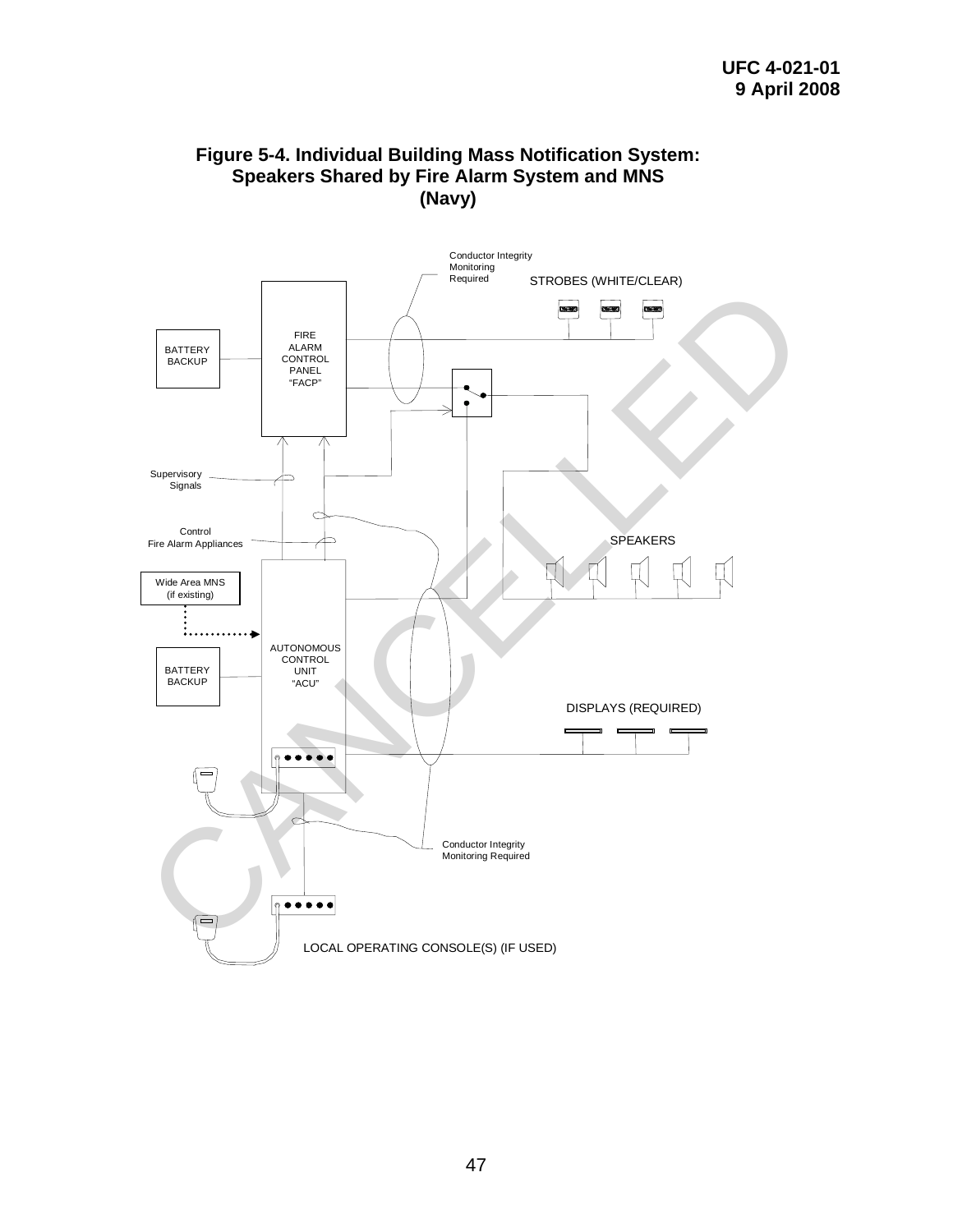**Figure 5-4. Individual Building Mass Notification System: Speakers Shared by Fire Alarm System and MNS (Navy)**

Conductor Integrity Monitoring Required

STROBES (WHITE/CLEAR)

BATTERY BACKUP

FIRE ALARM CONTROL PANEL "FACP"

Supervisory Signals

Control Fire Alarm Appliances

SPEAKERS

Wide Area MNS (if existing)

AUTONOMOUS CONTROL UNIT "ACU"

BATTERY BACKUP

DISPLAYS (REQUIRED)

Conductor Integrity Monitoring Required

LOCAL OPERATING CONSOLE(S) (IF USED)

CANCELLED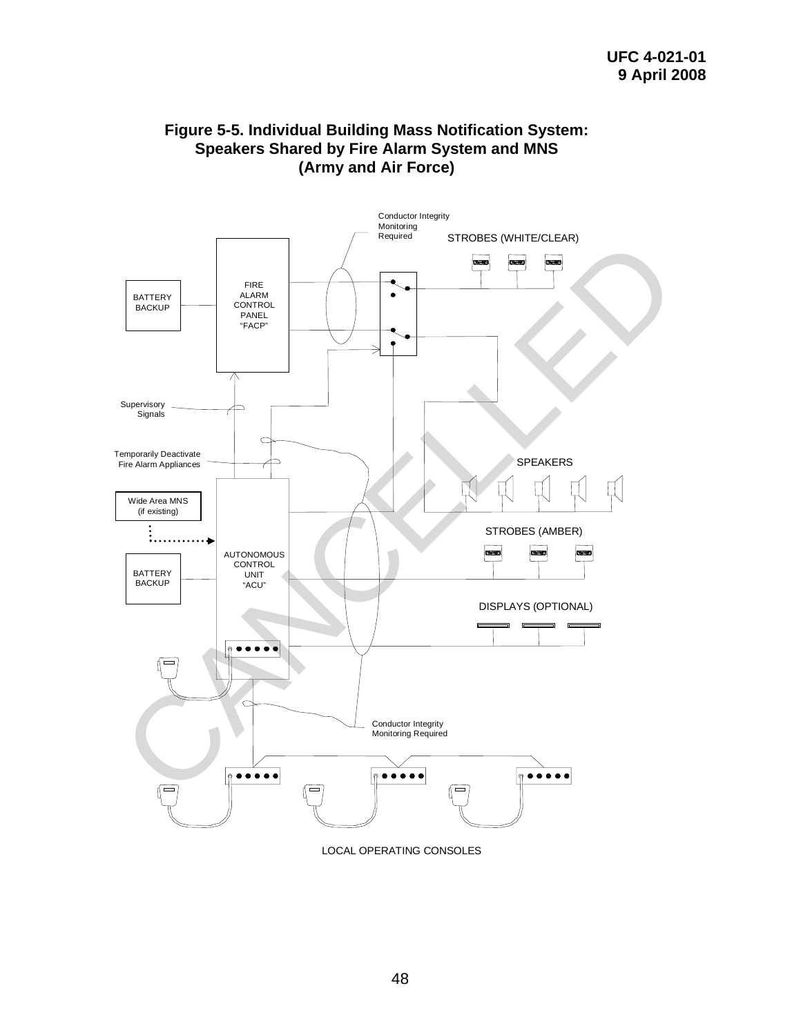**Figure 5-5. Individual Building Mass Notification System: Speakers Shared by Fire Alarm System and MNS (Army and Air Force)**

BATTERY BACKUP

FIRE ALARM CONTROL PANEL "FACP"

Conductor Integrity Monitoring Required

STROBES (WHITE/CLEAR)

Supervisory Signals

Temporarily Deactivate Fire Alarm Appliances

SPEAKERS

Wide Area MNS (if existing)

STROBES (AMBER)

AUTONOMOUS CONTROL UNIT "ACU"

BATTERY BACKUP

DISPLAYS (OPTIONAL)

Conductor Integrity Monitoring Required

LOCAL OPERATING CONSOLES

CANCELLED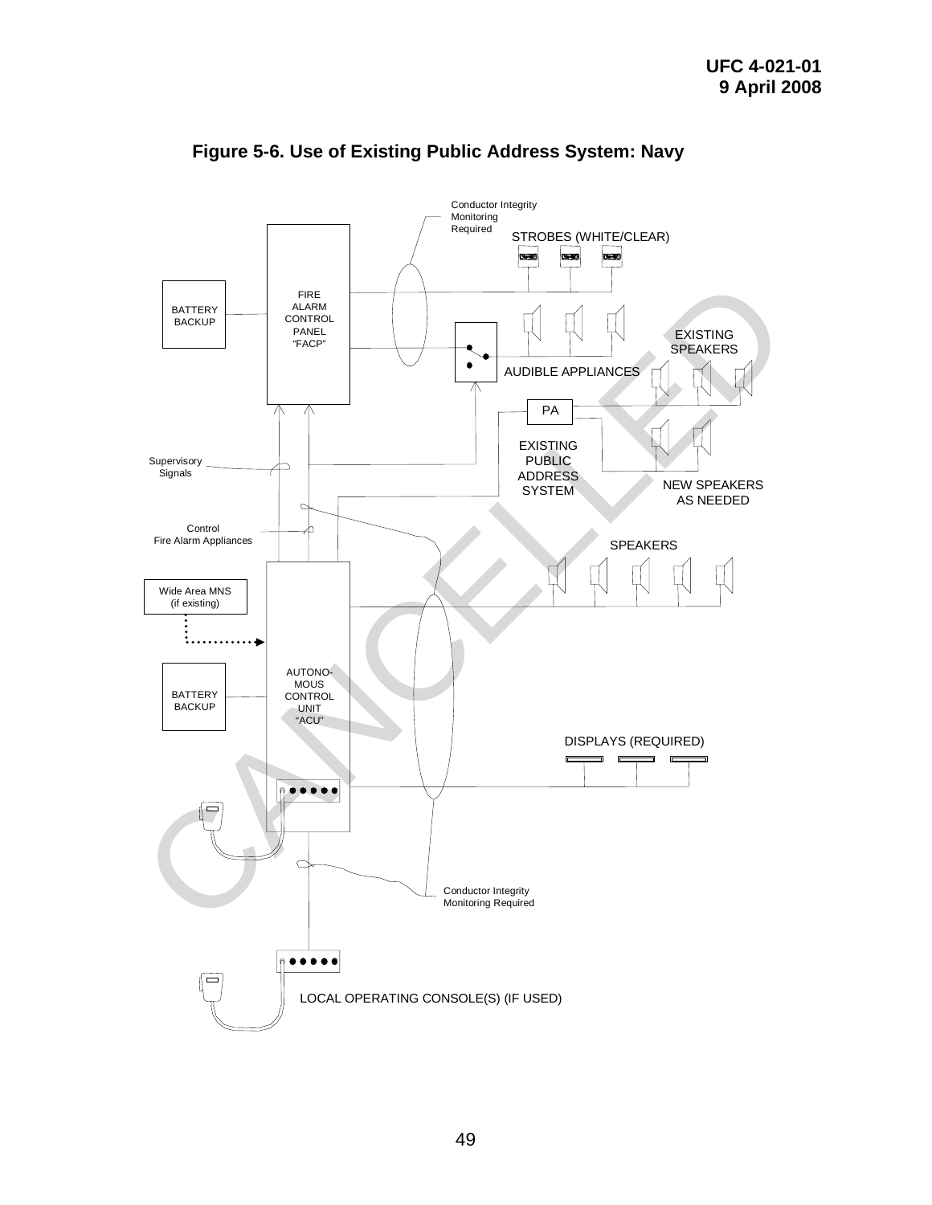# Figure 5-6. Use of Existing Public Address System: Navy

Conductor Integrity Monitoring Required

STROBES (WHITE/CLEAR)

BATTERY BACKUP

FIRE ALARM CONTROL PANEL "FACP"

EXISTING SPEAKERS

AUDIBLE APPLIANCES

PA

EXISTING PUBLIC ADDRESS SYSTEM

Supervisory Signals

NEW SPEAKERS AS NEEDED

Control Fire Alarm Appliances

SPEAKERS

Wide Area MNS (if existing)

BATTERY BACKUP

AUTONOMOUS CONTROL UNIT "ACU"

DISPLAYS (REQUIRED)

Conductor Integrity Monitoring Required

LOCAL OPERATING CONSOLE(S) (IF USED)

CANCELLED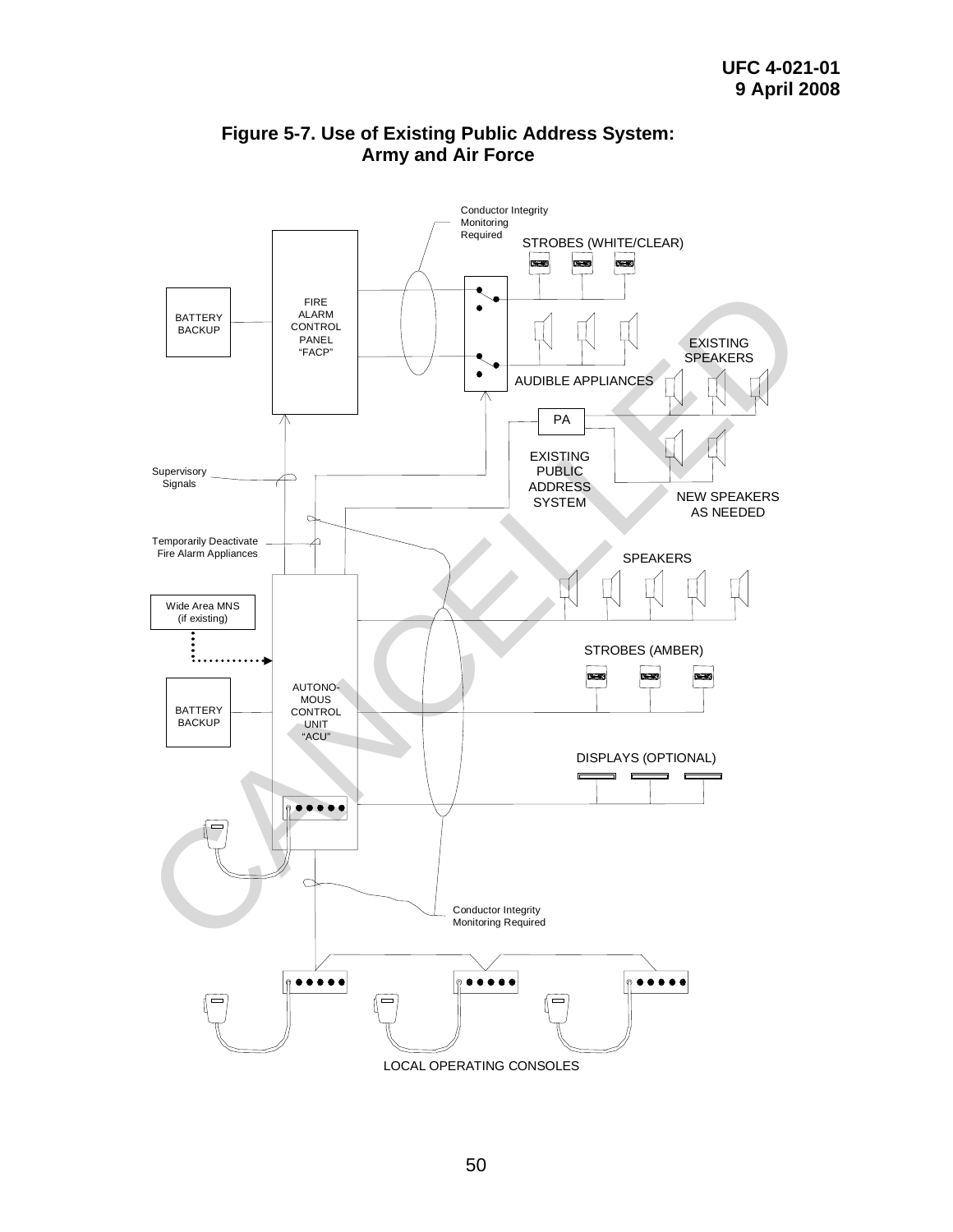## Figure 5-7. Use of Existing Public Address System: Army and Air Force

Conductor Integrity Monitoring Required

STROBES (WHITE/CLEAR)

BATTERY BACKUP

FIRE ALARM CONTROL PANEL "FACP"

EXISTING SPEAKERS

AUDIBLE APPLIANCES

PA

EXISTING PUBLIC ADDRESS SYSTEM

NEW SPEAKERS AS NEEDED

Supervisory Signals

Temporarily Deactivate Fire Alarm Appliances

SPEAKERS

Wide Area MNS (if existing)

STROBES (AMBER)

BATTERY BACKUP

AUTONOMOUS CONTROL UNIT "ACU"

DISPLAYS (OPTIONAL)

Conductor Integrity Monitoring Required

LOCAL OPERATING CONSOLES

CANCELLED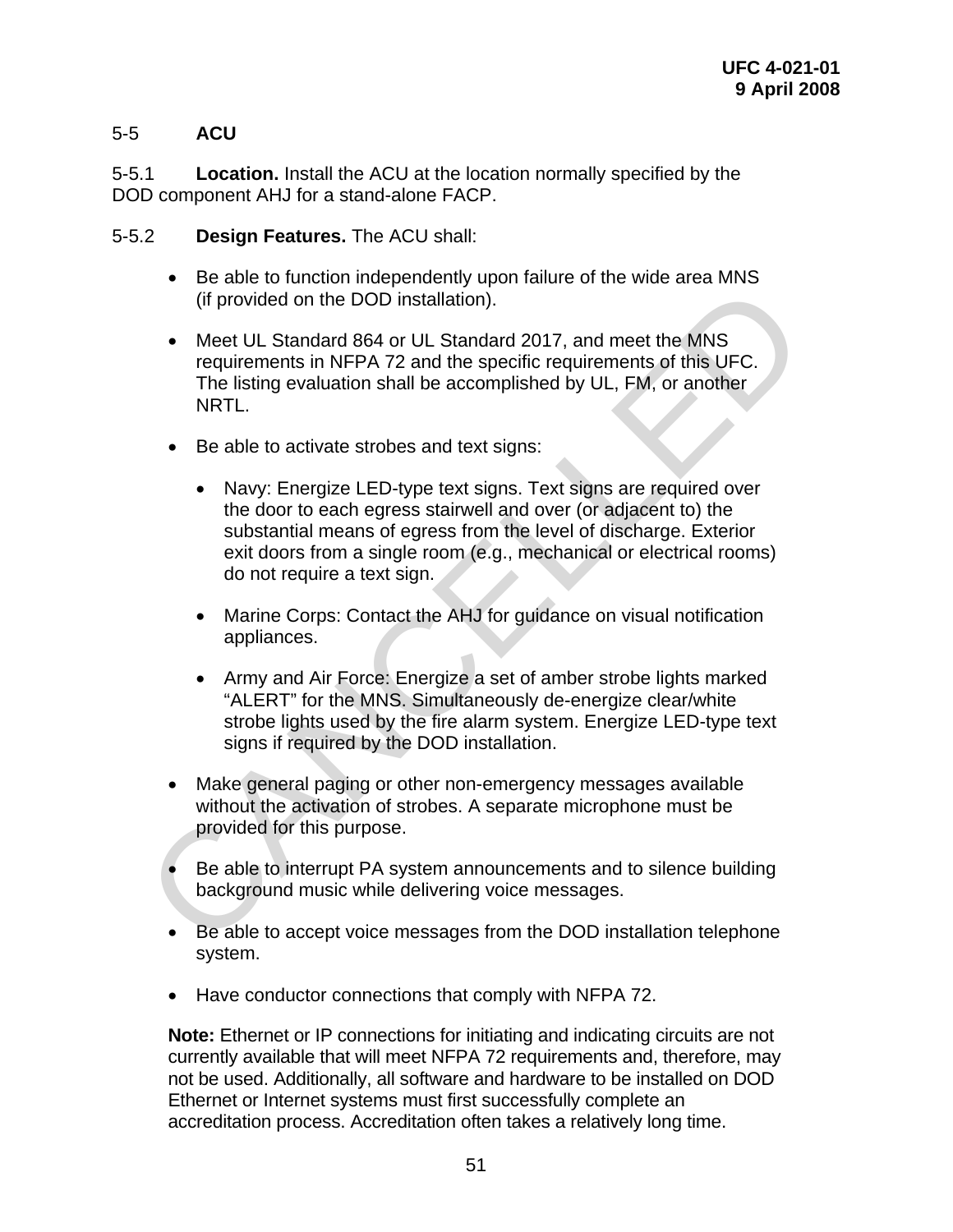## 5-5 ACU

5-5.1 **Location.** Install the ACU at the location normally specified by the DOD component AHJ for a stand-alone FACP.

5-5.2 **Design Features.** The ACU shall:

- Be able to function independently upon failure of the wide area MNS (if provided on the DOD installation).
- Meet UL Standard 864 or UL Standard 2017, and meet the MNS requirements in NFPA 72 and the specific requirements of this UFC. The listing evaluation shall be accomplished by UL, FM, or another NRTL.
- Be able to activate strobes and text signs:
    - Navy: Energize LED-type text signs. Text signs are required over the door to each egress stairwell and over (or adjacent to) the substantial means of egress from the level of discharge. Exterior exit doors from a single room (e.g., mechanical or electrical rooms) do not require a text sign.
    - Marine Corps: Contact the AHJ for guidance on visual notification appliances.
    - Army and Air Force: Energize a set of amber strobe lights marked "ALERT" for the MNS. Simultaneously de-energize clear/white strobe lights used by the fire alarm system. Energize LED-type text signs if required by the DOD installation.
- Make general paging or other non-emergency messages available without the activation of strobes. A separate microphone must be provided for this purpose.
- Be able to interrupt PA system announcements and to silence building background music while delivering voice messages.
- Be able to accept voice messages from the DOD installation telephone system.
- Have conductor connections that comply with NFPA 72.

**Note:** Ethernet or IP connections for initiating and indicating circuits are not currently available that will meet NFPA 72 requirements and, therefore, may not be used. Additionally, all software and hardware to be installed on DOD Ethernet or Internet systems must first successfully complete an accreditation process. Accreditation often takes a relatively long time.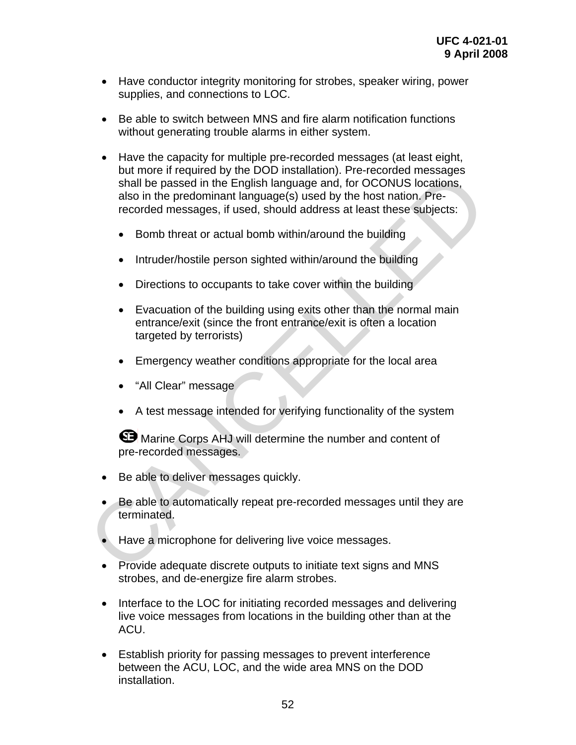- Have conductor integrity monitoring for strobes, speaker wiring, power supplies, and connections to LOC.

- Be able to switch between MNS and fire alarm notification functions without generating trouble alarms in either system.

- Have the capacity for multiple pre-recorded messages (at least eight, but more if required by the DOD installation). Pre-recorded messages shall be passed in the English language and, for OCONUS locations, also in the predominant language(s) used by the host nation. Pre-recorded messages, if used, should address at least these subjects:

  - Bomb threat or actual bomb within/around the building

  - Intruder/hostile person sighted within/around the building

  - Directions to occupants to take cover within the building

  - Evacuation of the building using exits other than the normal main entrance/exit (since the front entrance/exit is often a location targeted by terrorists)

  - Emergency weather conditions appropriate for the local area

  - "All Clear" message

  - A test message intended for verifying functionality of the system

  SE Marine Corps AHJ will determine the number and content of pre-recorded messages.

- Be able to deliver messages quickly.

- Be able to automatically repeat pre-recorded messages until they are terminated.

- Have a microphone for delivering live voice messages.

- Provide adequate discrete outputs to initiate text signs and MNS strobes, and de-energize fire alarm strobes.

- Interface to the LOC for initiating recorded messages and delivering live voice messages from locations in the building other than at the ACU.

- Establish priority for passing messages to prevent interference between the ACU, LOC, and the wide area MNS on the DOD installation.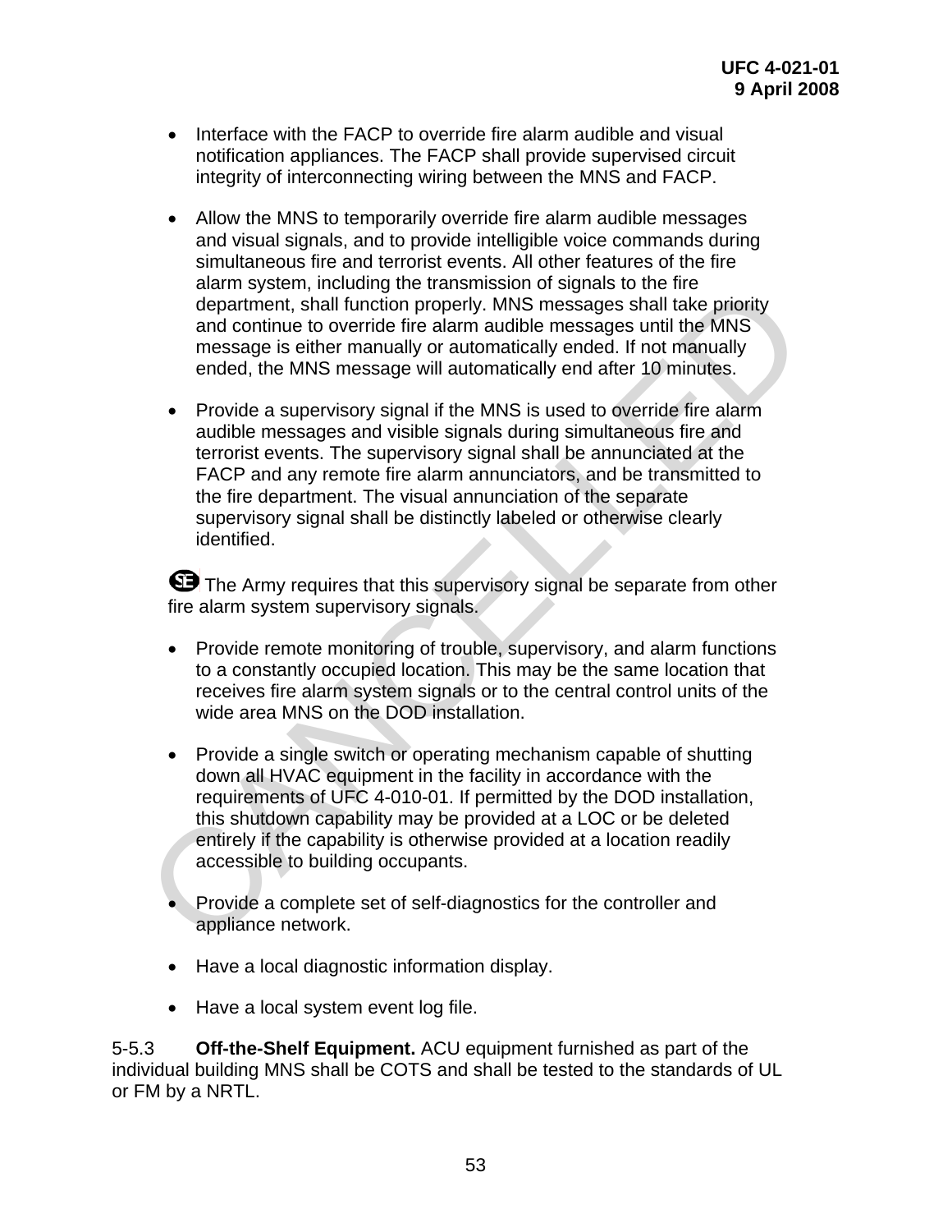- Interface with the FACP to override fire alarm audible and visual notification appliances. The FACP shall provide supervised circuit integrity of interconnecting wiring between the MNS and FACP.

- Allow the MNS to temporarily override fire alarm audible messages and visual signals, and to provide intelligible voice commands during simultaneous fire and terrorist events. All other features of the fire alarm system, including the transmission of signals to the fire department, shall function properly. MNS messages shall take priority and continue to override fire alarm audible messages until the MNS message is either manually or automatically ended. If not manually ended, the MNS message will automatically end after 10 minutes.

- Provide a supervisory signal if the MNS is used to override fire alarm audible messages and visible signals during simultaneous fire and terrorist events. The supervisory signal shall be annunciated at the FACP and any remote fire alarm annunciators, and be transmitted to the fire department. The visual annunciation of the separate supervisory signal shall be distinctly labeled or otherwise clearly identified.

SE The Army requires that this supervisory signal be separate from other fire alarm system supervisory signals.

- Provide remote monitoring of trouble, supervisory, and alarm functions to a constantly occupied location. This may be the same location that receives fire alarm system signals or to the central control units of the wide area MNS on the DOD installation.

- Provide a single switch or operating mechanism capable of shutting down all HVAC equipment in the facility in accordance with the requirements of UFC 4-010-01. If permitted by the DOD installation, this shutdown capability may be provided at a LOC or be deleted entirely if the capability is otherwise provided at a location readily accessible to building occupants.

- Provide a complete set of self-diagnostics for the controller and appliance network.

- Have a local diagnostic information display.

- Have a local system event log file.

5-5.3 **Off-the-Shelf Equipment.** ACU equipment furnished as part of the individual building MNS shall be COTS and shall be tested to the standards of UL or FM by a NRTL.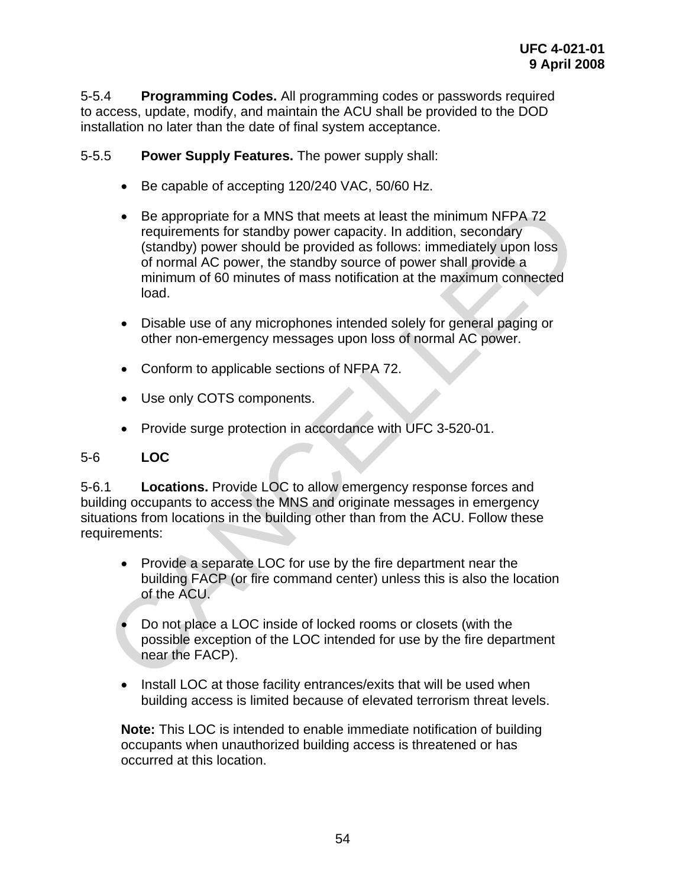5-5.4 **Programming Codes.** All programming codes or passwords required to access, update, modify, and maintain the ACU shall be provided to the DOD installation no later than the date of final system acceptance.

5-5.5 **Power Supply Features.** The power supply shall:

- Be capable of accepting 120/240 VAC, 50/60 Hz.
- Be appropriate for a MNS that meets at least the minimum NFPA 72 requirements for standby power capacity. In addition, secondary (standby) power should be provided as follows: immediately upon loss of normal AC power, the standby source of power shall provide a minimum of 60 minutes of mass notification at the maximum connected load.
- Disable use of any microphones intended solely for general paging or other non-emergency messages upon loss of normal AC power.
- Conform to applicable sections of NFPA 72.
- Use only COTS components.
- Provide surge protection in accordance with UFC 3-520-01.

## 5-6 LOC

5-6.1 **Locations.** Provide LOC to allow emergency response forces and building occupants to access the MNS and originate messages in emergency situations from locations in the building other than from the ACU. Follow these requirements:

- Provide a separate LOC for use by the fire department near the building FACP (or fire command center) unless this is also the location of the ACU.
- Do not place a LOC inside of locked rooms or closets (with the possible exception of the LOC intended for use by the fire department near the FACP).
- Install LOC at those facility entrances/exits that will be used when building access is limited because of elevated terrorism threat levels.

**Note:** This LOC is intended to enable immediate notification of building occupants when unauthorized building access is threatened or has occurred at this location.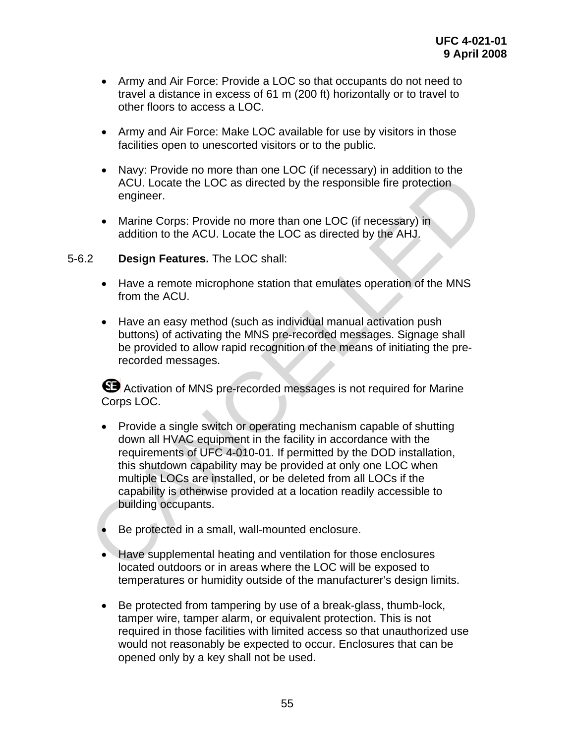- Army and Air Force: Provide a LOC so that occupants do not need to travel a distance in excess of 61 m (200 ft) horizontally or to travel to other floors to access a LOC.

- Army and Air Force: Make LOC available for use by visitors in those facilities open to unescorted visitors or to the public.

- Navy: Provide no more than one LOC (if necessary) in addition to the ACU. Locate the LOC as directed by the responsible fire protection engineer.

- Marine Corps: Provide no more than one LOC (if necessary) in addition to the ACU. Locate the LOC as directed by the AHJ.

5-6.2 **Design Features.** The LOC shall:

- Have a remote microphone station that emulates operation of the MNS from the ACU.

- Have an easy method (such as individual manual activation push buttons) of activating the MNS pre-recorded messages. Signage shall be provided to allow rapid recognition of the means of initiating the pre-recorded messages.

SE Activation of MNS pre-recorded messages is not required for Marine Corps LOC.

- Provide a single switch or operating mechanism capable of shutting down all HVAC equipment in the facility in accordance with the requirements of UFC 4-010-01. If permitted by the DOD installation, this shutdown capability may be provided at only one LOC when multiple LOCs are installed, or be deleted from all LOCs if the capability is otherwise provided at a location readily accessible to building occupants.

- Be protected in a small, wall-mounted enclosure.

- Have supplemental heating and ventilation for those enclosures located outdoors or in areas where the LOC will be exposed to temperatures or humidity outside of the manufacturer's design limits.

- Be protected from tampering by use of a break-glass, thumb-lock, tamper wire, tamper alarm, or equivalent protection. This is not required in those facilities with limited access so that unauthorized use would not reasonably be expected to occur. Enclosures that can be opened only by a key shall not be used.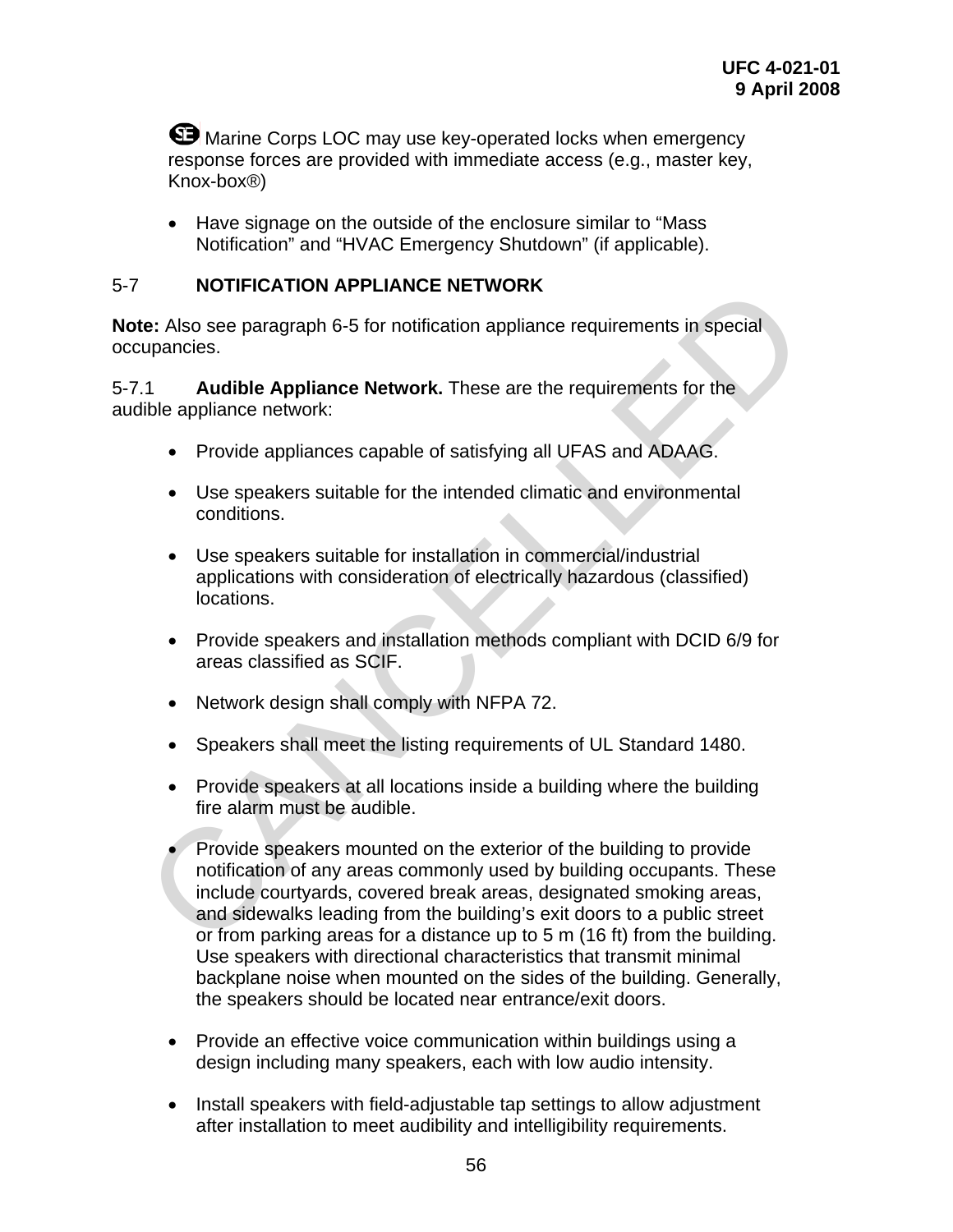SE Marine Corps LOC may use key-operated locks when emergency response forces are provided with immediate access (e.g., master key, Knox-box®)

- Have signage on the outside of the enclosure similar to "Mass Notification" and "HVAC Emergency Shutdown" (if applicable).

## 5-7 NOTIFICATION APPLIANCE NETWORK

**Note:** Also see paragraph 6-5 for notification appliance requirements in special occupancies.

5-7.1 **Audible Appliance Network.** These are the requirements for the audible appliance network:

- Provide appliances capable of satisfying all UFAS and ADAAG.
- Use speakers suitable for the intended climatic and environmental conditions.
- Use speakers suitable for installation in commercial/industrial applications with consideration of electrically hazardous (classified) locations.
- Provide speakers and installation methods compliant with DCID 6/9 for areas classified as SCIF.
- Network design shall comply with NFPA 72.
- Speakers shall meet the listing requirements of UL Standard 1480.
- Provide speakers at all locations inside a building where the building fire alarm must be audible.
- Provide speakers mounted on the exterior of the building to provide notification of any areas commonly used by building occupants. These include courtyards, covered break areas, designated smoking areas, and sidewalks leading from the building's exit doors to a public street or from parking areas for a distance up to 5 m (16 ft) from the building. Use speakers with directional characteristics that transmit minimal backplane noise when mounted on the sides of the building. Generally, the speakers should be located near entrance/exit doors.
- Provide an effective voice communication within buildings using a design including many speakers, each with low audio intensity.
- Install speakers with field-adjustable tap settings to allow adjustment after installation to meet audibility and intelligibility requirements.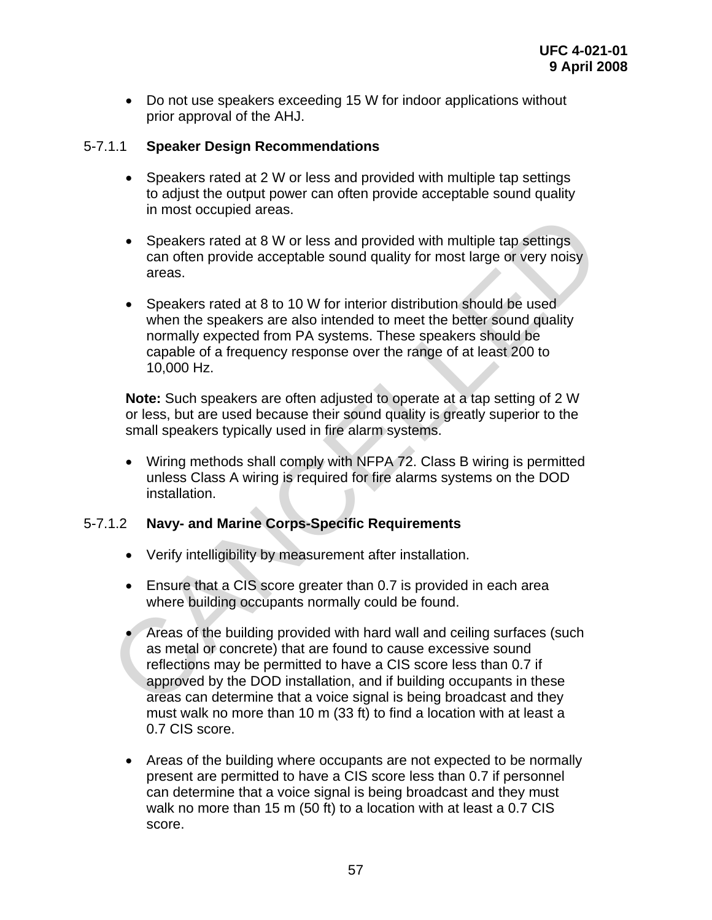- Do not use speakers exceeding 15 W for indoor applications without prior approval of the AHJ.

#### 5-7.1.1 **Speaker Design Recommendations**

- Speakers rated at 2 W or less and provided with multiple tap settings to adjust the output power can often provide acceptable sound quality in most occupied areas.

- Speakers rated at 8 W or less and provided with multiple tap settings can often provide acceptable sound quality for most large or very noisy areas.

- Speakers rated at 8 to 10 W for interior distribution should be used when the speakers are also intended to meet the better sound quality normally expected from PA systems. These speakers should be capable of a frequency response over the range of at least 200 to 10,000 Hz.

**Note:** Such speakers are often adjusted to operate at a tap setting of 2 W or less, but are used because their sound quality is greatly superior to the small speakers typically used in fire alarm systems.

- Wiring methods shall comply with NFPA 72. Class B wiring is permitted unless Class A wiring is required for fire alarms systems on the DOD installation.

#### 5-7.1.2 **Navy- and Marine Corps-Specific Requirements**

- Verify intelligibility by measurement after installation.

- Ensure that a CIS score greater than 0.7 is provided in each area where building occupants normally could be found.

- Areas of the building provided with hard wall and ceiling surfaces (such as metal or concrete) that are found to cause excessive sound reflections may be permitted to have a CIS score less than 0.7 if approved by the DOD installation, and if building occupants in these areas can determine that a voice signal is being broadcast and they must walk no more than 10 m (33 ft) to find a location with at least a 0.7 CIS score.

- Areas of the building where occupants are not expected to be normally present are permitted to have a CIS score less than 0.7 if personnel can determine that a voice signal is being broadcast and they must walk no more than 15 m (50 ft) to a location with at least a 0.7 CIS score.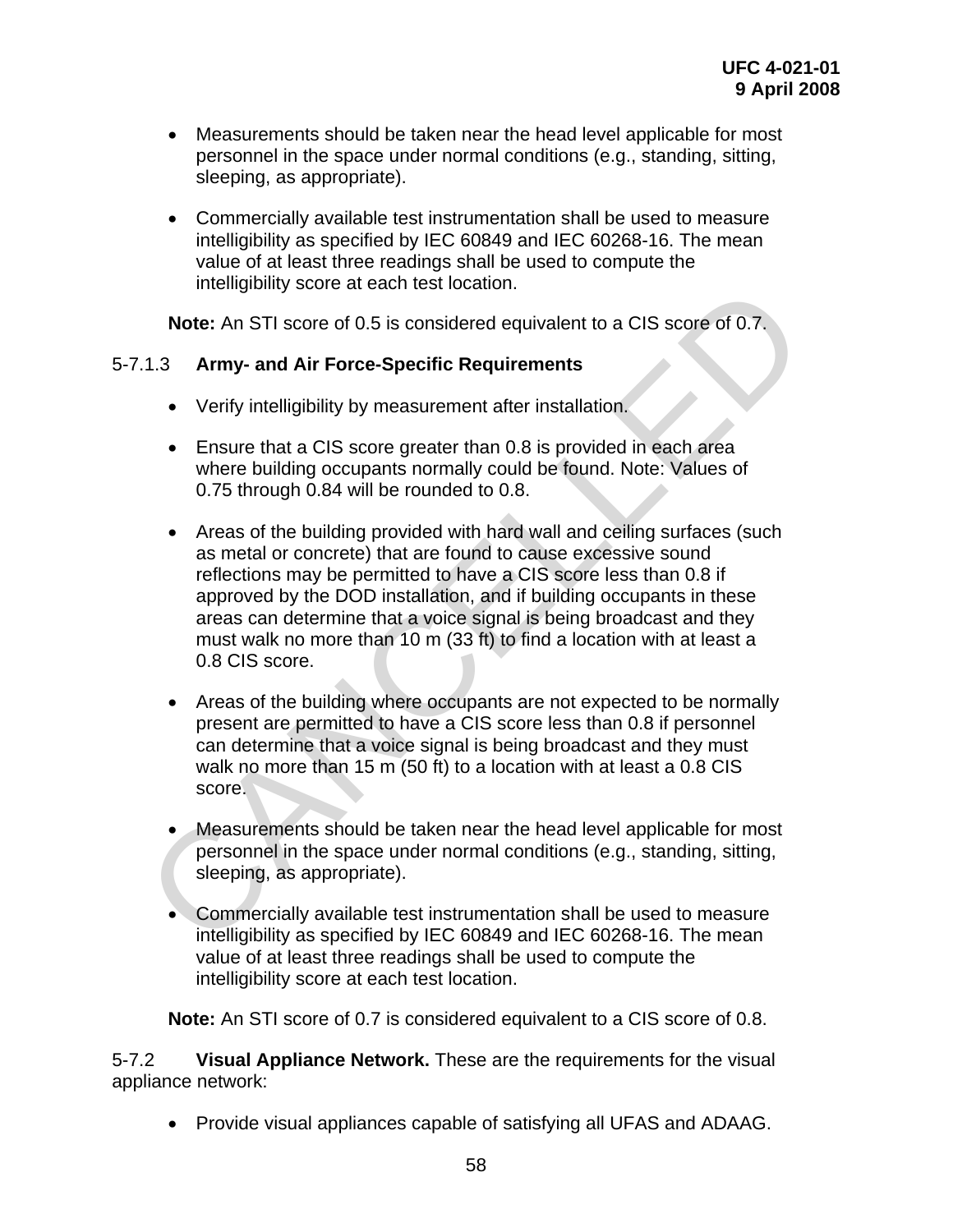- Measurements should be taken near the head level applicable for most personnel in the space under normal conditions (e.g., standing, sitting, sleeping, as appropriate).

- Commercially available test instrumentation shall be used to measure intelligibility as specified by IEC 60849 and IEC 60268-16. The mean value of at least three readings shall be used to compute the intelligibility score at each test location.

**Note:** An STI score of 0.5 is considered equivalent to a CIS score of 0.7.

5-7.1.3 **Army- and Air Force-Specific Requirements**

- Verify intelligibility by measurement after installation.

- Ensure that a CIS score greater than 0.8 is provided in each area where building occupants normally could be found. Note: Values of 0.75 through 0.84 will be rounded to 0.8.

- Areas of the building provided with hard wall and ceiling surfaces (such as metal or concrete) that are found to cause excessive sound reflections may be permitted to have a CIS score less than 0.8 if approved by the DOD installation, and if building occupants in these areas can determine that a voice signal is being broadcast and they must walk no more than 10 m (33 ft) to find a location with at least a 0.8 CIS score.

- Areas of the building where occupants are not expected to be normally present are permitted to have a CIS score less than 0.8 if personnel can determine that a voice signal is being broadcast and they must walk no more than 15 m (50 ft) to a location with at least a 0.8 CIS score.

- Measurements should be taken near the head level applicable for most personnel in the space under normal conditions (e.g., standing, sitting, sleeping, as appropriate).

- Commercially available test instrumentation shall be used to measure intelligibility as specified by IEC 60849 and IEC 60268-16. The mean value of at least three readings shall be used to compute the intelligibility score at each test location.

**Note:** An STI score of 0.7 is considered equivalent to a CIS score of 0.8.

5-7.2 **Visual Appliance Network.** These are the requirements for the visual appliance network:

- Provide visual appliances capable of satisfying all UFAS and ADAAG.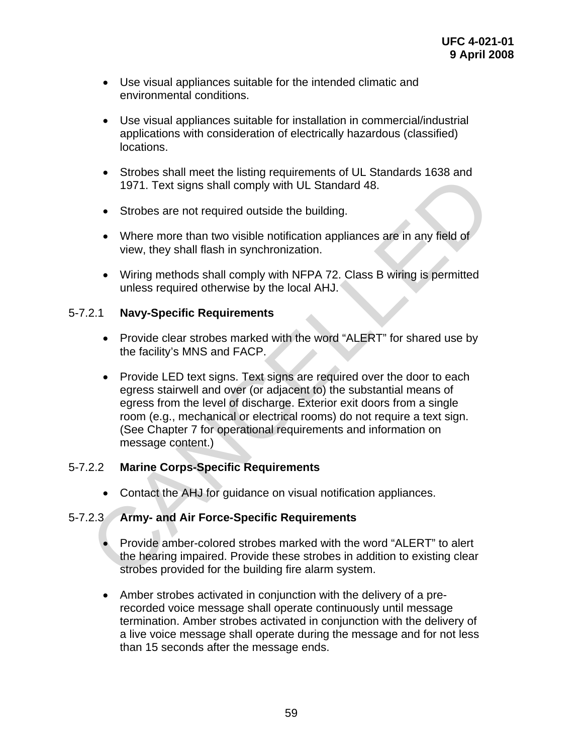- Use visual appliances suitable for the intended climatic and environmental conditions.

- Use visual appliances suitable for installation in commercial/industrial applications with consideration of electrically hazardous (classified) locations.

- Strobes shall meet the listing requirements of UL Standards 1638 and 1971. Text signs shall comply with UL Standard 48.

- Strobes are not required outside the building.

- Where more than two visible notification appliances are in any field of view, they shall flash in synchronization.

- Wiring methods shall comply with NFPA 72. Class B wiring is permitted unless required otherwise by the local AHJ.

5-7.2.1 **Navy-Specific Requirements**

- Provide clear strobes marked with the word "ALERT" for shared use by the facility's MNS and FACP.

- Provide LED text signs. Text signs are required over the door to each egress stairwell and over (or adjacent to) the substantial means of egress from the level of discharge. Exterior exit doors from a single room (e.g., mechanical or electrical rooms) do not require a text sign. (See Chapter 7 for operational requirements and information on message content.)

5-7.2.2 **Marine Corps-Specific Requirements**

- Contact the AHJ for guidance on visual notification appliances.

5-7.2.3 **Army- and Air Force-Specific Requirements**

- Provide amber-colored strobes marked with the word "ALERT" to alert the hearing impaired. Provide these strobes in addition to existing clear strobes provided for the building fire alarm system.

- Amber strobes activated in conjunction with the delivery of a pre-recorded voice message shall operate continuously until message termination. Amber strobes activated in conjunction with the delivery of a live voice message shall operate during the message and for not less than 15 seconds after the message ends.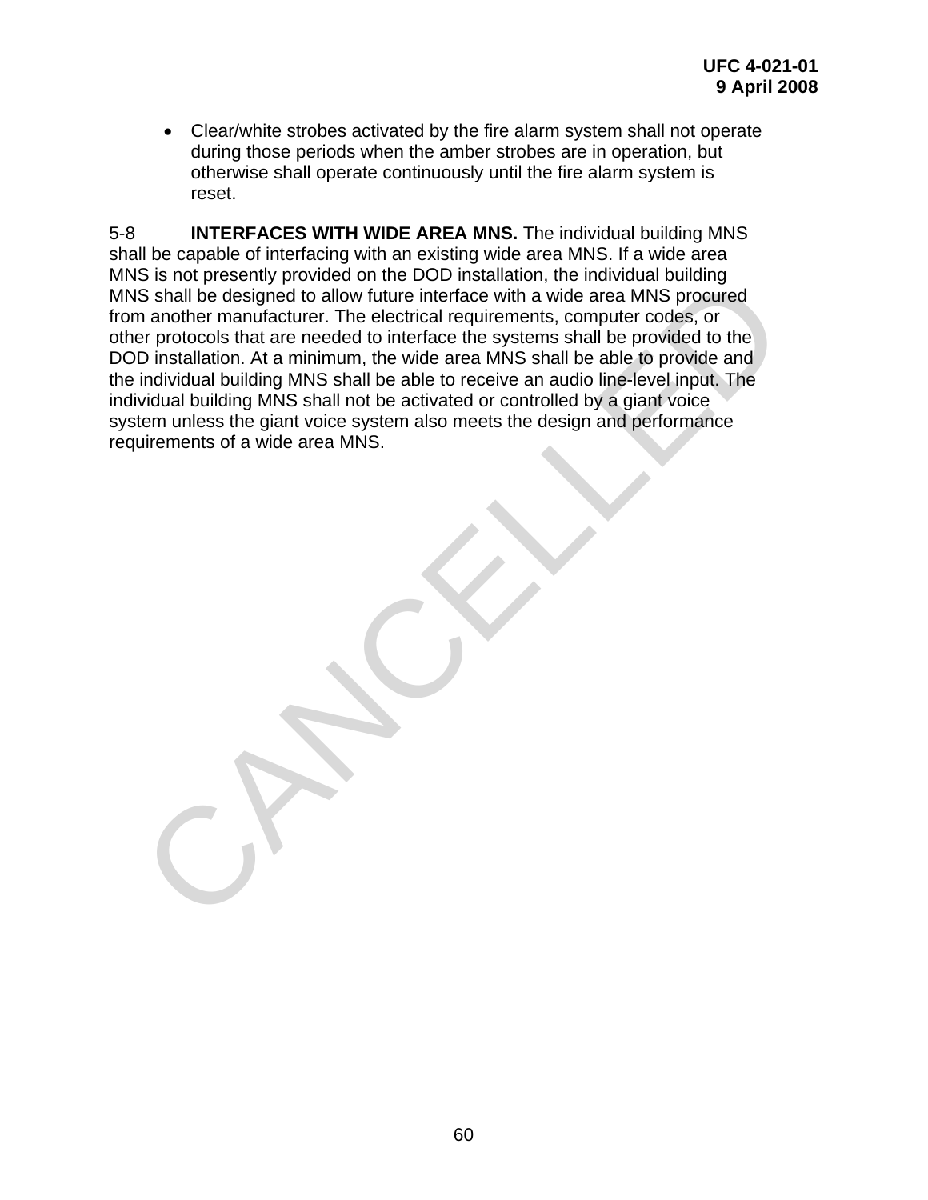- Clear/white strobes activated by the fire alarm system shall not operate during those periods when the amber strobes are in operation, but otherwise shall operate continuously until the fire alarm system is reset.

5-8 **INTERFACES WITH WIDE AREA MNS.** The individual building MNS shall be capable of interfacing with an existing wide area MNS. If a wide area MNS is not presently provided on the DOD installation, the individual building MNS shall be designed to allow future interface with a wide area MNS procured from another manufacturer. The electrical requirements, computer codes, or other protocols that are needed to interface the systems shall be provided to the DOD installation. At a minimum, the wide area MNS shall be able to provide and the individual building MNS shall be able to receive an audio line-level input. The individual building MNS shall not be activated or controlled by a giant voice system unless the giant voice system also meets the design and performance requirements of a wide area MNS.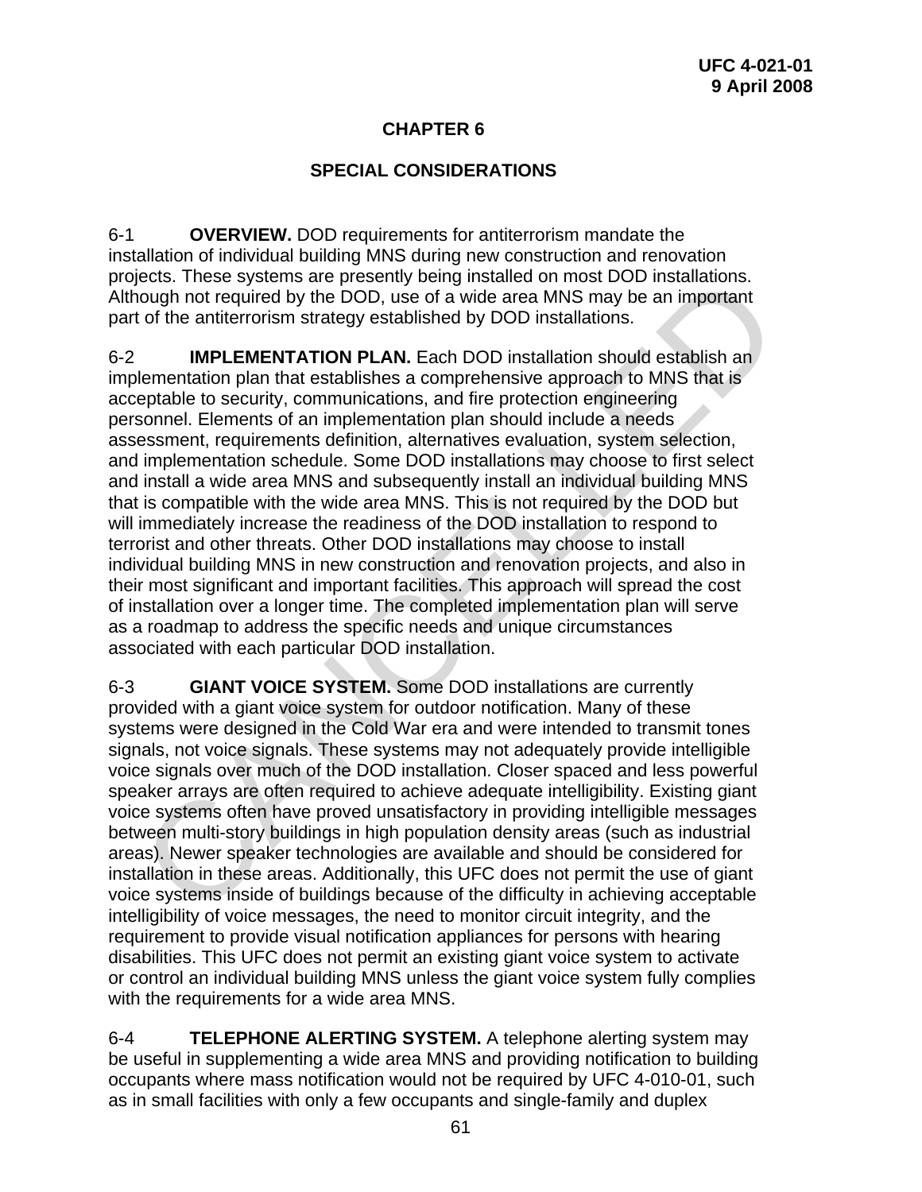# CHAPTER 6

## SPECIAL CONSIDERATIONS

6-1 **OVERVIEW.** DOD requirements for antiterrorism mandate the installation of individual building MNS during new construction and renovation projects. These systems are presently being installed on most DOD installations. Although not required by the DOD, use of a wide area MNS may be an important part of the antiterrorism strategy established by DOD installations.

6-2 **IMPLEMENTATION PLAN.** Each DOD installation should establish an implementation plan that establishes a comprehensive approach to MNS that is acceptable to security, communications, and fire protection engineering personnel. Elements of an implementation plan should include a needs assessment, requirements definition, alternatives evaluation, system selection, and implementation schedule. Some DOD installations may choose to first select and install a wide area MNS and subsequently install an individual building MNS that is compatible with the wide area MNS. This is not required by the DOD but will immediately increase the readiness of the DOD installation to respond to terrorist and other threats. Other DOD installations may choose to install individual building MNS in new construction and renovation projects, and also in their most significant and important facilities. This approach will spread the cost of installation over a longer time. The completed implementation plan will serve as a roadmap to address the specific needs and unique circumstances associated with each particular DOD installation.

6-3 **GIANT VOICE SYSTEM.** Some DOD installations are currently provided with a giant voice system for outdoor notification. Many of these systems were designed in the Cold War era and were intended to transmit tones signals, not voice signals. These systems may not adequately provide intelligible voice signals over much of the DOD installation. Closer spaced and less powerful speaker arrays are often required to achieve adequate intelligibility. Existing giant voice systems often have proved unsatisfactory in providing intelligible messages between multi-story buildings in high population density areas (such as industrial areas). Newer speaker technologies are available and should be considered for installation in these areas. Additionally, this UFC does not permit the use of giant voice systems inside of buildings because of the difficulty in achieving acceptable intelligibility of voice messages, the need to monitor circuit integrity, and the requirement to provide visual notification appliances for persons with hearing disabilities. This UFC does not permit an existing giant voice system to activate or control an individual building MNS unless the giant voice system fully complies with the requirements for a wide area MNS.

6-4 **TELEPHONE ALERTING SYSTEM.** A telephone alerting system may be useful in supplementing a wide area MNS and providing notification to building occupants where mass notification would not be required by UFC 4-010-01, such as in small facilities with only a few occupants and single-family and duplex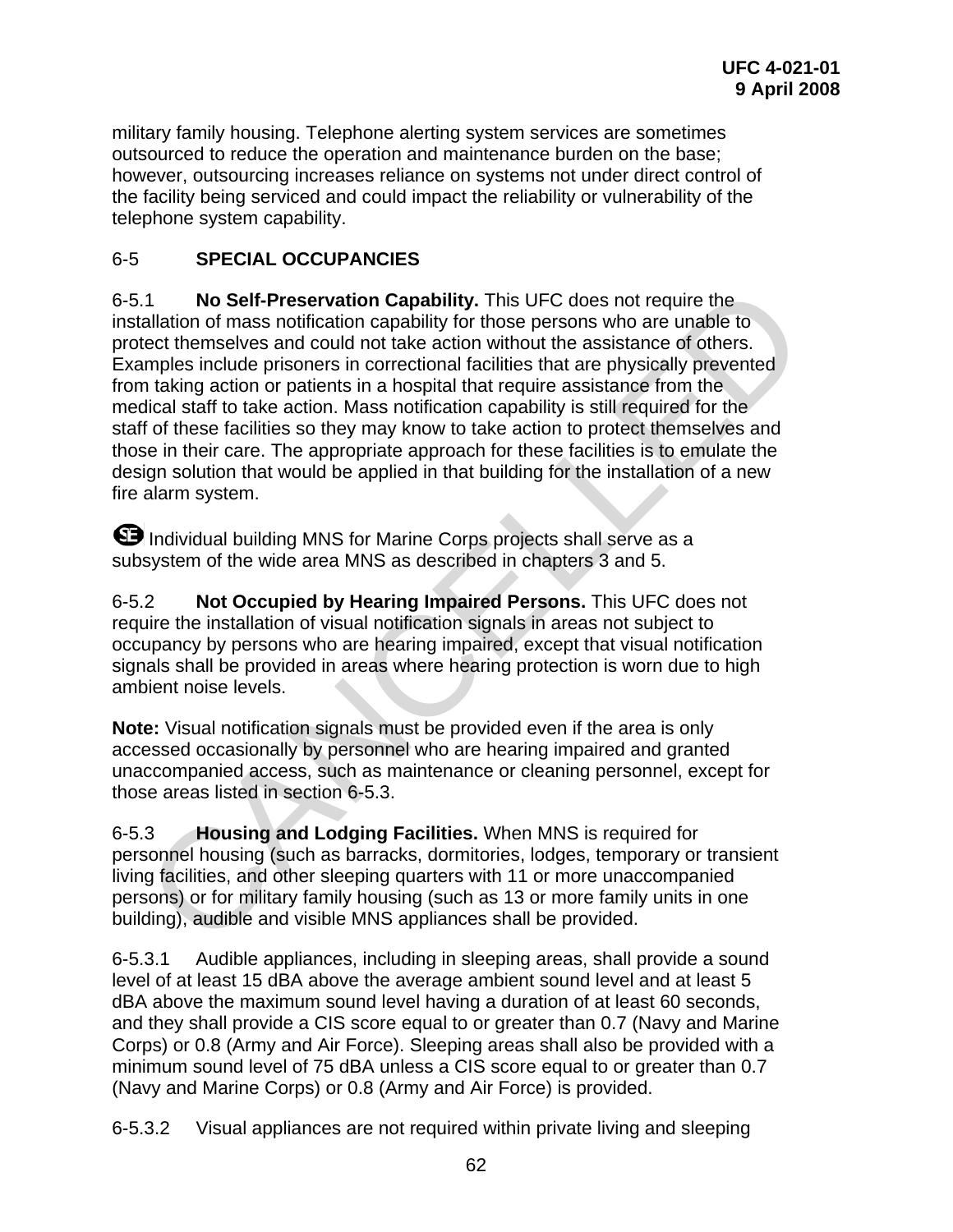military family housing. Telephone alerting system services are sometimes outsourced to reduce the operation and maintenance burden on the base; however, outsourcing increases reliance on systems not under direct control of the facility being serviced and could impact the reliability or vulnerability of the telephone system capability.

## 6-5 SPECIAL OCCUPANCIES

6-5.1 **No Self-Preservation Capability.** This UFC does not require the installation of mass notification capability for those persons who are unable to protect themselves and could not take action without the assistance of others. Examples include prisoners in correctional facilities that are physically prevented from taking action or patients in a hospital that require assistance from the medical staff to take action. Mass notification capability is still required for the staff of these facilities so they may know to take action to protect themselves and those in their care. The appropriate approach for these facilities is to emulate the design solution that would be applied in that building for the installation of a new fire alarm system.

SE Individual building MNS for Marine Corps projects shall serve as a subsystem of the wide area MNS as described in chapters 3 and 5.

6-5.2 **Not Occupied by Hearing Impaired Persons.** This UFC does not require the installation of visual notification signals in areas not subject to occupancy by persons who are hearing impaired, except that visual notification signals shall be provided in areas where hearing protection is worn due to high ambient noise levels.

**Note:** Visual notification signals must be provided even if the area is only accessed occasionally by personnel who are hearing impaired and granted unaccompanied access, such as maintenance or cleaning personnel, except for those areas listed in section 6-5.3.

6-5.3 **Housing and Lodging Facilities.** When MNS is required for personnel housing (such as barracks, dormitories, lodges, temporary or transient living facilities, and other sleeping quarters with 11 or more unaccompanied persons) or for military family housing (such as 13 or more family units in one building), audible and visible MNS appliances shall be provided.

6-5.3.1 Audible appliances, including in sleeping areas, shall provide a sound level of at least 15 dBA above the average ambient sound level and at least 5 dBA above the maximum sound level having a duration of at least 60 seconds, and they shall provide a CIS score equal to or greater than 0.7 (Navy and Marine Corps) or 0.8 (Army and Air Force). Sleeping areas shall also be provided with a minimum sound level of 75 dBA unless a CIS score equal to or greater than 0.7 (Navy and Marine Corps) or 0.8 (Army and Air Force) is provided.

6-5.3.2 Visual appliances are not required within private living and sleeping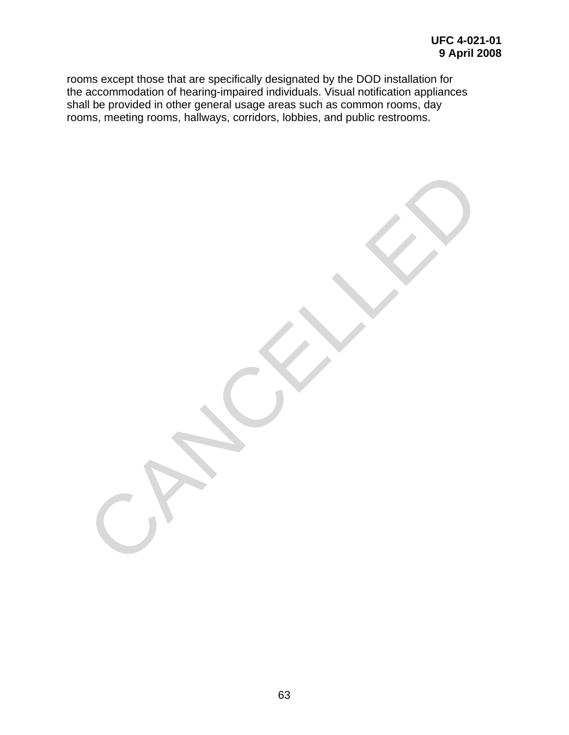rooms except those that are specifically designated by the DOD installation for the accommodation of hearing-impaired individuals. Visual notification appliances shall be provided in other general usage areas such as common rooms, day rooms, meeting rooms, hallways, corridors, lobbies, and public restrooms.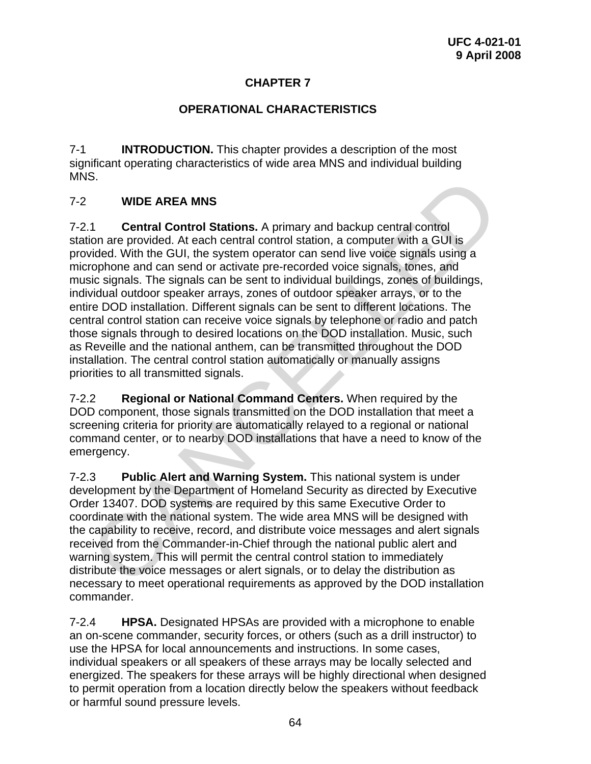# CHAPTER 7

## OPERATIONAL CHARACTERISTICS

7-1 **INTRODUCTION.** This chapter provides a description of the most significant operating characteristics of wide area MNS and individual building MNS.

### 7-2 WIDE AREA MNS

7-2.1 **Central Control Stations.** A primary and backup central control station are provided. At each central control station, a computer with a GUI is provided. With the GUI, the system operator can send live voice signals using a microphone and can send or activate pre-recorded voice signals, tones, and music signals. The signals can be sent to individual buildings, zones of buildings, individual outdoor speaker arrays, zones of outdoor speaker arrays, or to the entire DOD installation. Different signals can be sent to different locations. The central control station can receive voice signals by telephone or radio and patch those signals through to desired locations on the DOD installation. Music, such as Reveille and the national anthem, can be transmitted throughout the DOD installation. The central control station automatically or manually assigns priorities to all transmitted signals.

7-2.2 **Regional or National Command Centers.** When required by the DOD component, those signals transmitted on the DOD installation that meet a screening criteria for priority are automatically relayed to a regional or national command center, or to nearby DOD installations that have a need to know of the emergency.

7-2.3 **Public Alert and Warning System.** This national system is under development by the Department of Homeland Security as directed by Executive Order 13407. DOD systems are required by this same Executive Order to coordinate with the national system. The wide area MNS will be designed with the capability to receive, record, and distribute voice messages and alert signals received from the Commander-in-Chief through the national public alert and warning system. This will permit the central control station to immediately distribute the voice messages or alert signals, or to delay the distribution as necessary to meet operational requirements as approved by the DOD installation commander.

7-2.4 **HPSA.** Designated HPSAs are provided with a microphone to enable an on-scene commander, security forces, or others (such as a drill instructor) to use the HPSA for local announcements and instructions. In some cases, individual speakers or all speakers of these arrays may be locally selected and energized. The speakers for these arrays will be highly directional when designed to permit operation from a location directly below the speakers without feedback or harmful sound pressure levels.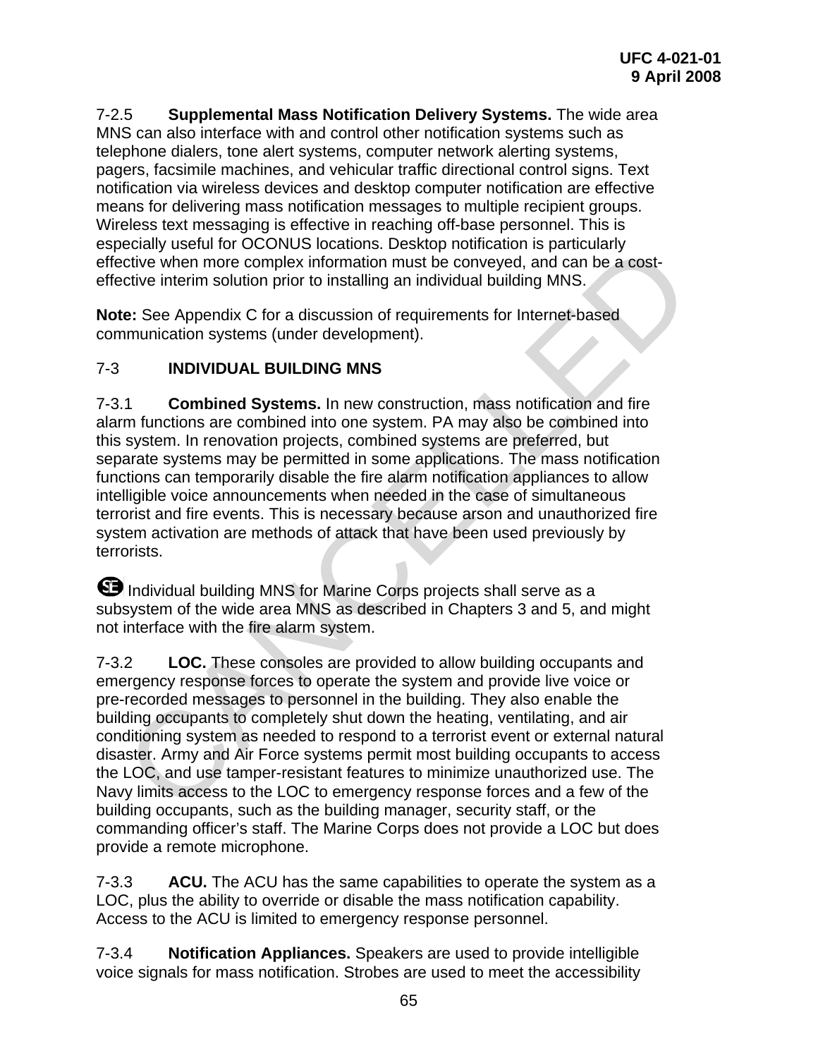7-2.5 **Supplemental Mass Notification Delivery Systems.** The wide area MNS can also interface with and control other notification systems such as telephone dialers, tone alert systems, computer network alerting systems, pagers, facsimile machines, and vehicular traffic directional control signs. Text notification via wireless devices and desktop computer notification are effective means for delivering mass notification messages to multiple recipient groups. Wireless text messaging is effective in reaching off-base personnel. This is especially useful for OCONUS locations. Desktop notification is particularly effective when more complex information must be conveyed, and can be a cost-effective interim solution prior to installing an individual building MNS.

**Note:** See Appendix C for a discussion of requirements for Internet-based communication systems (under development).

## 7-3 INDIVIDUAL BUILDING MNS

7-3.1 **Combined Systems.** In new construction, mass notification and fire alarm functions are combined into one system. PA may also be combined into this system. In renovation projects, combined systems are preferred, but separate systems may be permitted in some applications. The mass notification functions can temporarily disable the fire alarm notification appliances to allow intelligible voice announcements when needed in the case of simultaneous terrorist and fire events. This is necessary because arson and unauthorized fire system activation are methods of attack that have been used previously by terrorists.

SE Individual building MNS for Marine Corps projects shall serve as a subsystem of the wide area MNS as described in Chapters 3 and 5, and might not interface with the fire alarm system.

7-3.2 **LOC.** These consoles are provided to allow building occupants and emergency response forces to operate the system and provide live voice or pre-recorded messages to personnel in the building. They also enable the building occupants to completely shut down the heating, ventilating, and air conditioning system as needed to respond to a terrorist event or external natural disaster. Army and Air Force systems permit most building occupants to access the LOC, and use tamper-resistant features to minimize unauthorized use. The Navy limits access to the LOC to emergency response forces and a few of the building occupants, such as the building manager, security staff, or the commanding officer's staff. The Marine Corps does not provide a LOC but does provide a remote microphone.

7-3.3 **ACU.** The ACU has the same capabilities to operate the system as a LOC, plus the ability to override or disable the mass notification capability. Access to the ACU is limited to emergency response personnel.

7-3.4 **Notification Appliances.** Speakers are used to provide intelligible voice signals for mass notification. Strobes are used to meet the accessibility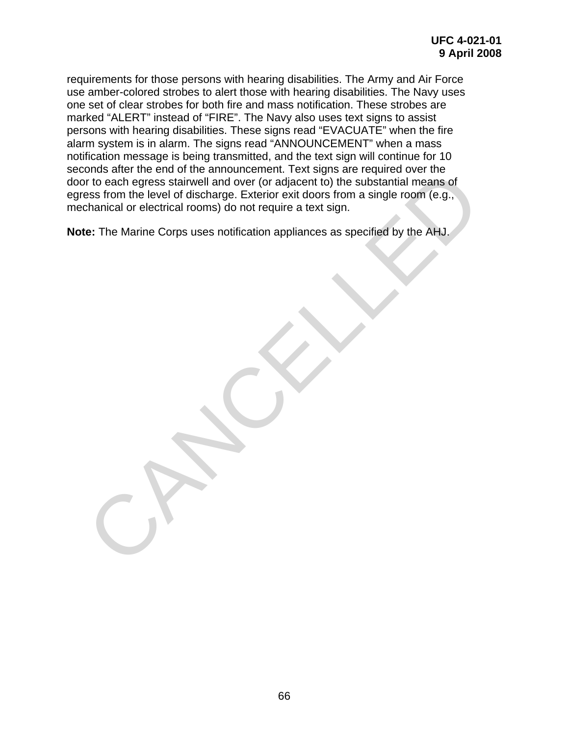requirements for those persons with hearing disabilities. The Army and Air Force use amber-colored strobes to alert those with hearing disabilities. The Navy uses one set of clear strobes for both fire and mass notification. These strobes are marked “ALERT” instead of “FIRE”. The Navy also uses text signs to assist persons with hearing disabilities. These signs read “EVACUATE” when the fire alarm system is in alarm. The signs read “ANNOUNCEMENT” when a mass notification message is being transmitted, and the text sign will continue for 10 seconds after the end of the announcement. Text signs are required over the door to each egress stairwell and over (or adjacent to) the substantial means of egress from the level of discharge. Exterior exit doors from a single room (e.g., mechanical or electrical rooms) do not require a text sign.

**Note:** The Marine Corps uses notification appliances as specified by the AHJ.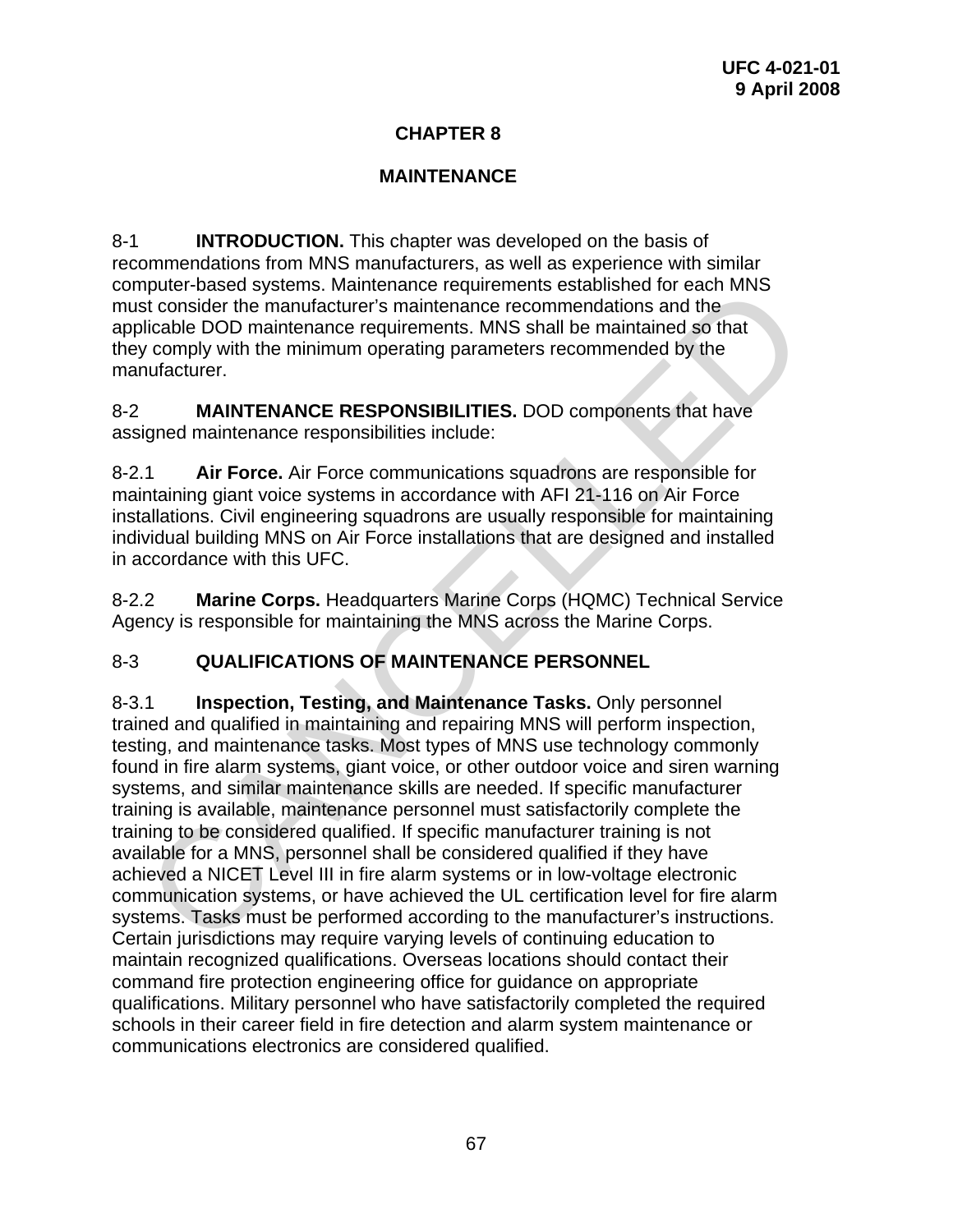# CHAPTER 8

# MAINTENANCE

8-1 **INTRODUCTION.** This chapter was developed on the basis of recommendations from MNS manufacturers, as well as experience with similar computer-based systems. Maintenance requirements established for each MNS must consider the manufacturer's maintenance recommendations and the applicable DOD maintenance requirements. MNS shall be maintained so that they comply with the minimum operating parameters recommended by the manufacturer.

8-2 **MAINTENANCE RESPONSIBILITIES.** DOD components that have assigned maintenance responsibilities include:

8-2.1 **Air Force.** Air Force communications squadrons are responsible for maintaining giant voice systems in accordance with AFI 21-116 on Air Force installations. Civil engineering squadrons are usually responsible for maintaining individual building MNS on Air Force installations that are designed and installed in accordance with this UFC.

8-2.2 **Marine Corps.** Headquarters Marine Corps (HQMC) Technical Service Agency is responsible for maintaining the MNS across the Marine Corps.

## 8-3 QUALIFICATIONS OF MAINTENANCE PERSONNEL

8-3.1 **Inspection, Testing, and Maintenance Tasks.** Only personnel trained and qualified in maintaining and repairing MNS will perform inspection, testing, and maintenance tasks. Most types of MNS use technology commonly found in fire alarm systems, giant voice, or other outdoor voice and siren warning systems, and similar maintenance skills are needed. If specific manufacturer training is available, maintenance personnel must satisfactorily complete the training to be considered qualified. If specific manufacturer training is not available for a MNS, personnel shall be considered qualified if they have achieved a NICET Level III in fire alarm systems or in low-voltage electronic communication systems, or have achieved the UL certification level for fire alarm systems. Tasks must be performed according to the manufacturer's instructions. Certain jurisdictions may require varying levels of continuing education to maintain recognized qualifications. Overseas locations should contact their command fire protection engineering office for guidance on appropriate qualifications. Military personnel who have satisfactorily completed the required schools in their career field in fire detection and alarm system maintenance or communications electronics are considered qualified.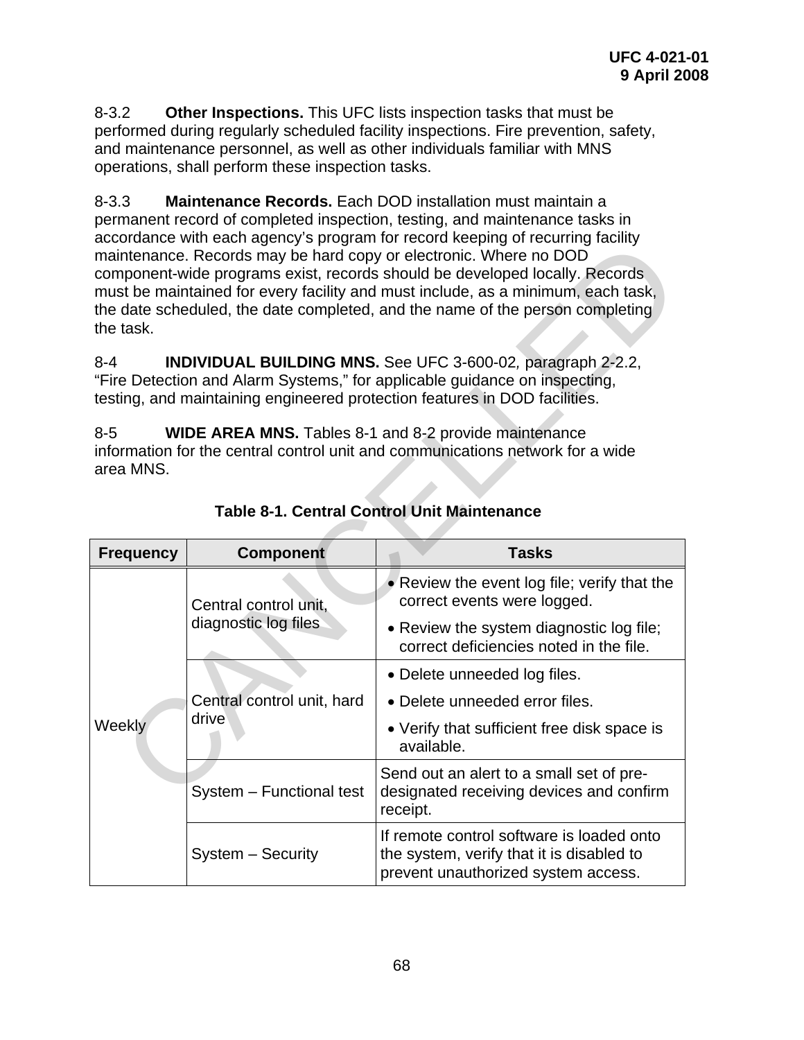8-3.2 **Other Inspections.** This UFC lists inspection tasks that must be performed during regularly scheduled facility inspections. Fire prevention, safety, and maintenance personnel, as well as other individuals familiar with MNS operations, shall perform these inspection tasks.

8-3.3 **Maintenance Records.** Each DOD installation must maintain a permanent record of completed inspection, testing, and maintenance tasks in accordance with each agency's program for record keeping of recurring facility maintenance. Records may be hard copy or electronic. Where no DOD component-wide programs exist, records should be developed locally. Records must be maintained for every facility and must include, as a minimum, each task, the date scheduled, the date completed, and the name of the person completing the task.

8-4 **INDIVIDUAL BUILDING MNS.** See UFC 3-600-02, paragraph 2-2.2, "Fire Detection and Alarm Systems," for applicable guidance on inspecting, testing, and maintaining engineered protection features in DOD facilities.

8-5 **WIDE AREA MNS.** Tables 8-1 and 8-2 provide maintenance information for the central control unit and communications network for a wide area MNS.

**Table 8-1. Central Control Unit Maintenance**

| Frequency | Component | Tasks |
|---|---|---|
| Weekly | Central control unit, diagnostic log files | • Review the event log file; verify that the correct events were logged.<br>• Review the system diagnostic log file; correct deficiencies noted in the file. |
| | Central control unit, hard drive | • Delete unneeded log files.<br>• Delete unneeded error files.<br>• Verify that sufficient free disk space is available. |
| | System – Functional test | Send out an alert to a small set of pre-designated receiving devices and confirm receipt. |
| | System – Security | If remote control software is loaded onto the system, verify that it is disabled to prevent unauthorized system access. |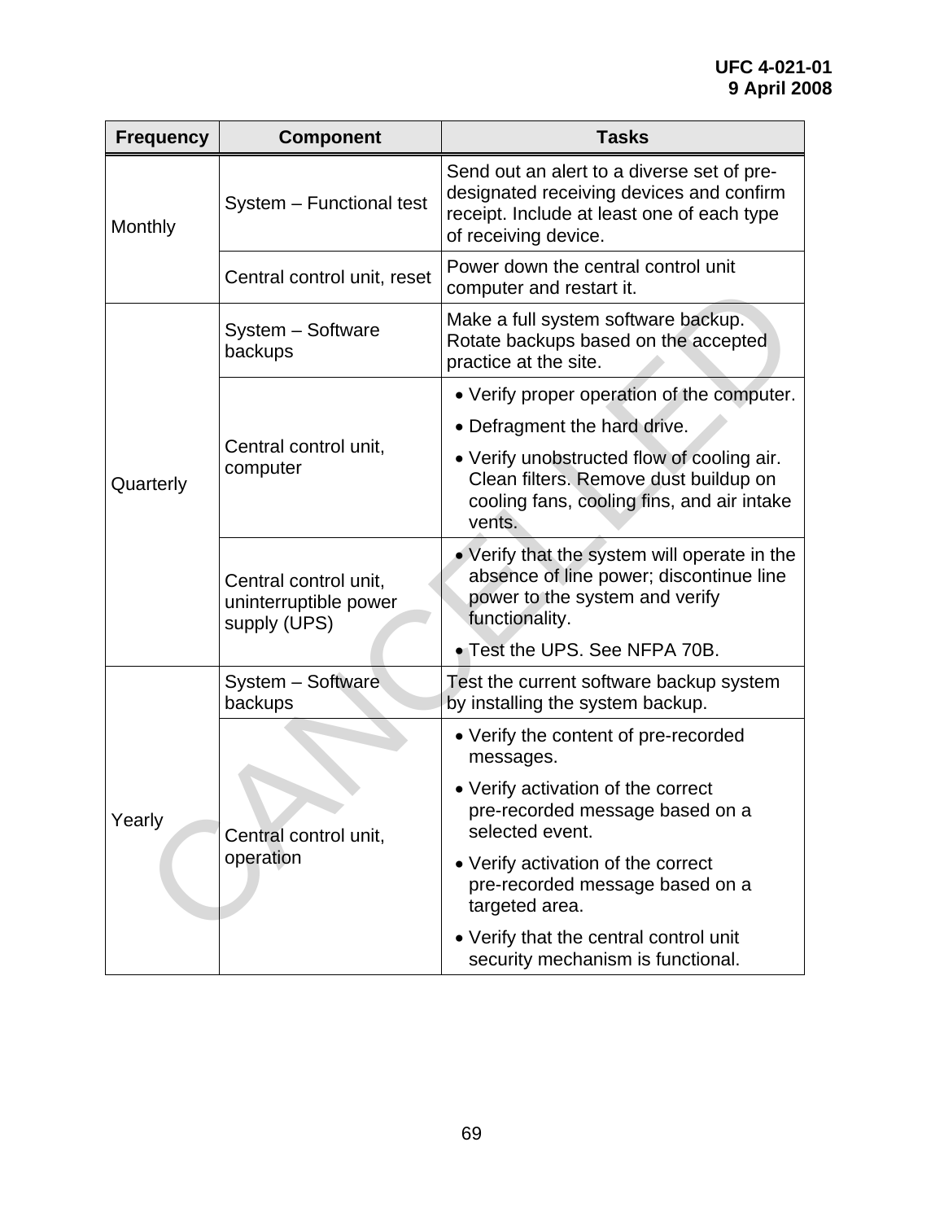| Frequency | Component | Tasks |
|---|---|---|
| Monthly | System – Functional test | Send out an alert to a diverse set of pre-designated receiving devices and confirm receipt. Include at least one of each type of receiving device. |
| | Central control unit, reset | Power down the central control unit computer and restart it. |
| Quarterly | System – Software backups | Make a full system software backup. Rotate backups based on the accepted practice at the site. |
| | Central control unit, computer | • Verify proper operation of the computer.<br>• Defragment the hard drive.<br>• Verify unobstructed flow of cooling air. Clean filters. Remove dust buildup on cooling fans, cooling fins, and air intake vents. |
| | Central control unit, uninterruptible power supply (UPS) | • Verify that the system will operate in the absence of line power; discontinue line power to the system and verify functionality.<br>• Test the UPS. See NFPA 70B. |
| Yearly | System – Software backups | Test the current software backup system by installing the system backup. |
| | Central control unit, operation | • Verify the content of pre-recorded messages.<br>• Verify activation of the correct pre-recorded message based on a selected event.<br>• Verify activation of the correct pre-recorded message based on a targeted area.<br>• Verify that the central control unit security mechanism is functional. |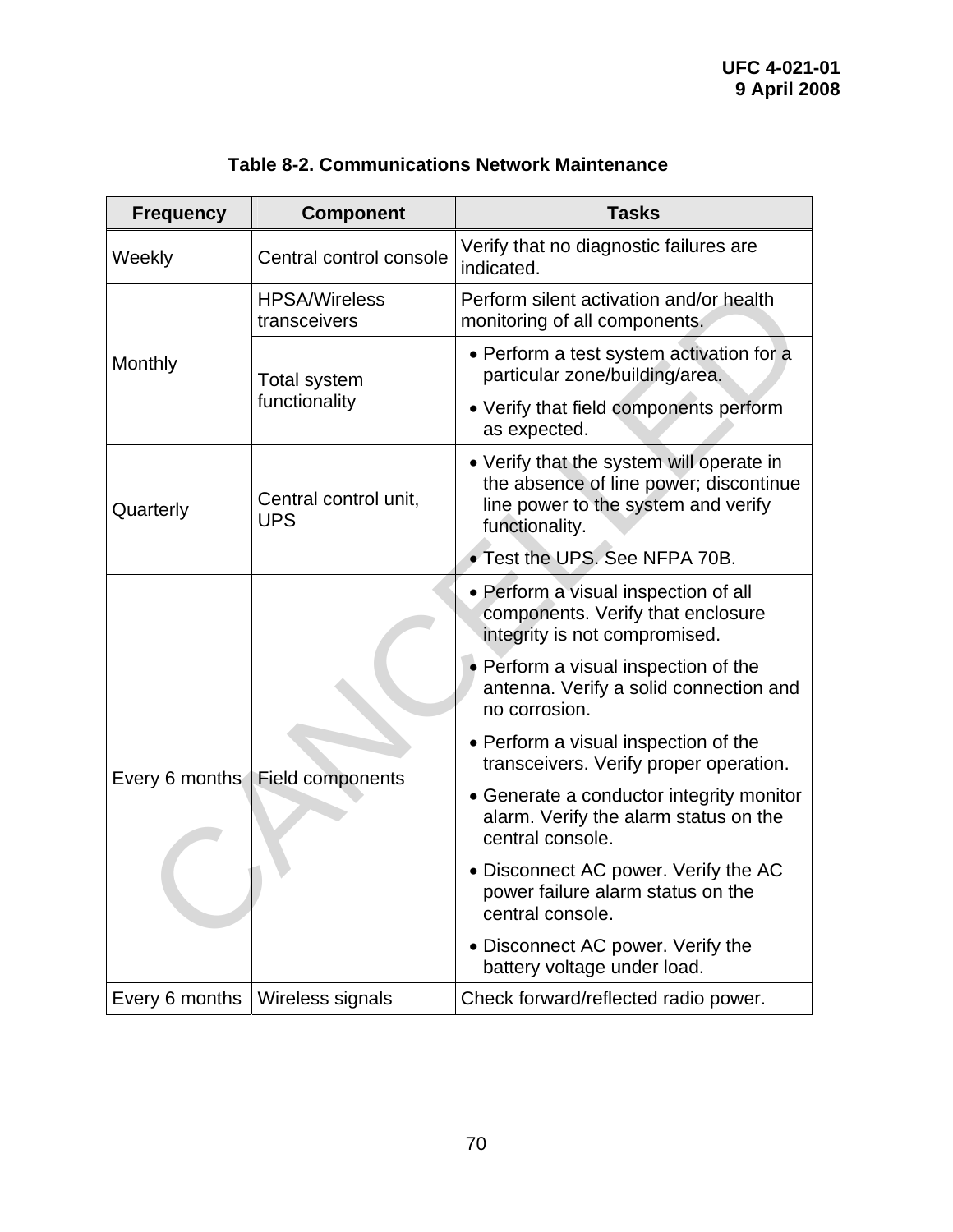**Table 8-2. Communications Network Maintenance**

| Frequency | Component | Tasks |
|---|---|---|
| Weekly | Central control console | Verify that no diagnostic failures are indicated. |
| Monthly | HPSA/Wireless transceivers | Perform silent activation and/or health monitoring of all components. |
| | Total system functionality | • Perform a test system activation for a particular zone/building/area.<br>• Verify that field components perform as expected. |
| Quarterly | Central control unit, UPS | • Verify that the system will operate in the absence of line power; discontinue line power to the system and verify functionality.<br>• Test the UPS. See NFPA 70B. |
| Every 6 months | Field components | • Perform a visual inspection of all components. Verify that enclosure integrity is not compromised.<br>• Perform a visual inspection of the antenna. Verify a solid connection and no corrosion.<br>• Perform a visual inspection of the transceivers. Verify proper operation.<br>• Generate a conductor integrity monitor alarm. Verify the alarm status on the central console.<br>• Disconnect AC power. Verify the AC power failure alarm status on the central console.<br>• Disconnect AC power. Verify the battery voltage under load. |
| Every 6 months | Wireless signals | Check forward/reflected radio power. |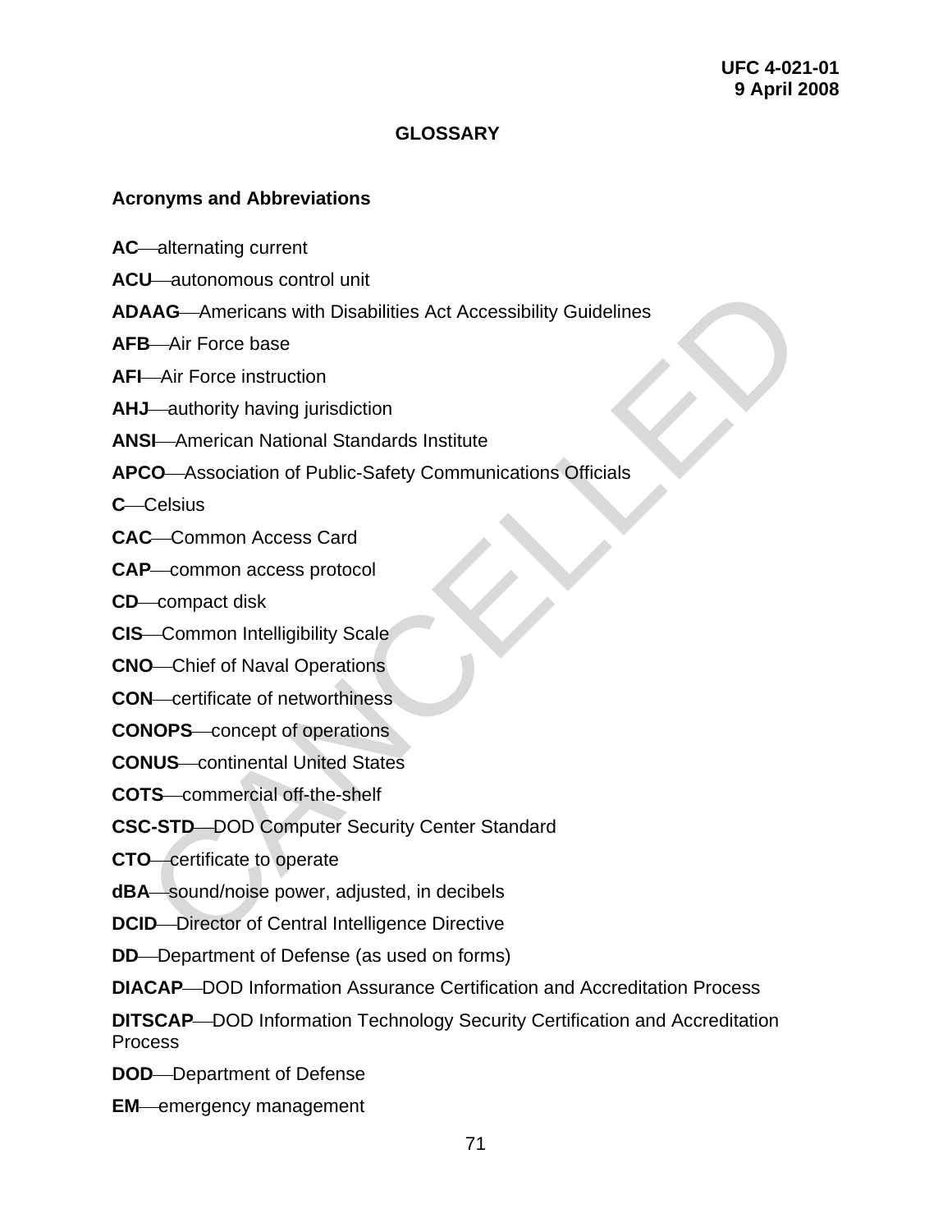# GLOSSARY

## Acronyms and Abbreviations

**AC**—alternating current

**ACU**—autonomous control unit

**ADAAG**—Americans with Disabilities Act Accessibility Guidelines

**AFB**—Air Force base

**AFI**—Air Force instruction

**AHJ**—authority having jurisdiction

**ANSI**—American National Standards Institute

**APCO**—Association of Public-Safety Communications Officials

**C**—Celsius

**CAC**—Common Access Card

**CAP**—common access protocol

**CD**—compact disk

**CIS**—Common Intelligibility Scale

**CNO**—Chief of Naval Operations

**CON**—certificate of networthiness

**CONOPS**—concept of operations

**CONUS**—continental United States

**COTS**—commercial off-the-shelf

**CSC-STD**—DOD Computer Security Center Standard

**CTO**—certificate to operate

**dBA**—sound/noise power, adjusted, in decibels

**DCID**—Director of Central Intelligence Directive

**DD**—Department of Defense (as used on forms)

**DIACAP**—DOD Information Assurance Certification and Accreditation Process

**DITSCAP**—DOD Information Technology Security Certification and Accreditation Process

**DOD**—Department of Defense

**EM**—emergency management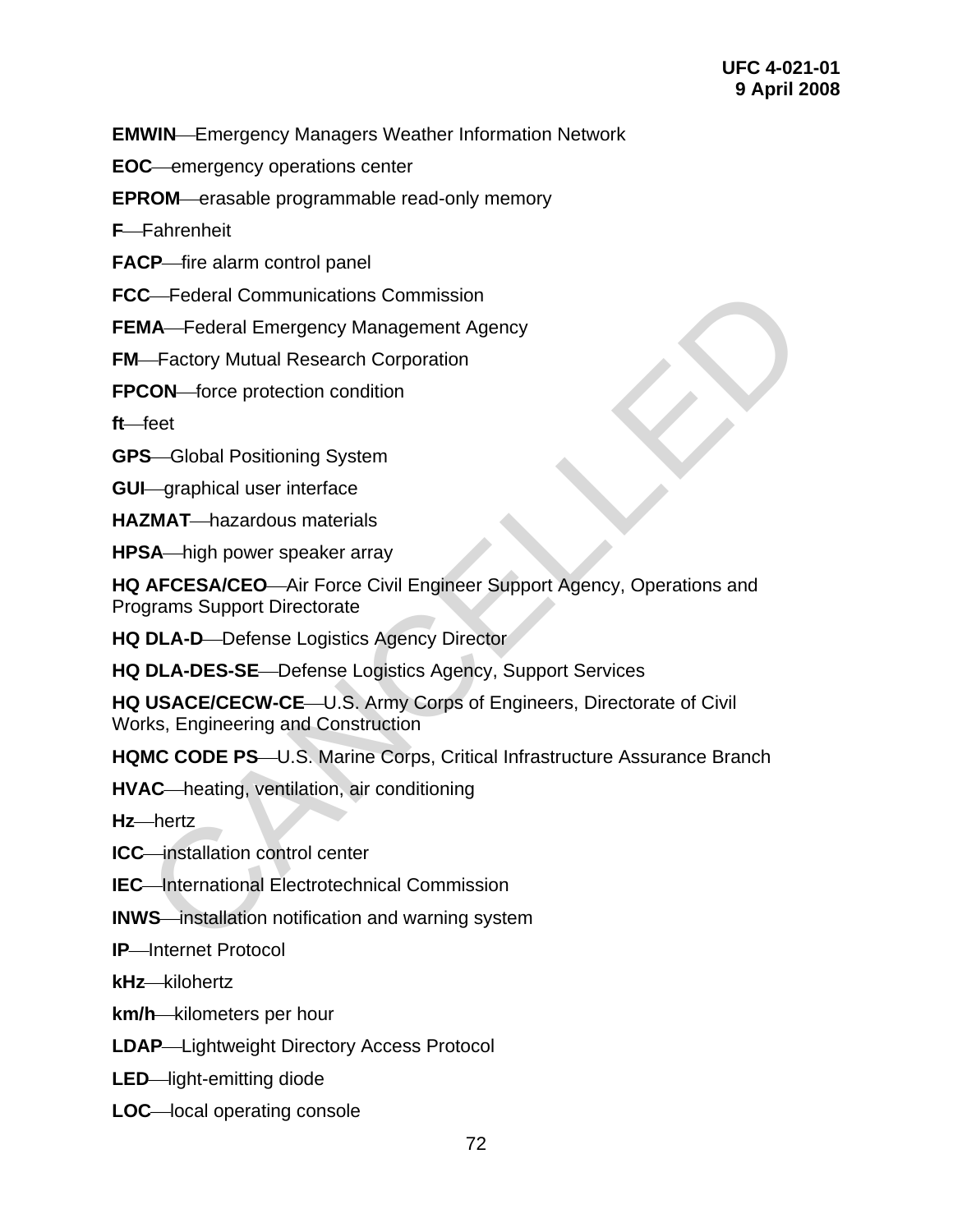**EMWIN**—Emergency Managers Weather Information Network

**EOC**—emergency operations center

**EPROM**—erasable programmable read-only memory

**F**—Fahrenheit

**FACP**—fire alarm control panel

**FCC**—Federal Communications Commission

**FEMA**—Federal Emergency Management Agency

**FM**—Factory Mutual Research Corporation

**FPCON**—force protection condition

**ft**—feet

**GPS**—Global Positioning System

**GUI**—graphical user interface

**HAZMAT**—hazardous materials

**HPSA**—high power speaker array

**HQ AFCESA/CEO**—Air Force Civil Engineer Support Agency, Operations and Programs Support Directorate

**HQ DLA-D**—Defense Logistics Agency Director

**HQ DLA-DES-SE**—Defense Logistics Agency, Support Services

**HQ USACE/CECW-CE**—U.S. Army Corps of Engineers, Directorate of Civil Works, Engineering and Construction

**HQMC CODE PS**—U.S. Marine Corps, Critical Infrastructure Assurance Branch

**HVAC**—heating, ventilation, air conditioning

**Hz**—hertz

**ICC**—installation control center

**IEC**—International Electrotechnical Commission

**INWS**—installation notification and warning system

**IP**—Internet Protocol

**kHz**—kilohertz

**km/h**—kilometers per hour

**LDAP**—Lightweight Directory Access Protocol

**LED**—light-emitting diode

**LOC**—local operating console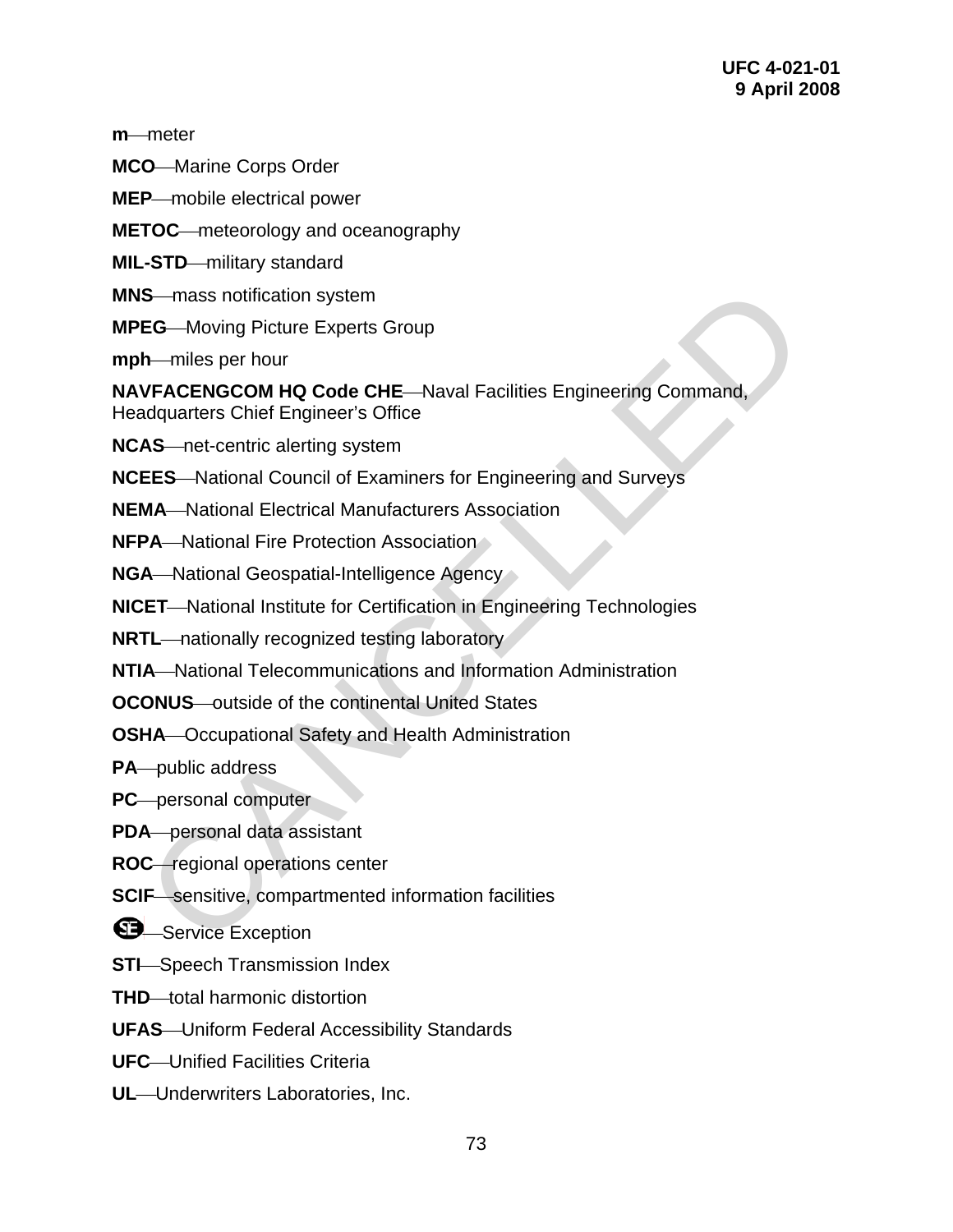**m**—meter

**MCO**—Marine Corps Order

**MEP**—mobile electrical power

**METOC**—meteorology and oceanography

**MIL-STD**—military standard

**MNS**—mass notification system

**MPEG**—Moving Picture Experts Group

**mph**—miles per hour

**NAVFACENGCOM HQ Code CHE**—Naval Facilities Engineering Command, Headquarters Chief Engineer's Office

**NCAS**—net-centric alerting system

**NCEES**—National Council of Examiners for Engineering and Surveys

**NEMA**—National Electrical Manufacturers Association

**NFPA**—National Fire Protection Association

**NGA**—National Geospatial-Intelligence Agency

**NICET**—National Institute for Certification in Engineering Technologies

**NRTL**—nationally recognized testing laboratory

**NTIA**—National Telecommunications and Information Administration

**OCONUS**—outside of the continental United States

**OSHA**—Occupational Safety and Health Administration

**PA**—public address

**PC**—personal computer

**PDA**—personal data assistant

**ROC**—regional operations center

**SCIF**—sensitive, compartmented information facilities

**SE**—Service Exception

**STI**—Speech Transmission Index

**THD**—total harmonic distortion

**UFAS**—Uniform Federal Accessibility Standards

**UFC**—Unified Facilities Criteria

**UL**—Underwriters Laboratories, Inc.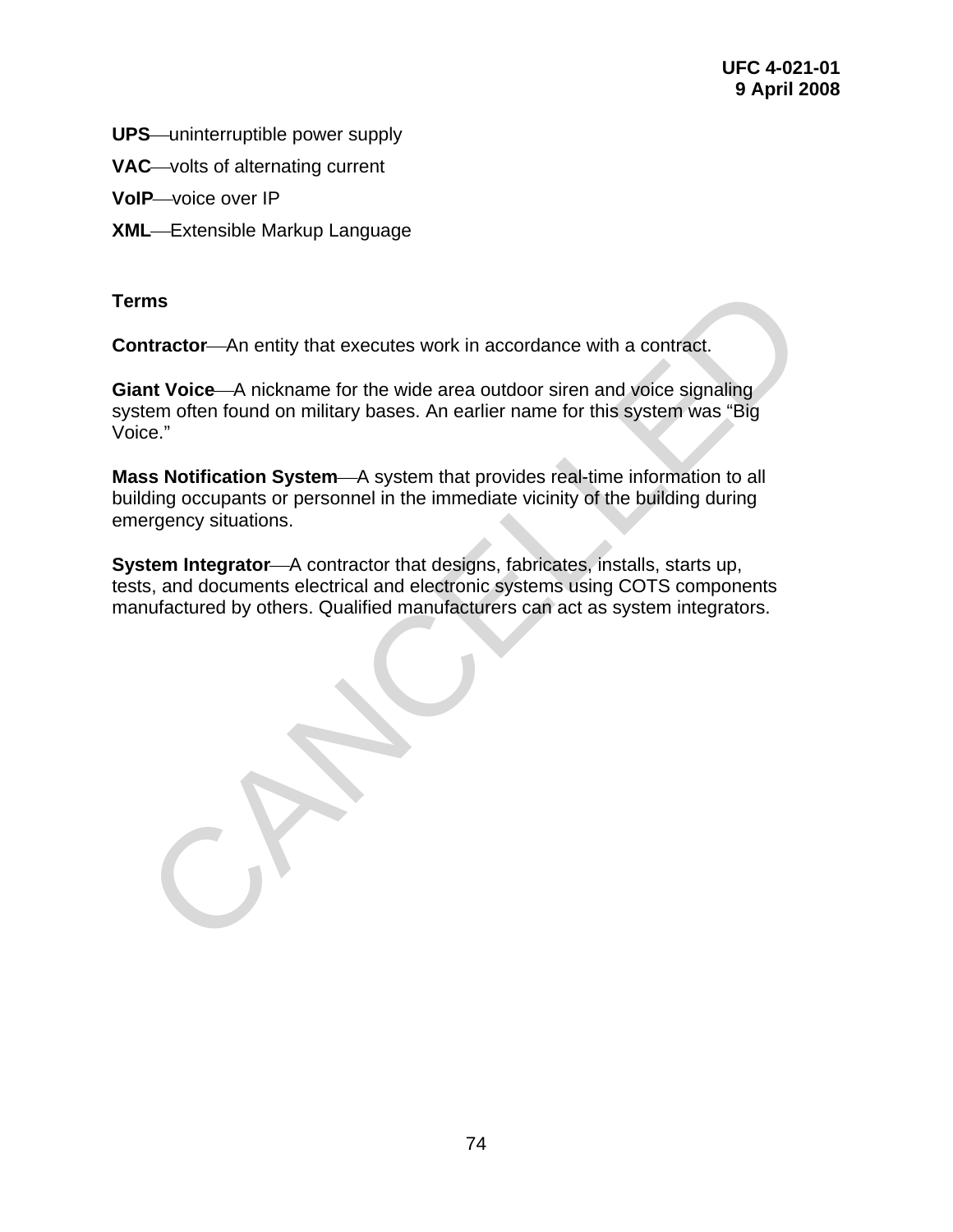**UPS**—uninterruptible power supply

**VAC**—volts of alternating current

**VoIP**—voice over IP

**XML**—Extensible Markup Language

**Terms**

**Contractor**—An entity that executes work in accordance with a contract.

**Giant Voice**—A nickname for the wide area outdoor siren and voice signaling system often found on military bases. An earlier name for this system was "Big Voice."

**Mass Notification System**—A system that provides real-time information to all building occupants or personnel in the immediate vicinity of the building during emergency situations.

**System Integrator**—A contractor that designs, fabricates, installs, starts up, tests, and documents electrical and electronic systems using COTS components manufactured by others. Qualified manufacturers can act as system integrators.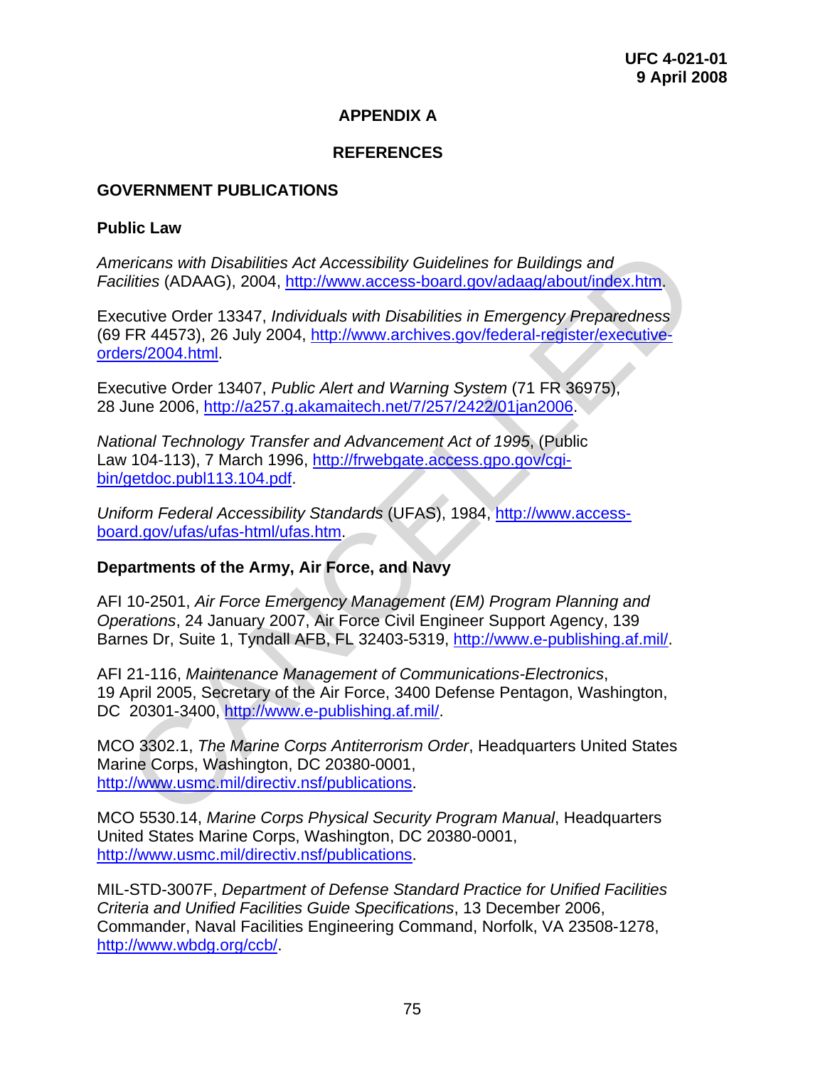# APPENDIX A

## REFERENCES

### GOVERNMENT PUBLICATIONS

#### Public Law

*Americans with Disabilities Act Accessibility Guidelines for Buildings and Facilities* (ADAAG), 2004, http://www.access-board.gov/adaag/about/index.htm.

Executive Order 13347, *Individuals with Disabilities in Emergency Preparedness* (69 FR 44573), 26 July 2004, http://www.archives.gov/federal-register/executive-orders/2004.html.

Executive Order 13407, *Public Alert and Warning System* (71 FR 36975), 28 June 2006, http://a257.g.akamaitech.net/7/257/2422/01jan2006.

*National Technology Transfer and Advancement Act of 1995*, (Public Law 104-113), 7 March 1996, http://frwebgate.access.gpo.gov/cgi-bin/getdoc.publ113.104.pdf.

*Uniform Federal Accessibility Standards* (UFAS), 1984, http://www.access-board.gov/ufas/ufas-html/ufas.htm.

#### Departments of the Army, Air Force, and Navy

AFI 10-2501, *Air Force Emergency Management (EM) Program Planning and Operations*, 24 January 2007, Air Force Civil Engineer Support Agency, 139 Barnes Dr, Suite 1, Tyndall AFB, FL 32403-5319, http://www.e-publishing.af.mil/.

AFI 21-116, *Maintenance Management of Communications-Electronics*, 19 April 2005, Secretary of the Air Force, 3400 Defense Pentagon, Washington, DC 20301-3400, http://www.e-publishing.af.mil/.

MCO 3302.1, *The Marine Corps Antiterrorism Order*, Headquarters United States Marine Corps, Washington, DC 20380-0001, http://www.usmc.mil/directiv.nsf/publications.

MCO 5530.14, *Marine Corps Physical Security Program Manual*, Headquarters United States Marine Corps, Washington, DC 20380-0001, http://www.usmc.mil/directiv.nsf/publications.

MIL-STD-3007F, *Department of Defense Standard Practice for Unified Facilities Criteria and Unified Facilities Guide Specifications*, 13 December 2006, Commander, Naval Facilities Engineering Command, Norfolk, VA 23508-1278, http://www.wbdg.org/ccb/.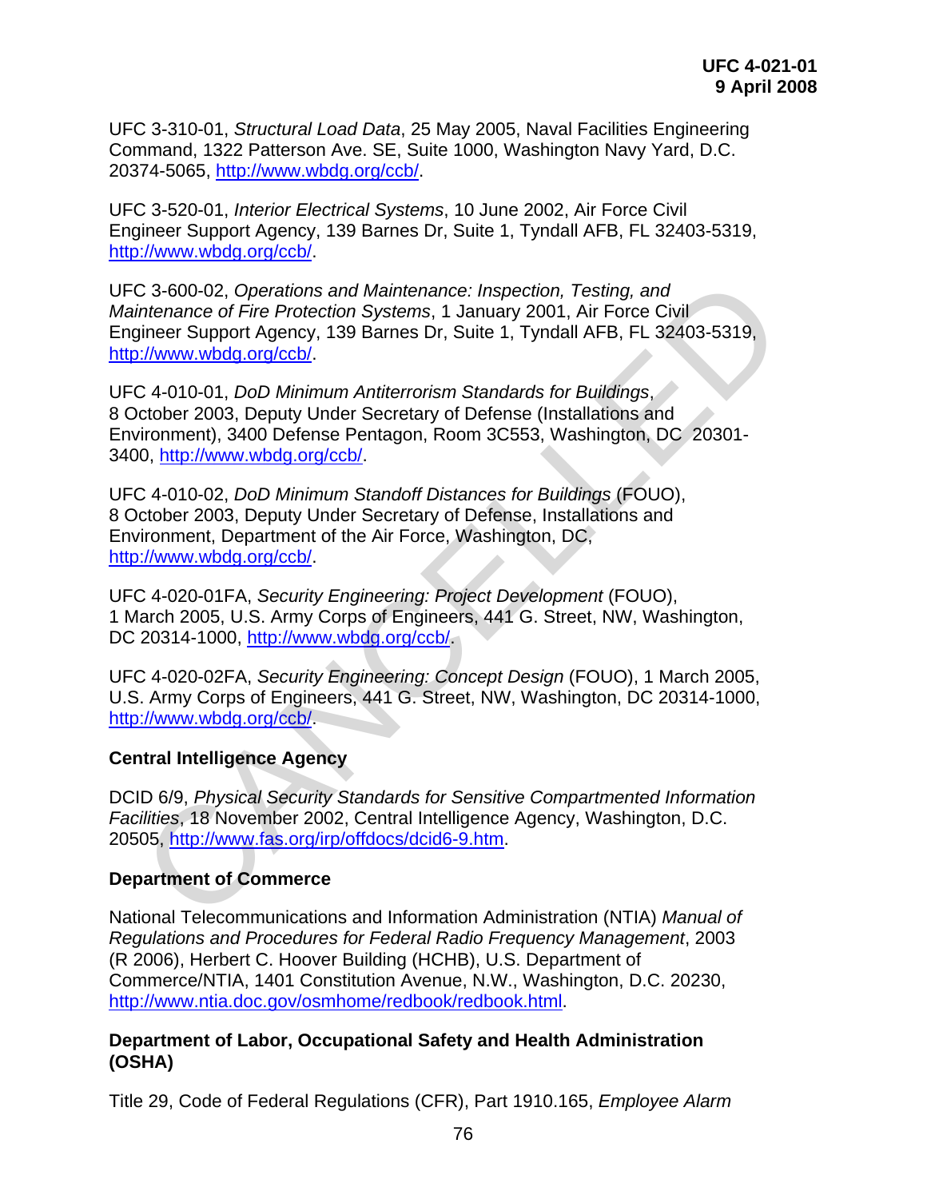UFC 3-310-01, *Structural Load Data*, 25 May 2005, Naval Facilities Engineering Command, 1322 Patterson Ave. SE, Suite 1000, Washington Navy Yard, D.C. 20374-5065, http://www.wbdg.org/ccb/.

UFC 3-520-01, *Interior Electrical Systems*, 10 June 2002, Air Force Civil Engineer Support Agency, 139 Barnes Dr, Suite 1, Tyndall AFB, FL 32403-5319, http://www.wbdg.org/ccb/.

UFC 3-600-02, *Operations and Maintenance: Inspection, Testing, and Maintenance of Fire Protection Systems*, 1 January 2001, Air Force Civil Engineer Support Agency, 139 Barnes Dr, Suite 1, Tyndall AFB, FL 32403-5319, http://www.wbdg.org/ccb/.

UFC 4-010-01, *DoD Minimum Antiterrorism Standards for Buildings*, 8 October 2003, Deputy Under Secretary of Defense (Installations and Environment), 3400 Defense Pentagon, Room 3C553, Washington, DC 20301-3400, http://www.wbdg.org/ccb/.

UFC 4-010-02, *DoD Minimum Standoff Distances for Buildings* (FOUO), 8 October 2003, Deputy Under Secretary of Defense, Installations and Environment, Department of the Air Force, Washington, DC, http://www.wbdg.org/ccb/.

UFC 4-020-01FA, *Security Engineering: Project Development* (FOUO), 1 March 2005, U.S. Army Corps of Engineers, 441 G. Street, NW, Washington, DC 20314-1000, http://www.wbdg.org/ccb/.

UFC 4-020-02FA, *Security Engineering: Concept Design* (FOUO), 1 March 2005, U.S. Army Corps of Engineers, 441 G. Street, NW, Washington, DC 20314-1000, http://www.wbdg.org/ccb/.

**Central Intelligence Agency**

DCID 6/9, *Physical Security Standards for Sensitive Compartmented Information Facilities*, 18 November 2002, Central Intelligence Agency, Washington, D.C. 20505, http://www.fas.org/irp/offdocs/dcid6-9.htm.

**Department of Commerce**

National Telecommunications and Information Administration (NTIA) *Manual of Regulations and Procedures for Federal Radio Frequency Management*, 2003 (R 2006), Herbert C. Hoover Building (HCHB), U.S. Department of Commerce/NTIA, 1401 Constitution Avenue, N.W., Washington, D.C. 20230, http://www.ntia.doc.gov/osmhome/redbook/redbook.html.

**Department of Labor, Occupational Safety and Health Administration (OSHA)**

Title 29, Code of Federal Regulations (CFR), Part 1910.165, *Employee Alarm*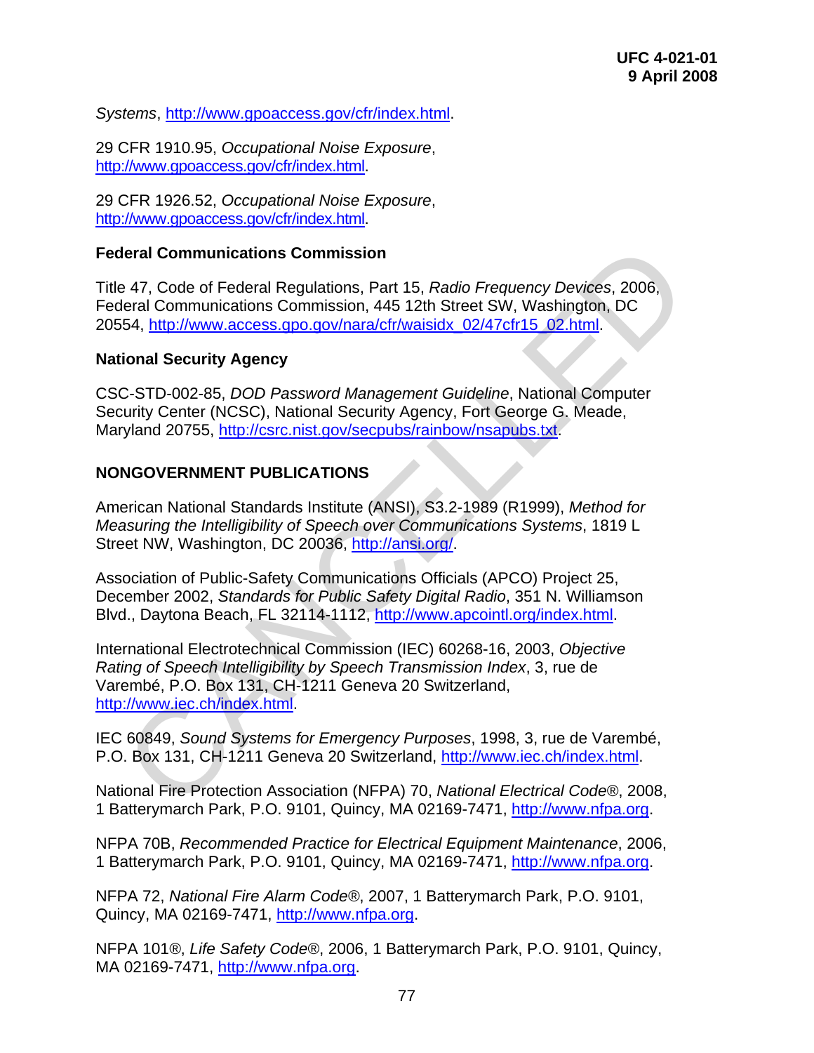*Systems*, http://www.gpoaccess.gov/cfr/index.html.

29 CFR 1910.95, *Occupational Noise Exposure*, http://www.gpoaccess.gov/cfr/index.html.

29 CFR 1926.52, *Occupational Noise Exposure*, http://www.gpoaccess.gov/cfr/index.html.

**Federal Communications Commission**

Title 47, Code of Federal Regulations, Part 15, *Radio Frequency Devices*, 2006, Federal Communications Commission, 445 12th Street SW, Washington, DC 20554, http://www.access.gpo.gov/nara/cfr/waisidx_02/47cfr15_02.html.

**National Security Agency**

CSC-STD-002-85, *DOD Password Management Guideline*, National Computer Security Center (NCSC), National Security Agency, Fort George G. Meade, Maryland 20755, http://csrc.nist.gov/secpubs/rainbow/nsapubs.txt.

**NONGOVERNMENT PUBLICATIONS**

American National Standards Institute (ANSI), S3.2-1989 (R1999), *Method for Measuring the Intelligibility of Speech over Communications Systems*, 1819 L Street NW, Washington, DC 20036, http://ansi.org/.

Association of Public-Safety Communications Officials (APCO) Project 25, December 2002, *Standards for Public Safety Digital Radio*, 351 N. Williamson Blvd., Daytona Beach, FL 32114-1112, http://www.apcointl.org/index.html.

International Electrotechnical Commission (IEC) 60268-16, 2003, *Objective Rating of Speech Intelligibility by Speech Transmission Index*, 3, rue de Varembé, P.O. Box 131, CH-1211 Geneva 20 Switzerland, http://www.iec.ch/index.html.

IEC 60849, *Sound Systems for Emergency Purposes*, 1998, 3, rue de Varembé, P.O. Box 131, CH-1211 Geneva 20 Switzerland, http://www.iec.ch/index.html.

National Fire Protection Association (NFPA) 70, *National Electrical Code®*, 2008, 1 Batterymarch Park, P.O. 9101, Quincy, MA 02169-7471, http://www.nfpa.org.

NFPA 70B, *Recommended Practice for Electrical Equipment Maintenance*, 2006, 1 Batterymarch Park, P.O. 9101, Quincy, MA 02169-7471, http://www.nfpa.org.

NFPA 72, *National Fire Alarm Code®*, 2007, 1 Batterymarch Park, P.O. 9101, Quincy, MA 02169-7471, http://www.nfpa.org.

NFPA 101®, *Life Safety Code®*, 2006, 1 Batterymarch Park, P.O. 9101, Quincy, MA 02169-7471, http://www.nfpa.org.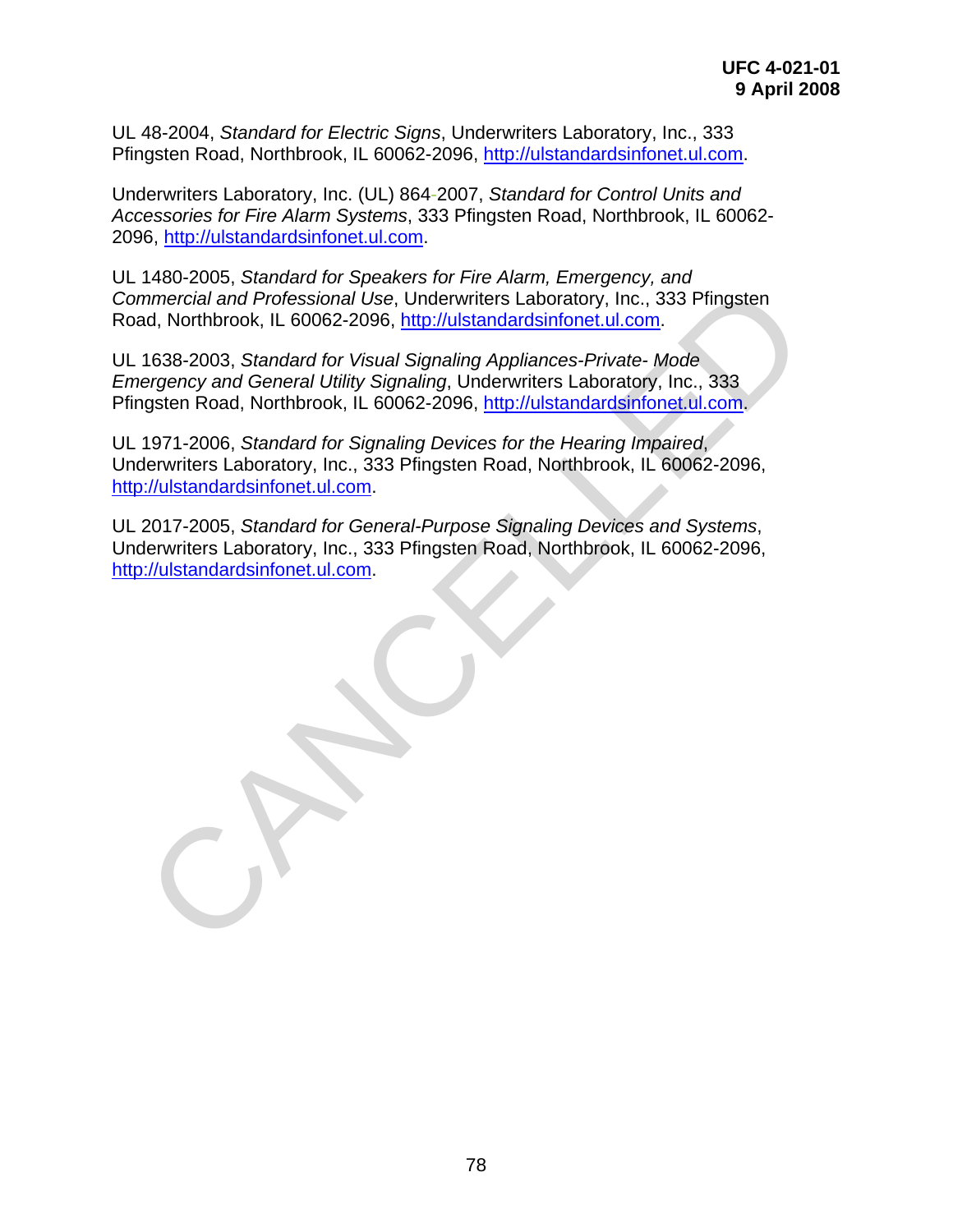UL 48-2004, *Standard for Electric Signs*, Underwriters Laboratory, Inc., 333 Pfingsten Road, Northbrook, IL 60062-2096, http://ulstandardsinfonet.ul.com.

Underwriters Laboratory, Inc. (UL) 864-2007, *Standard for Control Units and Accessories for Fire Alarm Systems*, 333 Pfingsten Road, Northbrook, IL 60062-2096, http://ulstandardsinfonet.ul.com.

UL 1480-2005, *Standard for Speakers for Fire Alarm, Emergency, and Commercial and Professional Use*, Underwriters Laboratory, Inc., 333 Pfingsten Road, Northbrook, IL 60062-2096, http://ulstandardsinfonet.ul.com.

UL 1638-2003, *Standard for Visual Signaling Appliances-Private- Mode Emergency and General Utility Signaling*, Underwriters Laboratory, Inc., 333 Pfingsten Road, Northbrook, IL 60062-2096, http://ulstandardsinfonet.ul.com.

UL 1971-2006, *Standard for Signaling Devices for the Hearing Impaired*, Underwriters Laboratory, Inc., 333 Pfingsten Road, Northbrook, IL 60062-2096, http://ulstandardsinfonet.ul.com.

UL 2017-2005, *Standard for General-Purpose Signaling Devices and Systems*, Underwriters Laboratory, Inc., 333 Pfingsten Road, Northbrook, IL 60062-2096, http://ulstandardsinfonet.ul.com.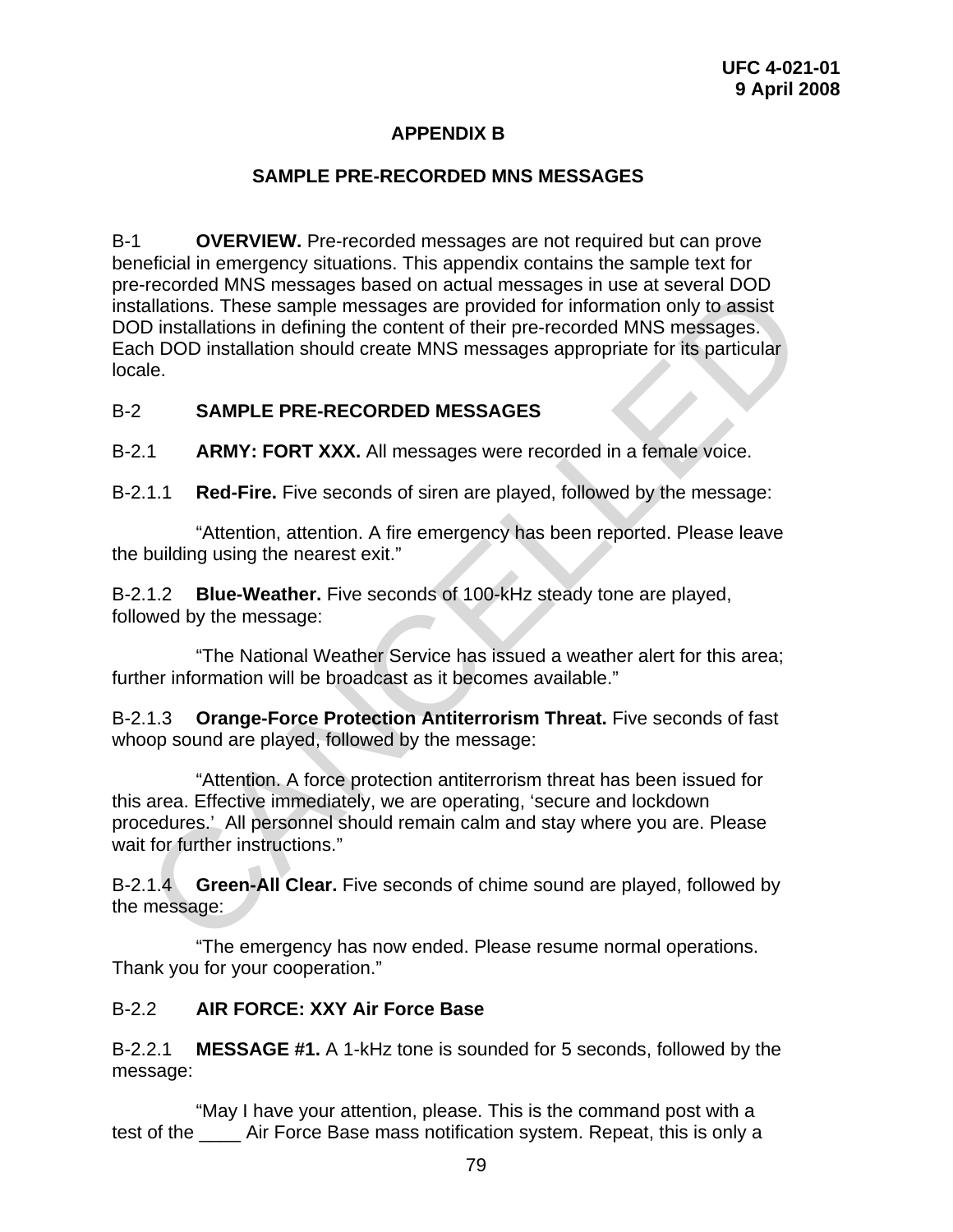# APPENDIX B

## SAMPLE PRE-RECORDED MNS MESSAGES

B-1 **OVERVIEW.** Pre-recorded messages are not required but can prove beneficial in emergency situations. This appendix contains the sample text for pre-recorded MNS messages based on actual messages in use at several DOD installations. These sample messages are provided for information only to assist DOD installations in defining the content of their pre-recorded MNS messages. Each DOD installation should create MNS messages appropriate for its particular locale.

B-2 **SAMPLE PRE-RECORDED MESSAGES**

B-2.1 **ARMY: FORT XXX.** All messages were recorded in a female voice.

B-2.1.1 **Red-Fire.** Five seconds of siren are played, followed by the message:

"Attention, attention. A fire emergency has been reported. Please leave the building using the nearest exit."

B-2.1.2 **Blue-Weather.** Five seconds of 100-kHz steady tone are played, followed by the message:

"The National Weather Service has issued a weather alert for this area; further information will be broadcast as it becomes available."

B-2.1.3 **Orange-Force Protection Antiterrorism Threat.** Five seconds of fast whoop sound are played, followed by the message:

"Attention. A force protection antiterrorism threat has been issued for this area. Effective immediately, we are operating, 'secure and lockdown procedures.' All personnel should remain calm and stay where you are. Please wait for further instructions."

B-2.1.4 **Green-All Clear.** Five seconds of chime sound are played, followed by the message:

"The emergency has now ended. Please resume normal operations. Thank you for your cooperation."

B-2.2 **AIR FORCE: XXY Air Force Base**

B-2.2.1 **MESSAGE #1.** A 1-kHz tone is sounded for 5 seconds, followed by the message:

"May I have your attention, please. This is the command post with a test of the ____ Air Force Base mass notification system. Repeat, this is only a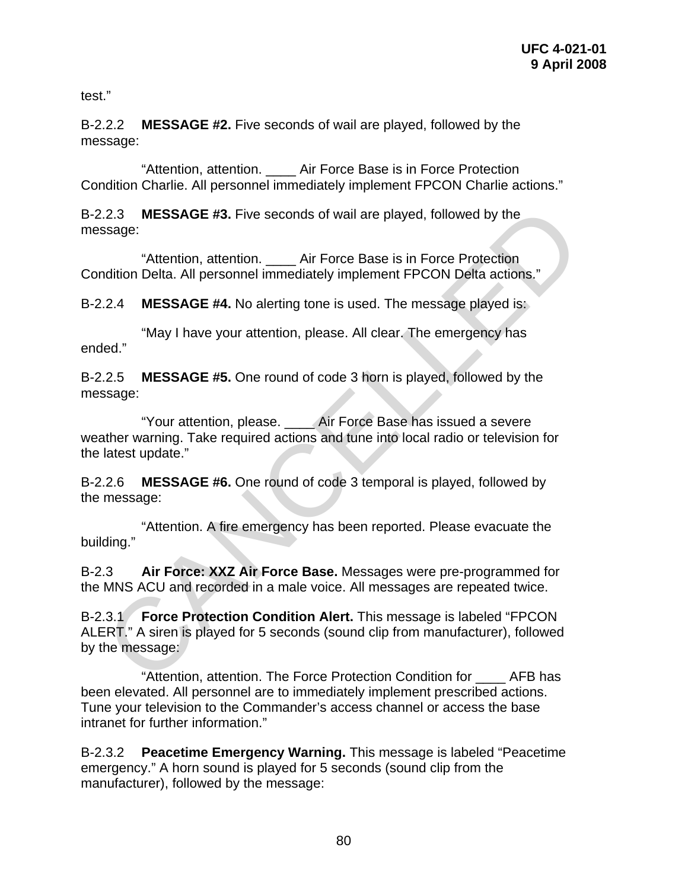test."

B-2.2.2 **MESSAGE #2.** Five seconds of wail are played, followed by the message:

"Attention, attention. ____ Air Force Base is in Force Protection Condition Charlie. All personnel immediately implement FPCON Charlie actions."

B-2.2.3 **MESSAGE #3.** Five seconds of wail are played, followed by the message:

"Attention, attention. ____ Air Force Base is in Force Protection Condition Delta. All personnel immediately implement FPCON Delta actions."

B-2.2.4 **MESSAGE #4.** No alerting tone is used. The message played is:

"May I have your attention, please. All clear. The emergency has ended."

B-2.2.5 **MESSAGE #5.** One round of code 3 horn is played, followed by the message:

"Your attention, please. ____ Air Force Base has issued a severe weather warning. Take required actions and tune into local radio or television for the latest update."

B-2.2.6 **MESSAGE #6.** One round of code 3 temporal is played, followed by the message:

"Attention. A fire emergency has been reported. Please evacuate the building."

B-2.3 **Air Force: XXZ Air Force Base.** Messages were pre-programmed for the MNS ACU and recorded in a male voice. All messages are repeated twice.

B-2.3.1 **Force Protection Condition Alert.** This message is labeled "FPCON ALERT." A siren is played for 5 seconds (sound clip from manufacturer), followed by the message:

"Attention, attention. The Force Protection Condition for ____ AFB has been elevated. All personnel are to immediately implement prescribed actions. Tune your television to the Commander's access channel or access the base intranet for further information."

B-2.3.2 **Peacetime Emergency Warning.** This message is labeled "Peacetime emergency." A horn sound is played for 5 seconds (sound clip from the manufacturer), followed by the message: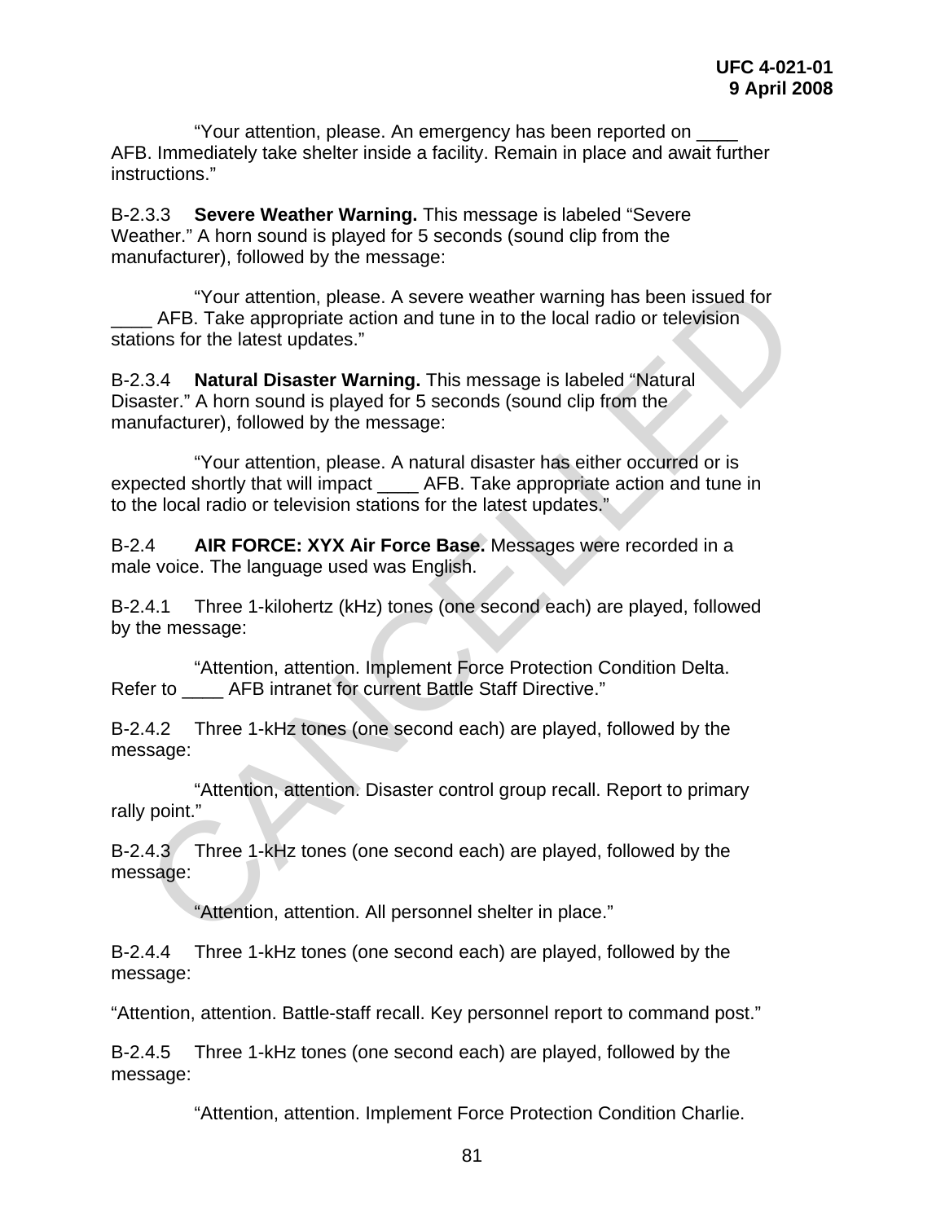"Your attention, please. An emergency has been reported on ____ AFB. Immediately take shelter inside a facility. Remain in place and await further instructions."

B-2.3.3 **Severe Weather Warning.** This message is labeled "Severe Weather." A horn sound is played for 5 seconds (sound clip from the manufacturer), followed by the message:

"Your attention, please. A severe weather warning has been issued for ____ AFB. Take appropriate action and tune in to the local radio or television stations for the latest updates."

B-2.3.4 **Natural Disaster Warning.** This message is labeled "Natural Disaster." A horn sound is played for 5 seconds (sound clip from the manufacturer), followed by the message:

"Your attention, please. A natural disaster has either occurred or is expected shortly that will impact ____ AFB. Take appropriate action and tune in to the local radio or television stations for the latest updates."

B-2.4 **AIR FORCE: XYX Air Force Base.** Messages were recorded in a male voice. The language used was English.

B-2.4.1 Three 1-kilohertz (kHz) tones (one second each) are played, followed by the message:

"Attention, attention. Implement Force Protection Condition Delta. Refer to ____ AFB intranet for current Battle Staff Directive."

B-2.4.2 Three 1-kHz tones (one second each) are played, followed by the message:

"Attention, attention. Disaster control group recall. Report to primary rally point."

B-2.4.3 Three 1-kHz tones (one second each) are played, followed by the message:

"Attention, attention. All personnel shelter in place."

B-2.4.4 Three 1-kHz tones (one second each) are played, followed by the message:

"Attention, attention. Battle-staff recall. Key personnel report to command post."

B-2.4.5 Three 1-kHz tones (one second each) are played, followed by the message:

"Attention, attention. Implement Force Protection Condition Charlie.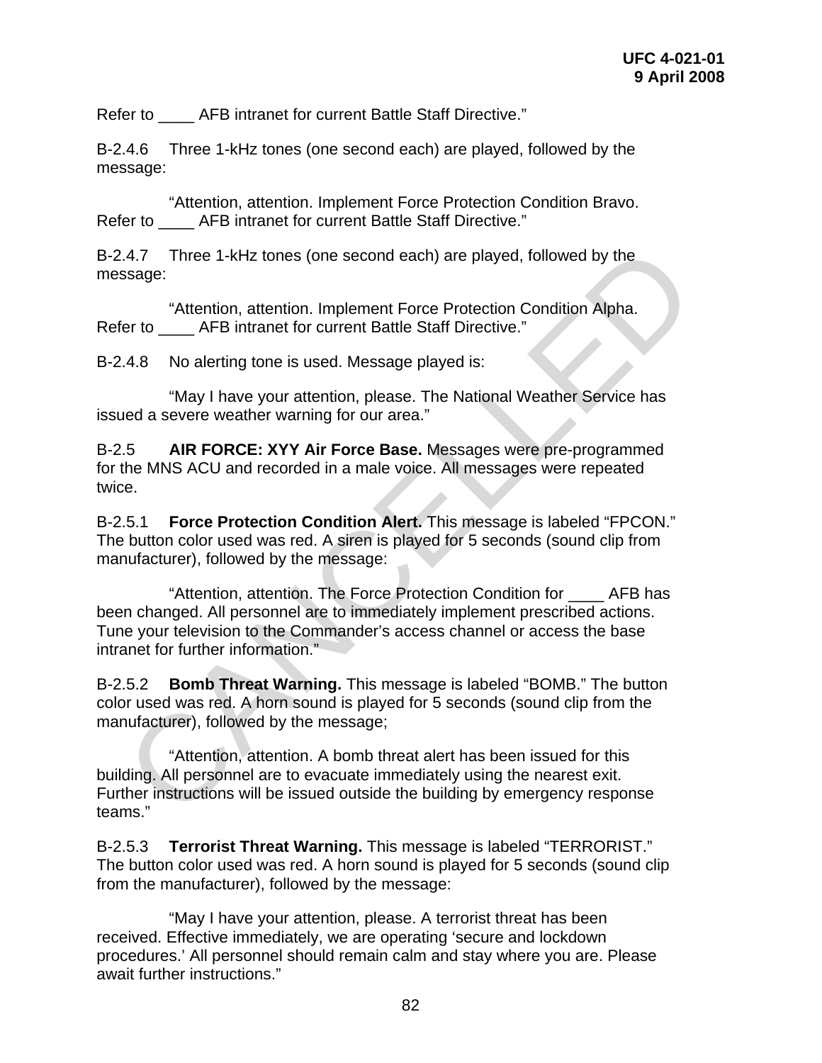Refer to ____ AFB intranet for current Battle Staff Directive."

B-2.4.6 Three 1-kHz tones (one second each) are played, followed by the message:

"Attention, attention. Implement Force Protection Condition Bravo. Refer to ____ AFB intranet for current Battle Staff Directive."

B-2.4.7 Three 1-kHz tones (one second each) are played, followed by the message:

"Attention, attention. Implement Force Protection Condition Alpha. Refer to ____ AFB intranet for current Battle Staff Directive."

B-2.4.8 No alerting tone is used. Message played is:

"May I have your attention, please. The National Weather Service has issued a severe weather warning for our area."

B-2.5 **AIR FORCE: XYY Air Force Base.** Messages were pre-programmed for the MNS ACU and recorded in a male voice. All messages were repeated twice.

B-2.5.1 **Force Protection Condition Alert.** This message is labeled "FPCON." The button color used was red. A siren is played for 5 seconds (sound clip from manufacturer), followed by the message:

"Attention, attention. The Force Protection Condition for ____ AFB has been changed. All personnel are to immediately implement prescribed actions. Tune your television to the Commander's access channel or access the base intranet for further information."

B-2.5.2 **Bomb Threat Warning.** This message is labeled "BOMB." The button color used was red. A horn sound is played for 5 seconds (sound clip from the manufacturer), followed by the message;

"Attention, attention. A bomb threat alert has been issued for this building. All personnel are to evacuate immediately using the nearest exit. Further instructions will be issued outside the building by emergency response teams."

B-2.5.3 **Terrorist Threat Warning.** This message is labeled "TERRORIST." The button color used was red. A horn sound is played for 5 seconds (sound clip from the manufacturer), followed by the message:

"May I have your attention, please. A terrorist threat has been received. Effective immediately, we are operating 'secure and lockdown procedures.' All personnel should remain calm and stay where you are. Please await further instructions."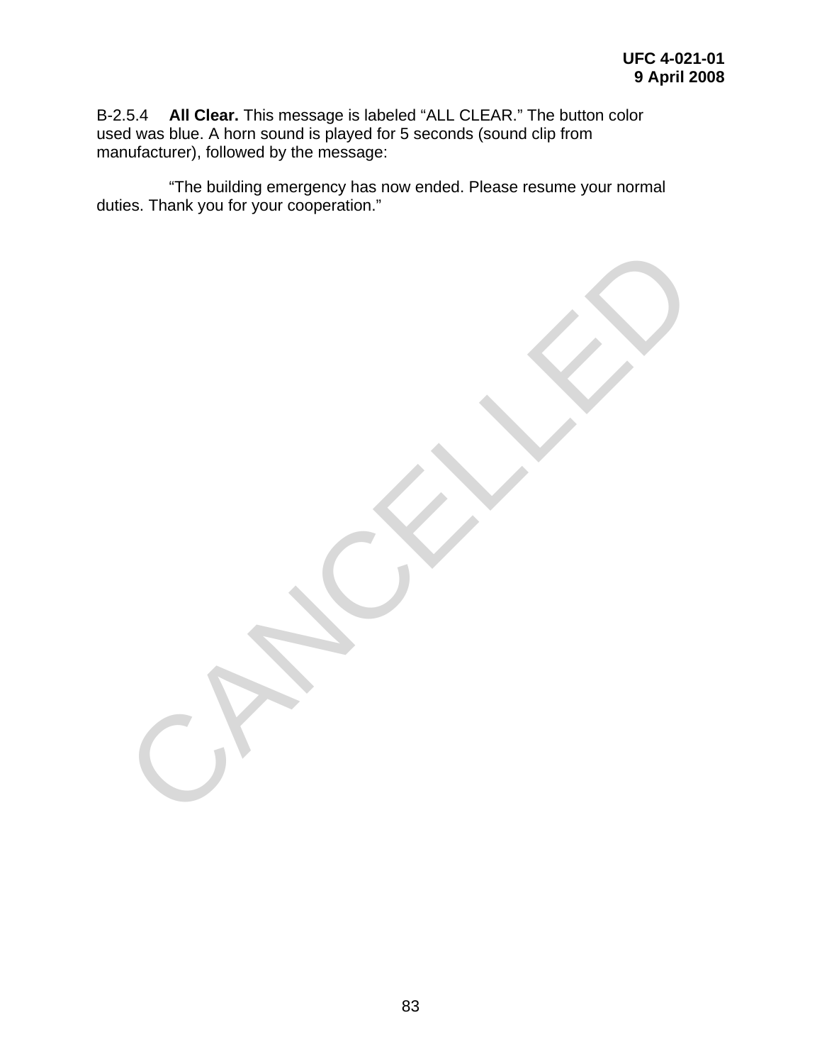B-2.5.4 **All Clear.** This message is labeled “ALL CLEAR.” The button color used was blue. A horn sound is played for 5 seconds (sound clip from manufacturer), followed by the message:

“The building emergency has now ended. Please resume your normal duties. Thank you for your cooperation.”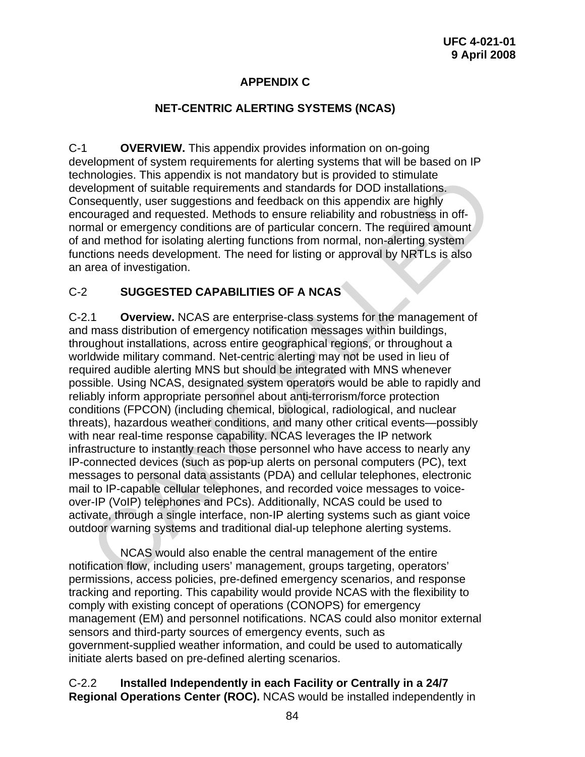# APPENDIX C

## NET-CENTRIC ALERTING SYSTEMS (NCAS)

C-1 **OVERVIEW.** This appendix provides information on on-going development of system requirements for alerting systems that will be based on IP technologies. This appendix is not mandatory but is provided to stimulate development of suitable requirements and standards for DOD installations. Consequently, user suggestions and feedback on this appendix are highly encouraged and requested. Methods to ensure reliability and robustness in off-normal or emergency conditions are of particular concern. The required amount of and method for isolating alerting functions from normal, non-alerting system functions needs development. The need for listing or approval by NRTLs is also an area of investigation.

C-2 **SUGGESTED CAPABILITIES OF A NCAS**

C-2.1 **Overview.** NCAS are enterprise-class systems for the management of and mass distribution of emergency notification messages within buildings, throughout installations, across entire geographical regions, or throughout a worldwide military command. Net-centric alerting may not be used in lieu of required audible alerting MNS but should be integrated with MNS whenever possible. Using NCAS, designated system operators would be able to rapidly and reliably inform appropriate personnel about anti-terrorism/force protection conditions (FPCON) (including chemical, biological, radiological, and nuclear threats), hazardous weather conditions, and many other critical events—possibly with near real-time response capability. NCAS leverages the IP network infrastructure to instantly reach those personnel who have access to nearly any IP-connected devices (such as pop-up alerts on personal computers (PC), text messages to personal data assistants (PDA) and cellular telephones, electronic mail to IP-capable cellular telephones, and recorded voice messages to voice-over-IP (VoIP) telephones and PCs). Additionally, NCAS could be used to activate, through a single interface, non-IP alerting systems such as giant voice outdoor warning systems and traditional dial-up telephone alerting systems.

NCAS would also enable the central management of the entire notification flow, including users' management, groups targeting, operators' permissions, access policies, pre-defined emergency scenarios, and response tracking and reporting. This capability would provide NCAS with the flexibility to comply with existing concept of operations (CONOPS) for emergency management (EM) and personnel notifications. NCAS could also monitor external sensors and third-party sources of emergency events, such as government-supplied weather information, and could be used to automatically initiate alerts based on pre-defined alerting scenarios.

C-2.2 **Installed Independently in each Facility or Centrally in a 24/7 Regional Operations Center (ROC).** NCAS would be installed independently in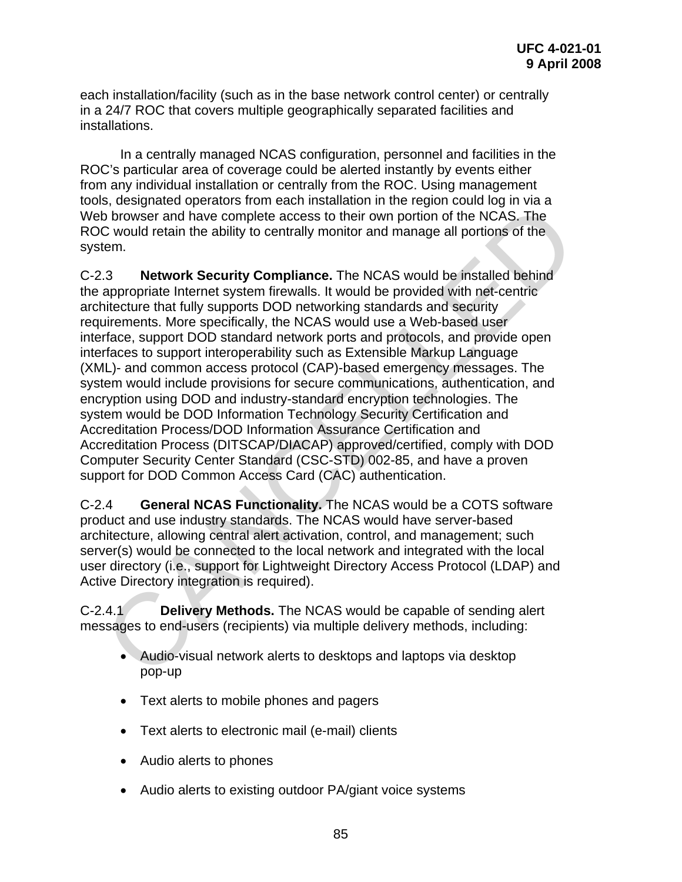each installation/facility (such as in the base network control center) or centrally in a 24/7 ROC that covers multiple geographically separated facilities and installations.

In a centrally managed NCAS configuration, personnel and facilities in the ROC's particular area of coverage could be alerted instantly by events either from any individual installation or centrally from the ROC. Using management tools, designated operators from each installation in the region could log in via a Web browser and have complete access to their own portion of the NCAS. The ROC would retain the ability to centrally monitor and manage all portions of the system.

C-2.3 **Network Security Compliance.** The NCAS would be installed behind the appropriate Internet system firewalls. It would be provided with net-centric architecture that fully supports DOD networking standards and security requirements. More specifically, the NCAS would use a Web-based user interface, support DOD standard network ports and protocols, and provide open interfaces to support interoperability such as Extensible Markup Language (XML)- and common access protocol (CAP)-based emergency messages. The system would include provisions for secure communications, authentication, and encryption using DOD and industry-standard encryption technologies. The system would be DOD Information Technology Security Certification and Accreditation Process/DOD Information Assurance Certification and Accreditation Process (DITSCAP/DIACAP) approved/certified, comply with DOD Computer Security Center Standard (CSC-STD) 002-85, and have a proven support for DOD Common Access Card (CAC) authentication.

C-2.4 **General NCAS Functionality.** The NCAS would be a COTS software product and use industry standards. The NCAS would have server-based architecture, allowing central alert activation, control, and management; such server(s) would be connected to the local network and integrated with the local user directory (i.e., support for Lightweight Directory Access Protocol (LDAP) and Active Directory integration is required).

C-2.4.1 **Delivery Methods.** The NCAS would be capable of sending alert messages to end-users (recipients) via multiple delivery methods, including:

- Audio-visual network alerts to desktops and laptops via desktop pop-up
- Text alerts to mobile phones and pagers
- Text alerts to electronic mail (e-mail) clients
- Audio alerts to phones
- Audio alerts to existing outdoor PA/giant voice systems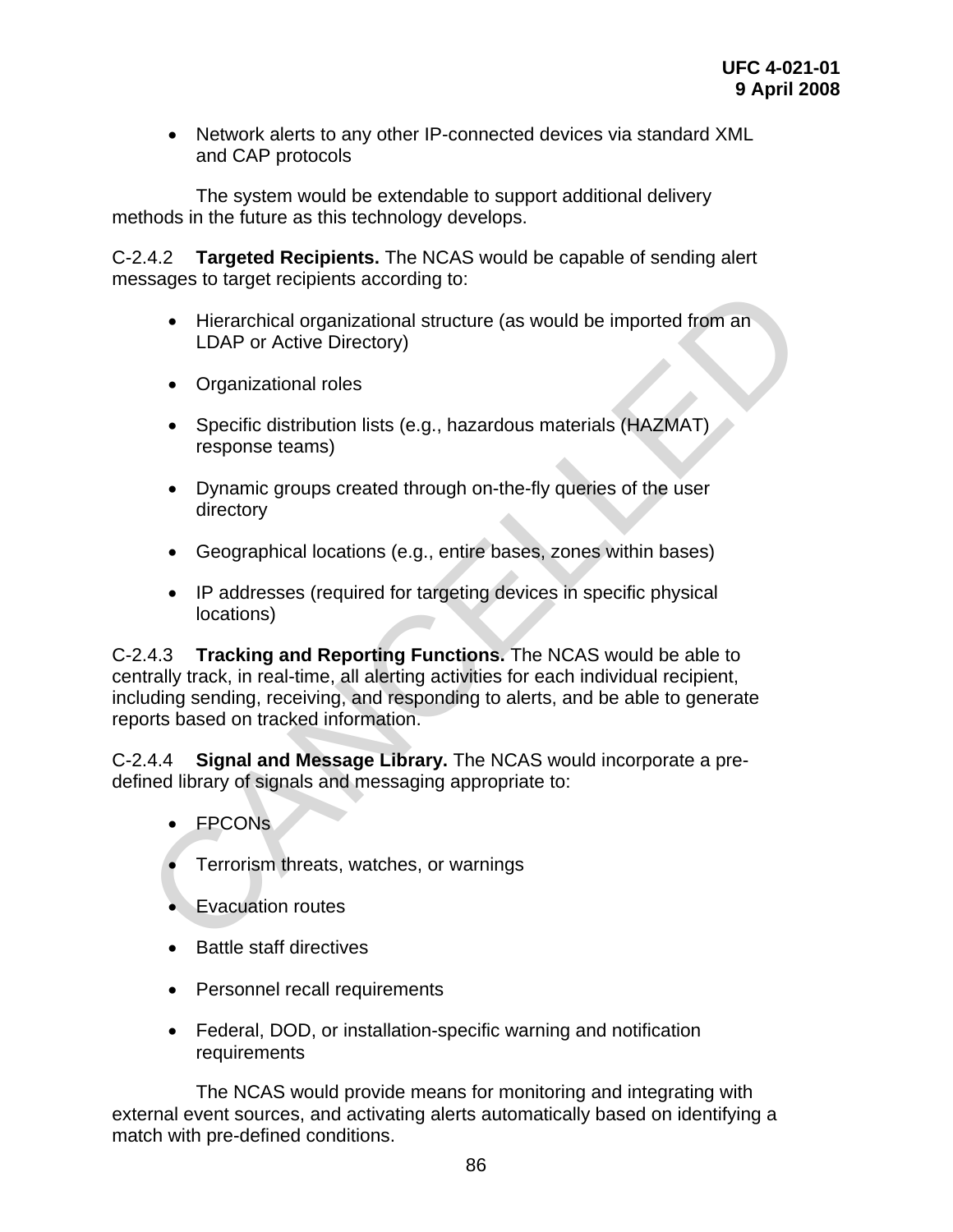- Network alerts to any other IP-connected devices via standard XML and CAP protocols

The system would be extendable to support additional delivery methods in the future as this technology develops.

C-2.4.2 **Targeted Recipients.** The NCAS would be capable of sending alert messages to target recipients according to:

- Hierarchical organizational structure (as would be imported from an LDAP or Active Directory)
- Organizational roles
- Specific distribution lists (e.g., hazardous materials (HAZMAT) response teams)
- Dynamic groups created through on-the-fly queries of the user directory
- Geographical locations (e.g., entire bases, zones within bases)
- IP addresses (required for targeting devices in specific physical locations)

C-2.4.3 **Tracking and Reporting Functions.** The NCAS would be able to centrally track, in real-time, all alerting activities for each individual recipient, including sending, receiving, and responding to alerts, and be able to generate reports based on tracked information.

C-2.4.4 **Signal and Message Library.** The NCAS would incorporate a pre-defined library of signals and messaging appropriate to:

- FPCONs
- Terrorism threats, watches, or warnings
- Evacuation routes
- Battle staff directives
- Personnel recall requirements
- Federal, DOD, or installation-specific warning and notification requirements

The NCAS would provide means for monitoring and integrating with external event sources, and activating alerts automatically based on identifying a match with pre-defined conditions.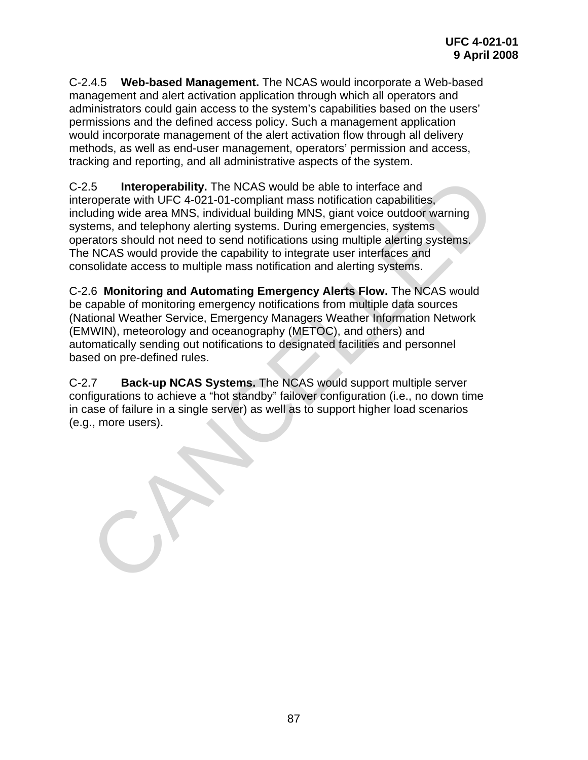C-2.4.5 **Web-based Management.** The NCAS would incorporate a Web-based management and alert activation application through which all operators and administrators could gain access to the system's capabilities based on the users' permissions and the defined access policy. Such a management application would incorporate management of the alert activation flow through all delivery methods, as well as end-user management, operators' permission and access, tracking and reporting, and all administrative aspects of the system.

C-2.5 **Interoperability.** The NCAS would be able to interface and interoperate with UFC 4-021-01-compliant mass notification capabilities, including wide area MNS, individual building MNS, giant voice outdoor warning systems, and telephony alerting systems. During emergencies, systems operators should not need to send notifications using multiple alerting systems. The NCAS would provide the capability to integrate user interfaces and consolidate access to multiple mass notification and alerting systems.

C-2.6 **Monitoring and Automating Emergency Alerts Flow.** The NCAS would be capable of monitoring emergency notifications from multiple data sources (National Weather Service, Emergency Managers Weather Information Network (EMWIN), meteorology and oceanography (METOC), and others) and automatically sending out notifications to designated facilities and personnel based on pre-defined rules.

C-2.7 **Back-up NCAS Systems.** The NCAS would support multiple server configurations to achieve a "hot standby" failover configuration (i.e., no down time in case of failure in a single server) as well as to support higher load scenarios (e.g., more users).